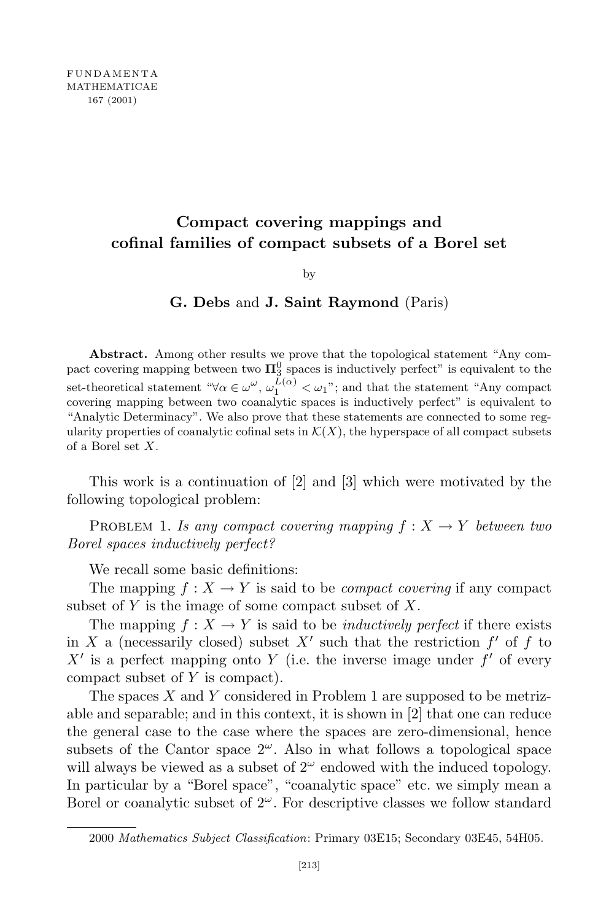# Compact covering mappings and cofinal families of compact subsets of a Borel set

by

**G. Debs** and **J. Saint Raymond** (Paris)

**Abstract.** Among other results we prove that the topological statement "Any compact covering mapping between two $\mathbf{\Pi}_3^0$ spaces is inductively perfect" is equivalent to the set-theoretical statement "$\forall \alpha \in \omega^\omega$, $\omega_1^{L(\alpha)} < \omega_1$"; and that the statement "Any compact covering mapping between two coanalytic spaces is inductively perfect" is equivalent to "Analytic Determinacy". We also prove that these statements are connected to some regularity properties of coanalytic cofinal sets in $\mathcal{K}(X)$, the hyperspace of all compact subsets of a Borel set $X$.

This work is a continuation of [2] and [3] which were motivated by the following topological problem:

Problem 1. *Is any compact covering mapping $f : X \to Y$ between two Borel spaces inductively perfect?*

We recall some basic definitions:

The mapping $f : X \to Y$ is said to be *compact covering* if any compact subset of $Y$ is the image of some compact subset of $X$.

The mapping $f : X \to Y$ is said to be *inductively perfect* if there exists in $X$ a (necessarily closed) subset $X'$ such that the restriction $f'$ of $f$ to $X'$ is a perfect mapping onto $Y$ (i.e. the inverse image under $f'$ of every compact subset of $Y$ is compact).

The spaces $X$ and $Y$ considered in Problem 1 are supposed to be metrizable and separable; and in this context, it is shown in [2] that one can reduce the general case to the case where the spaces are zero-dimensional, hence subsets of the Cantor space $2^\omega$. Also in what follows a topological space will always be viewed as a subset of $2^\omega$ endowed with the induced topology. In particular by a "Borel space", "coanalytic space" etc. we simply mean a Borel or coanalytic subset of $2^\omega$. For descriptive classes we follow standard

2000 *Mathematics Subject Classification*: Primary 03E15; Secondary 03E45, 54H05.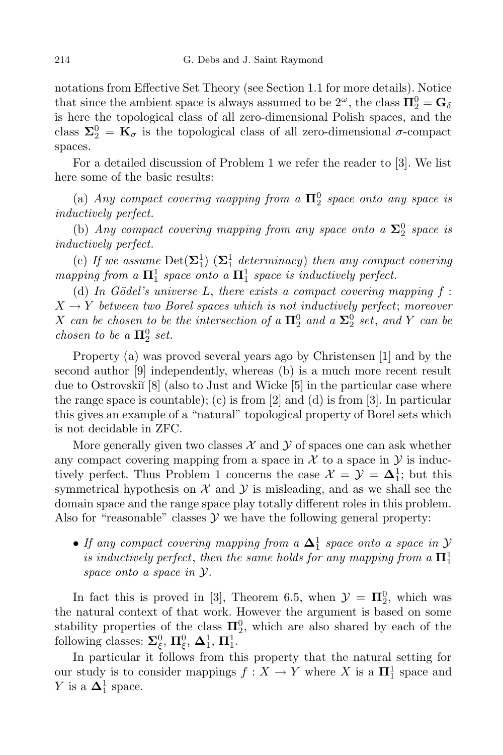notations from Effective Set Theory (see Section 1.1 for more details). Notice that since the ambient space is always assumed to be $2^\omega$, the class $\mathbf{\Pi}^0_2 = \mathbf{G}_\delta$ is here the topological class of all zero-dimensional Polish spaces, and the class $\mathbf{\Sigma}^0_2 = \mathbf{K}_\sigma$ is the topological class of all zero-dimensional $\sigma$-compact spaces.

For a detailed discussion of Problem 1 we refer the reader to [3]. We list here some of the basic results:

(a) *Any compact covering mapping from a $\mathbf{\Pi}^0_2$ space onto any space is inductively perfect.*

(b) *Any compact covering mapping from any space onto a $\mathbf{\Sigma}^0_2$ space is inductively perfect.*

(c) *If we assume* $\mathrm{Det}(\mathbf{\Sigma}^1_1)$ ($\mathbf{\Sigma}^1_1$ *determinacy*) *then any compact covering mapping from a $\mathbf{\Pi}^1_1$ space onto a $\mathbf{\Pi}^1_1$ space is inductively perfect.*

(d) *In Gödel's universe $L$, there exists a compact covering mapping $f : X \to Y$ between two Borel spaces which is not inductively perfect*; *moreover $X$ can be chosen to be the intersection of a $\mathbf{\Pi}^0_2$ and a $\mathbf{\Sigma}^0_2$ set, and $Y$ can be chosen to be a $\mathbf{\Pi}^0_2$ set.*

Property (a) was proved several years ago by Christensen [1] and by the second author [9] independently, whereas (b) is a much more recent result due to Ostrovskiĭ [8] (also to Just and Wicke [5] in the particular case where the range space is countable); (c) is from [2] and (d) is from [3]. In particular this gives an example of a "natural" topological property of Borel sets which is not decidable in ZFC.

More generally given two classes $\mathcal{X}$ and $\mathcal{Y}$ of spaces one can ask whether any compact covering mapping from a space in $\mathcal{X}$ to a space in $\mathcal{Y}$ is inductively perfect. Thus Problem 1 concerns the case $\mathcal{X} = \mathcal{Y} = \mathbf{\Delta}^1_1$; but this symmetrical hypothesis on $\mathcal{X}$ and $\mathcal{Y}$ is misleading, and as we shall see the domain space and the range space play totally different roles in this problem. Also for "reasonable" classes $\mathcal{Y}$ we have the following general property:

- *If any compact covering mapping from a $\mathbf{\Delta}^1_1$ space onto a space in $\mathcal{Y}$ is inductively perfect*, *then the same holds for any mapping from a $\mathbf{\Pi}^1_1$ space onto a space in $\mathcal{Y}$.*

In fact this is proved in [3], Theorem 6.5, when $\mathcal{Y} = \mathbf{\Pi}^0_2$, which was the natural context of that work. However the argument is based on some stability properties of the class $\mathbf{\Pi}^0_2$, which are also shared by each of the following classes: $\mathbf{\Sigma}^0_\xi$, $\mathbf{\Pi}^0_\xi$, $\mathbf{\Delta}^1_1$, $\mathbf{\Pi}^1_1$.

In particular it follows from this property that the natural setting for our study is to consider mappings $f : X \to Y$ where $X$ is a $\mathbf{\Pi}^1_1$ space and $Y$ is a $\mathbf{\Delta}^1_1$ space.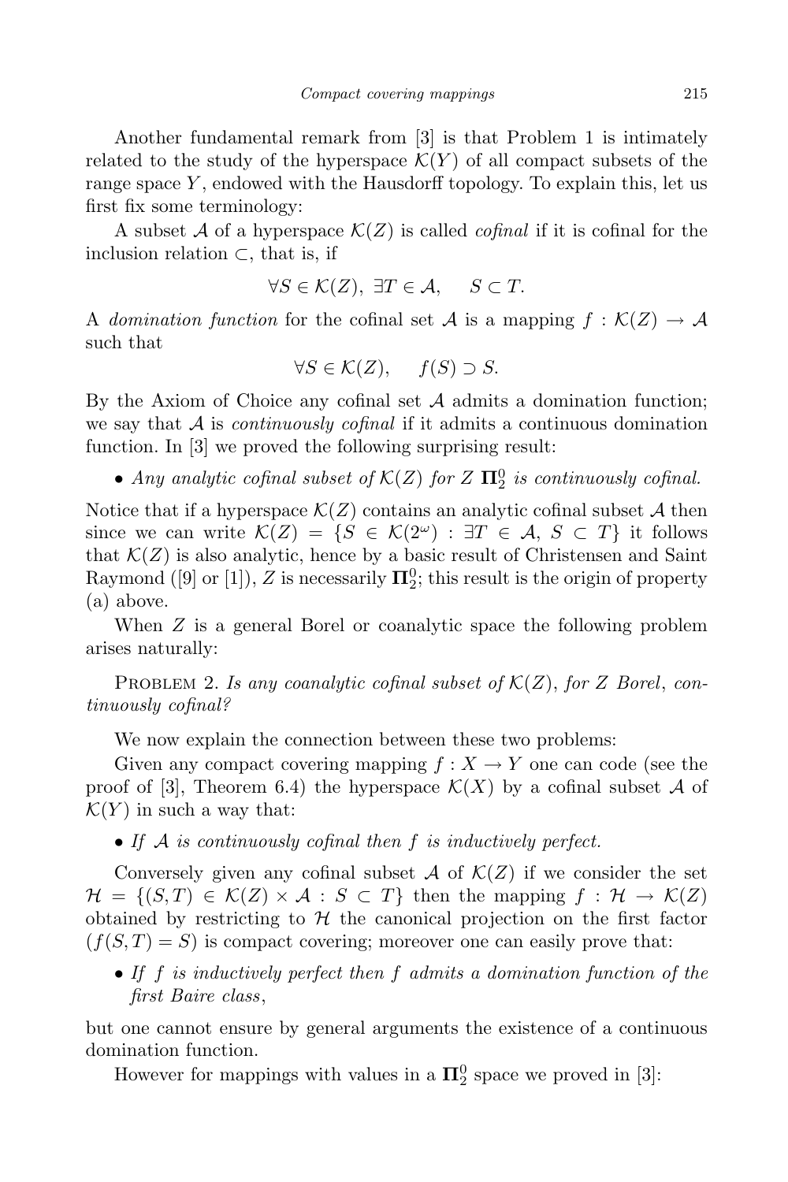Another fundamental remark from [3] is that Problem 1 is intimately related to the study of the hyperspace $\mathcal{K}(Y)$ of all compact subsets of the range space $Y$, endowed with the Hausdorff topology. To explain this, let us first fix some terminology:

A subset $\mathcal{A}$ of a hyperspace $\mathcal{K}(Z)$ is called *cofinal* if it is cofinal for the inclusion relation $\subset$, that is, if

$$\forall S \in \mathcal{K}(Z),\ \exists T \in \mathcal{A}, \quad S \subset T.$$

A *domination function* for the cofinal set $\mathcal{A}$ is a mapping $f : \mathcal{K}(Z) \to \mathcal{A}$ such that

$$\forall S \in \mathcal{K}(Z), \quad f(S) \supset S.$$

By the Axiom of Choice any cofinal set $\mathcal{A}$ admits a domination function; we say that $\mathcal{A}$ is *continuously cofinal* if it admits a continuous domination function. In [3] we proved the following surprising result:

- *Any analytic cofinal subset of* $\mathcal{K}(Z)$ *for* $Z$ $\mathbf{\Pi}^0_2$ *is continuously cofinal.*

Notice that if a hyperspace $\mathcal{K}(Z)$ contains an analytic cofinal subset $\mathcal{A}$ then since we can write $\mathcal{K}(Z) = \{S \in \mathcal{K}(2^\omega) : \exists T \in \mathcal{A},\ S \subset T\}$ it follows that $\mathcal{K}(Z)$ is also analytic, hence by a basic result of Christensen and Saint Raymond ([9] or [1]), $Z$ is necessarily $\mathbf{\Pi}^0_2$; this result is the origin of property (a) above.

When $Z$ is a general Borel or coanalytic space the following problem arises naturally:

Problem 2. *Is any coanalytic cofinal subset of* $\mathcal{K}(Z)$, *for* $Z$ *Borel*, *continuously cofinal?*

We now explain the connection between these two problems:

Given any compact covering mapping $f : X \to Y$ one can code (see the proof of [3], Theorem 6.4) the hyperspace $\mathcal{K}(X)$ by a cofinal subset $\mathcal{A}$ of $\mathcal{K}(Y)$ in such a way that:

- *If* $\mathcal{A}$ *is continuously cofinal then* $f$ *is inductively perfect.*

Conversely given any cofinal subset $\mathcal{A}$ of $\mathcal{K}(Z)$ if we consider the set $\mathcal{H} = \{(S,T) \in \mathcal{K}(Z) \times \mathcal{A} : S \subset T\}$ then the mapping $f : \mathcal{H} \to \mathcal{K}(Z)$ obtained by restricting to $\mathcal{H}$ the canonical projection on the first factor ($f(S,T) = S$) is compact covering; moreover one can easily prove that:

- *If* $f$ *is inductively perfect then* $f$ *admits a domination function of the first Baire class*,

but one cannot ensure by general arguments the existence of a continuous domination function.

However for mappings with values in a $\mathbf{\Pi}^0_2$ space we proved in [3]: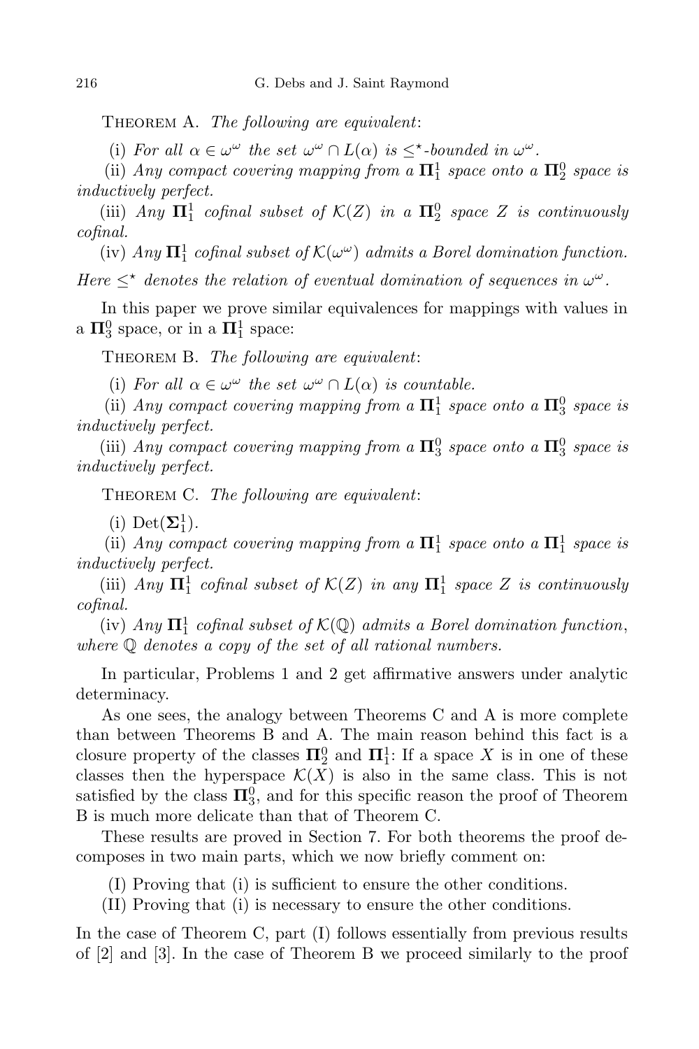Theorem A. *The following are equivalent*:

(i) *For all $\alpha \in \omega^\omega$ the set $\omega^\omega \cap L(\alpha)$ is $\le^\star$-bounded in $\omega^\omega$.*

(ii) *Any compact covering mapping from a $\mathbf{\Pi}^1_1$ space onto a $\mathbf{\Pi}^0_2$ space is inductively perfect.*

(iii) *Any $\mathbf{\Pi}^1_1$ cofinal subset of $\mathcal{K}(Z)$ in a $\mathbf{\Pi}^0_2$ space $Z$ is continuously cofinal.*

(iv) *Any $\mathbf{\Pi}^1_1$ cofinal subset of $\mathcal{K}(\omega^\omega)$ admits a Borel domination function.*

*Here $\le^\star$ denotes the relation of eventual domination of sequences in $\omega^\omega$.*

In this paper we prove similar equivalences for mappings with values in a $\mathbf{\Pi}^0_3$ space, or in a $\mathbf{\Pi}^1_1$ space:

Theorem B. *The following are equivalent*:

(i) *For all $\alpha \in \omega^\omega$ the set $\omega^\omega \cap L(\alpha)$ is countable.*

(ii) *Any compact covering mapping from a $\mathbf{\Pi}^1_1$ space onto a $\mathbf{\Pi}^0_3$ space is inductively perfect.*

(iii) *Any compact covering mapping from a $\mathbf{\Pi}^0_3$ space onto a $\mathbf{\Pi}^0_3$ space is inductively perfect.*

Theorem C. *The following are equivalent*:

(i) $\mathrm{Det}(\mathbf{\Sigma}^1_1)$.

(ii) *Any compact covering mapping from a $\mathbf{\Pi}^1_1$ space onto a $\mathbf{\Pi}^1_1$ space is inductively perfect.*

(iii) *Any $\mathbf{\Pi}^1_1$ cofinal subset of $\mathcal{K}(Z)$ in any $\mathbf{\Pi}^1_1$ space $Z$ is continuously cofinal.*

(iv) *Any $\mathbf{\Pi}^1_1$ cofinal subset of $\mathcal{K}(\mathbb{Q})$ admits a Borel domination function, where $\mathbb{Q}$ denotes a copy of the set of all rational numbers.*

In particular, Problems 1 and 2 get affirmative answers under analytic determinacy.

As one sees, the analogy between Theorems C and A is more complete than between Theorems B and A. The main reason behind this fact is a closure property of the classes $\mathbf{\Pi}^0_2$ and $\mathbf{\Pi}^1_1$: If a space $X$ is in one of these classes then the hyperspace $\mathcal{K}(X)$ is also in the same class. This is not satisfied by the class $\mathbf{\Pi}^0_3$, and for this specific reason the proof of Theorem B is much more delicate than that of Theorem C.

These results are proved in Section 7. For both theorems the proof decomposes in two main parts, which we now briefly comment on:

(I) Proving that (i) is sufficient to ensure the other conditions.

(II) Proving that (i) is necessary to ensure the other conditions.

In the case of Theorem C, part (I) follows essentially from previous results of [2] and [3]. In the case of Theorem B we proceed similarly to the proof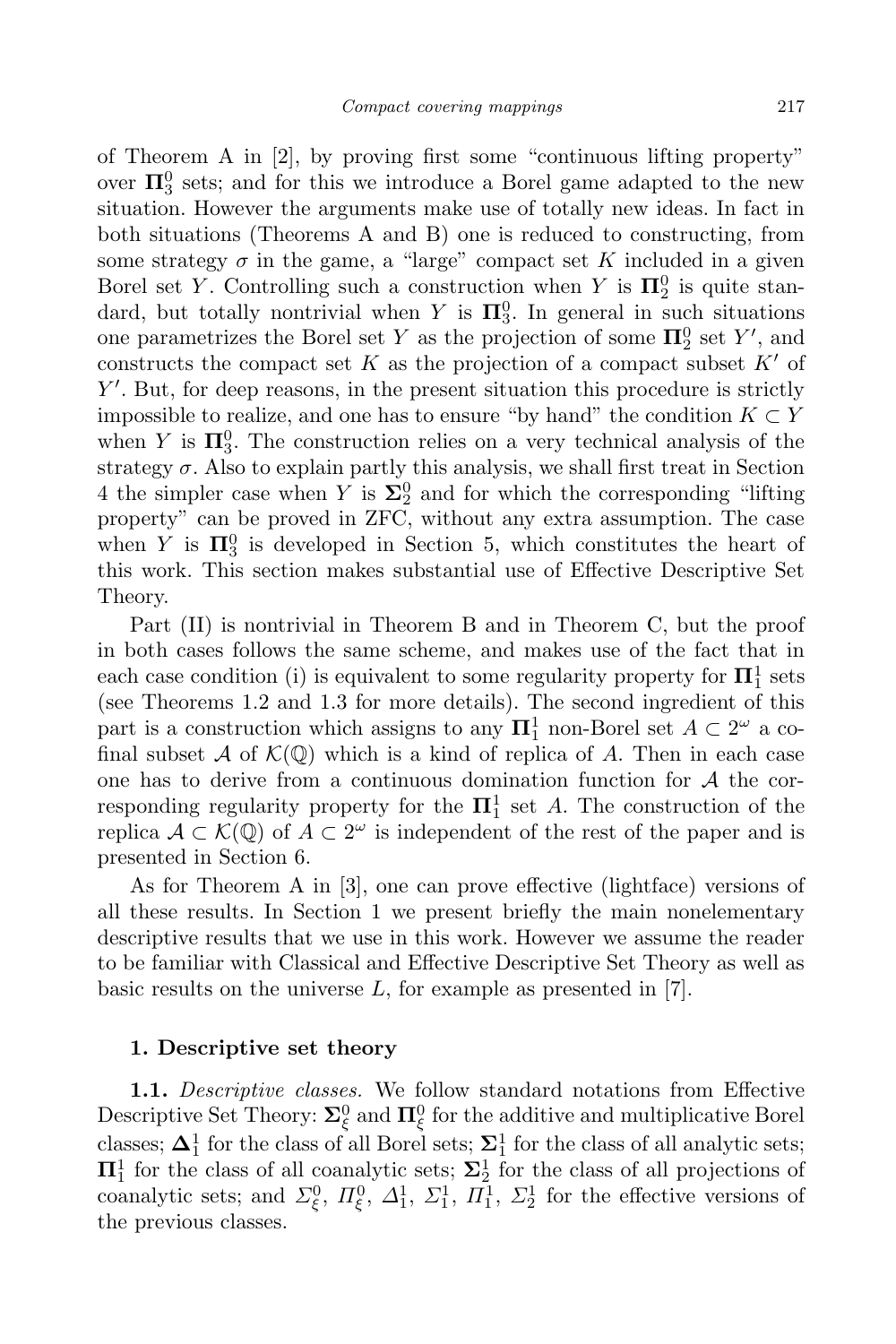of Theorem A in [2], by proving first some "continuous lifting property" over $\mathbf{\Pi}^0_3$ sets; and for this we introduce a Borel game adapted to the new situation. However the arguments make use of totally new ideas. In fact in both situations (Theorems A and B) one is reduced to constructing, from some strategy $\sigma$ in the game, a "large" compact set $K$ included in a given Borel set $Y$. Controlling such a construction when $Y$ is $\mathbf{\Pi}^0_2$ is quite standard, but totally nontrivial when $Y$ is $\mathbf{\Pi}^0_3$. In general in such situations one parametrizes the Borel set $Y$ as the projection of some $\mathbf{\Pi}^0_2$ set $Y'$, and constructs the compact set $K$ as the projection of a compact subset $K'$ of $Y'$. But, for deep reasons, in the present situation this procedure is strictly impossible to realize, and one has to ensure "by hand" the condition $K \subset Y$ when $Y$ is $\mathbf{\Pi}^0_3$. The construction relies on a very technical analysis of the strategy $\sigma$. Also to explain partly this analysis, we shall first treat in Section 4 the simpler case when $Y$ is $\mathbf{\Sigma}^0_2$ and for which the corresponding "lifting property" can be proved in ZFC, without any extra assumption. The case when $Y$ is $\mathbf{\Pi}^0_3$ is developed in Section 5, which constitutes the heart of this work. This section makes substantial use of Effective Descriptive Set Theory.

Part (II) is nontrivial in Theorem B and in Theorem C, but the proof in both cases follows the same scheme, and makes use of the fact that in each case condition (i) is equivalent to some regularity property for $\mathbf{\Pi}^1_1$ sets (see Theorems 1.2 and 1.3 for more details). The second ingredient of this part is a construction which assigns to any $\mathbf{\Pi}^1_1$ non-Borel set $A \subset 2^\omega$ a cofinal subset $\mathcal{A}$ of $\mathcal{K}(\mathbb{Q})$ which is a kind of replica of $A$. Then in each case one has to derive from a continuous domination function for $\mathcal{A}$ the corresponding regularity property for the $\mathbf{\Pi}^1_1$ set $A$. The construction of the replica $\mathcal{A} \subset \mathcal{K}(\mathbb{Q})$ of $A \subset 2^\omega$ is independent of the rest of the paper and is presented in Section 6.

As for Theorem A in [3], one can prove effective (lightface) versions of all these results. In Section 1 we present briefly the main nonelementary descriptive results that we use in this work. However we assume the reader to be familiar with Classical and Effective Descriptive Set Theory as well as basic results on the universe $L$, for example as presented in [7].

## 1. Descriptive set theory

**1.1.** *Descriptive classes.* We follow standard notations from Effective Descriptive Set Theory: $\mathbf{\Sigma}^0_\xi$ and $\mathbf{\Pi}^0_\xi$ for the additive and multiplicative Borel classes; $\mathbf{\Delta}^1_1$ for the class of all Borel sets; $\mathbf{\Sigma}^1_1$ for the class of all analytic sets; $\mathbf{\Pi}^1_1$ for the class of all coanalytic sets; $\mathbf{\Sigma}^1_2$ for the class of all projections of coanalytic sets; and $\Sigma^0_\xi$, $\Pi^0_\xi$, $\Delta^1_1$, $\Sigma^1_1$, $\Pi^1_1$, $\Sigma^1_2$ for the effective versions of the previous classes.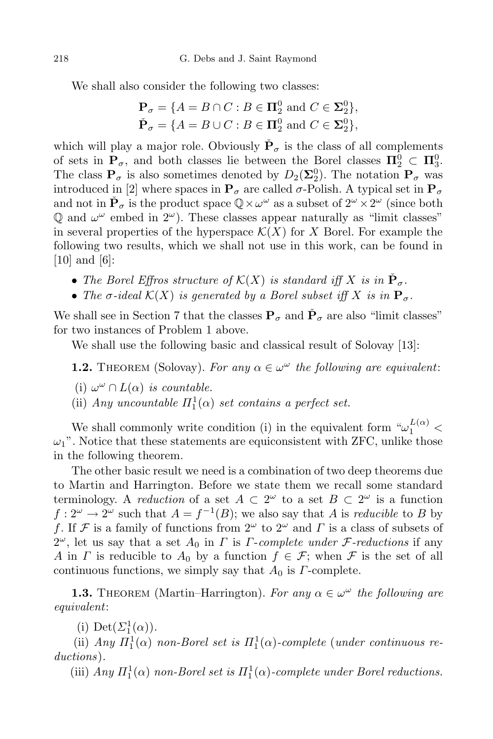We shall also consider the following two classes:

$$\mathbf{P}_\sigma = \{A = B \cap C : B \in \mathbf{\Pi}^0_2 \text{ and } C \in \mathbf{\Sigma}^0_2\},$$
$$\check{\mathbf{P}}_\sigma = \{A = B \cup C : B \in \mathbf{\Pi}^0_2 \text{ and } C \in \mathbf{\Sigma}^0_2\},$$

which will play a major role. Obviously $\check{\mathbf{P}}_\sigma$ is the class of all complements of sets in $\mathbf{P}_\sigma$, and both classes lie between the Borel classes $\mathbf{\Pi}^0_2 \subset \mathbf{\Pi}^0_3$. The class $\mathbf{P}_\sigma$ is also sometimes denoted by $D_2(\mathbf{\Sigma}^0_2)$. The notation $\mathbf{P}_\sigma$ was introduced in [2] where spaces in $\mathbf{P}_\sigma$ are called $\sigma$-Polish. A typical set in $\mathbf{P}_\sigma$ and not in $\check{\mathbf{P}}_\sigma$ is the product space $\mathbb{Q} \times \omega^\omega$ as a subset of $2^\omega \times 2^\omega$ (since both $\mathbb{Q}$ and $\omega^\omega$ embed in $2^\omega$). These classes appear naturally as "limit classes" in several properties of the hyperspace $\mathcal{K}(X)$ for $X$ Borel. For example the following two results, which we shall not use in this work, can be found in [10] and [6]:

- *The Borel Effros structure of $\mathcal{K}(X)$ is standard iff $X$ is in $\check{\mathbf{P}}_\sigma$.*
- *The $\sigma$-ideal $\mathcal{K}(X)$ is generated by a Borel subset iff $X$ is in $\mathbf{P}_\sigma$.*

We shall see in Section 7 that the classes $\mathbf{P}_\sigma$ and $\check{\mathbf{P}}_\sigma$ are also "limit classes" for two instances of Problem 1 above.

We shall use the following basic and classical result of Solovay [13]:

**1.2.** Theorem (Solovay). *For any $\alpha \in \omega^\omega$ the following are equivalent*:

(i) $\omega^\omega \cap L(\alpha)$ *is countable.*

(ii) *Any uncountable $\Pi^1_1(\alpha)$ set contains a perfect set.*

We shall commonly write condition (i) in the equivalent form "$\omega_1^{L(\alpha)} < \omega_1$". Notice that these statements are equiconsistent with ZFC, unlike those in the following theorem.

The other basic result we need is a combination of two deep theorems due to Martin and Harrington. Before we state them we recall some standard terminology. A *reduction* of a set $A \subset 2^\omega$ to a set $B \subset 2^\omega$ is a function $f : 2^\omega \to 2^\omega$ such that $A = f^{-1}(B)$; we also say that $A$ is *reducible* to $B$ by $f$. If $\mathcal{F}$ is a family of functions from $2^\omega$ to $2^\omega$ and $\Gamma$ is a class of subsets of $2^\omega$, let us say that a set $A_0$ in $\Gamma$ is *$\Gamma$-complete under $\mathcal{F}$-reductions* if any $A$ in $\Gamma$ is reducible to $A_0$ by a function $f \in \mathcal{F}$; when $\mathcal{F}$ is the set of all continuous functions, we simply say that $A_0$ is $\Gamma$-complete.

**1.3.** Theorem (Martin–Harrington). *For any $\alpha \in \omega^\omega$ the following are equivalent*:

(i) $\mathrm{Det}(\Sigma^1_1(\alpha))$.

(ii) *Any $\Pi^1_1(\alpha)$ non-Borel set is $\Pi^1_1(\alpha)$-complete* (*under continuous reductions*).

(iii) *Any $\Pi^1_1(\alpha)$ non-Borel set is $\Pi^1_1(\alpha)$-complete under Borel reductions.*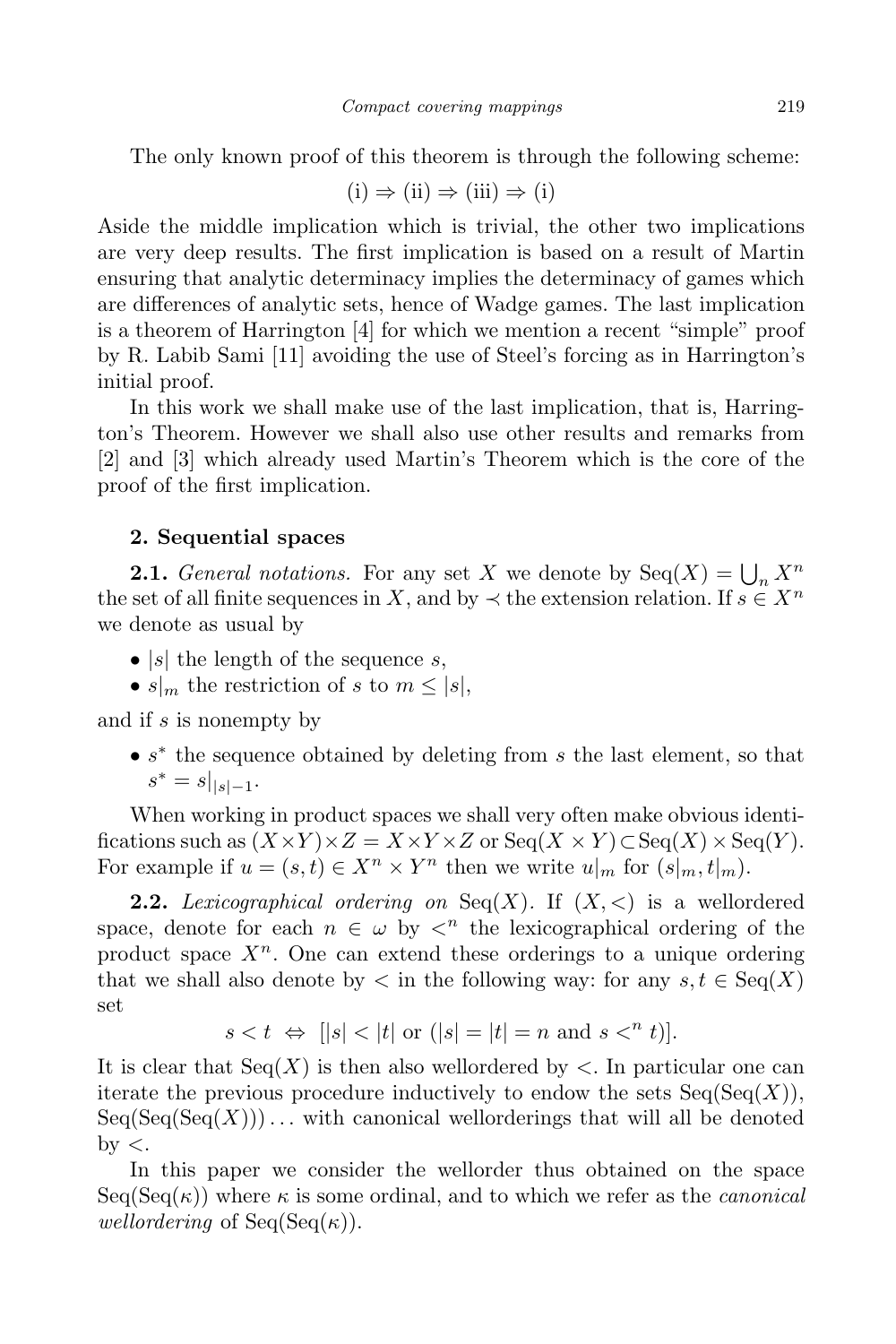The only known proof of this theorem is through the following scheme:

$$\text{(i)} \Rightarrow \text{(ii)} \Rightarrow \text{(iii)} \Rightarrow \text{(i)}$$

Aside the middle implication which is trivial, the other two implications are very deep results. The first implication is based on a result of Martin ensuring that analytic determinacy implies the determinacy of games which are differences of analytic sets, hence of Wadge games. The last implication is a theorem of Harrington [4] for which we mention a recent "simple" proof by R. Labib Sami [11] avoiding the use of Steel's forcing as in Harrington's initial proof.

In this work we shall make use of the last implication, that is, Harrington's Theorem. However we shall also use other results and remarks from [2] and [3] which already used Martin's Theorem which is the core of the proof of the first implication.

## 2. Sequential spaces

**2.1.** *General notations.* For any set $X$ we denote by $\mathrm{Seq}(X) = \bigcup_n X^n$ the set of all finite sequences in $X$, and by $\prec$ the extension relation. If $s \in X^n$ we denote as usual by

- $|s|$ the length of the sequence $s$,
- $s|_m$ the restriction of $s$ to $m \leq |s|$,

and if $s$ is nonempty by

- $s^*$ the sequence obtained by deleting from $s$ the last element, so that $s^* = s|_{|s|-1}$.

When working in product spaces we shall very often make obvious identifications such as $(X \times Y) \times Z = X \times Y \times Z$ or $\mathrm{Seq}(X \times Y) \subset \mathrm{Seq}(X) \times \mathrm{Seq}(Y)$. For example if $u = (s,t) \in X^n \times Y^n$ then we write $u|_m$ for $(s|_m, t|_m)$.

**2.2.** *Lexicographical ordering on* $\mathrm{Seq}(X)$. If $(X,<)$ is a wellordered space, denote for each $n \in \omega$ by $<^n$ the lexicographical ordering of the product space $X^n$. One can extend these orderings to a unique ordering that we shall also denote by $<$ in the following way: for any $s,t \in \mathrm{Seq}(X)$ set

$$s < t \ \Leftrightarrow \ [|s| < |t| \text{ or } (|s| = |t| = n \text{ and } s <^n t)].$$

It is clear that $\mathrm{Seq}(X)$ is then also wellordered by $<$. In particular one can iterate the previous procedure inductively to endow the sets $\mathrm{Seq}(\mathrm{Seq}(X))$, $\mathrm{Seq}(\mathrm{Seq}(\mathrm{Seq}(X)))\ldots$ with canonical wellorderings that will all be denoted by $<$.

In this paper we consider the wellorder thus obtained on the space $\mathrm{Seq}(\mathrm{Seq}(\kappa))$ where $\kappa$ is some ordinal, and to which we refer as the *canonical wellordering* of $\mathrm{Seq}(\mathrm{Seq}(\kappa))$.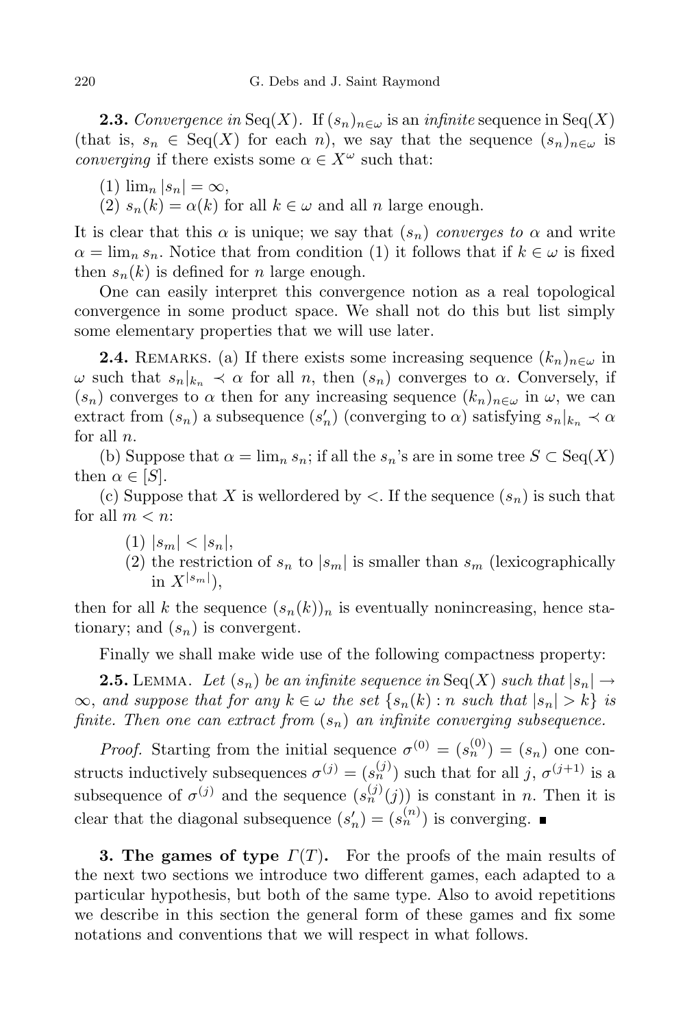**2.3.** *Convergence in* $\mathrm{Seq}(X)$. If $(s_n)_{n\in\omega}$ is an *infinite* sequence in $\mathrm{Seq}(X)$ (that is, $s_n \in \mathrm{Seq}(X)$ for each $n$), we say that the sequence $(s_n)_{n\in\omega}$ is *converging* if there exists some $\alpha \in X^\omega$ such that:

(1) $\lim_n |s_n| = \infty$,

(2) $s_n(k) = \alpha(k)$ for all $k \in \omega$ and all $n$ large enough.

It is clear that this $\alpha$ is unique; we say that $(s_n)$ *converges to* $\alpha$ and write $\alpha = \lim_n s_n$. Notice that from condition (1) it follows that if $k \in \omega$ is fixed then $s_n(k)$ is defined for $n$ large enough.

One can easily interpret this convergence notion as a real topological convergence in some product space. We shall not do this but list simply some elementary properties that we will use later.

**2.4.** Remarks. (a) If there exists some increasing sequence $(k_n)_{n\in\omega}$ in $\omega$ such that $s_n|_{k_n} \prec \alpha$ for all $n$, then $(s_n)$ converges to $\alpha$. Conversely, if $(s_n)$ converges to $\alpha$ then for any increasing sequence $(k_n)_{n\in\omega}$ in $\omega$, we can extract from $(s_n)$ a subsequence $(s'_n)$ (converging to $\alpha$) satisfying $s_n|_{k_n} \prec \alpha$ for all $n$.

(b) Suppose that $\alpha = \lim_n s_n$; if all the $s_n$'s are in some tree $S \subset \mathrm{Seq}(X)$ then $\alpha \in [S]$.

(c) Suppose that $X$ is wellordered by $<$. If the sequence $(s_n)$ is such that for all $m < n$:

(1) $|s_m| < |s_n|$,

(2) the restriction of $s_n$ to $|s_m|$ is smaller than $s_m$ (lexicographically in $X^{|s_m|}$),

then for all $k$ the sequence $(s_n(k))_n$ is eventually nonincreasing, hence stationary; and $(s_n)$ is convergent.

Finally we shall make wide use of the following compactness property:

**2.5.** Lemma. *Let $(s_n)$ be an infinite sequence in $\mathrm{Seq}(X)$ such that $|s_n| \to \infty$, and suppose that for any $k \in \omega$ the set $\{s_n(k) : n \text{ such that } |s_n| > k\}$ is finite. Then one can extract from $(s_n)$ an infinite converging subsequence.*

*Proof.* Starting from the initial sequence $\sigma^{(0)} = (s_n^{(0)}) = (s_n)$ one constructs inductively subsequences $\sigma^{(j)} = (s_n^{(j)})$ such that for all $j$, $\sigma^{(j+1)}$ is a subsequence of $\sigma^{(j)}$ and the sequence $(s_n^{(j)}(j))$ is constant in $n$. Then it is clear that the diagonal subsequence $(s'_n) = (s_n^{(n)})$ is converging. ∎

## 3. The games of type $\Gamma(T)$.

For the proofs of the main results of the next two sections we introduce two different games, each adapted to a particular hypothesis, but both of the same type. Also to avoid repetitions we describe in this section the general form of these games and fix some notations and conventions that we will respect in what follows.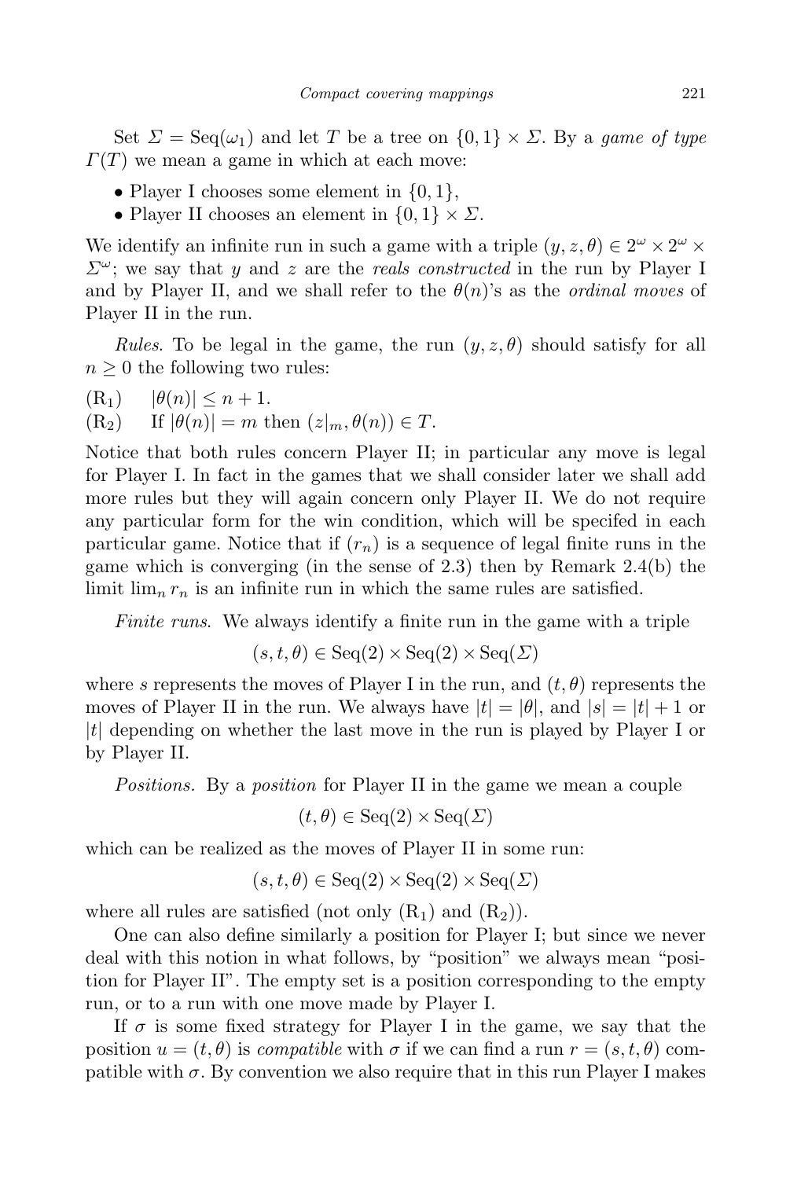Set $\Sigma = \mathrm{Seq}(\omega_1)$ and let $T$ be a tree on $\{0,1\} \times \Sigma$. By a *game of type* $\Gamma(T)$ we mean a game in which at each move:

- Player I chooses some element in $\{0,1\}$,
- Player II chooses an element in $\{0,1\} \times \Sigma$.

We identify an infinite run in such a game with a triple $(y, z, \theta) \in 2^\omega \times 2^\omega \times \Sigma^\omega$; we say that $y$ and $z$ are the *reals constructed* in the run by Player I and by Player II, and we shall refer to the $\theta(n)$'s as the *ordinal moves* of Player II in the run.

*Rules*. To be legal in the game, the run $(y, z, \theta)$ should satisfy for all $n \geq 0$ the following two rules:

($\mathrm{R}_1$) $\quad |\theta(n)| \leq n + 1$.

($\mathrm{R}_2$) $\quad$ If $|\theta(n)| = m$ then $(z|_m, \theta(n)) \in T$.

Notice that both rules concern Player II; in particular any move is legal for Player I. In fact in the games that we shall consider later we shall add more rules but they will again concern only Player II. We do not require any particular form for the win condition, which will be specifed in each particular game. Notice that if $(r_n)$ is a sequence of legal finite runs in the game which is converging (in the sense of 2.3) then by Remark 2.4(b) the limit $\lim_n r_n$ is an infinite run in which the same rules are satisfied.

*Finite runs*. We always identify a finite run in the game with a triple

$$(s, t, \theta) \in \mathrm{Seq}(2) \times \mathrm{Seq}(2) \times \mathrm{Seq}(\Sigma)$$

where $s$ represents the moves of Player I in the run, and $(t, \theta)$ represents the moves of Player II in the run. We always have $|t| = |\theta|$, and $|s| = |t| + 1$ or $|t|$ depending on whether the last move in the run is played by Player I or by Player II.

*Positions*. By a *position* for Player II in the game we mean a couple

$$(t, \theta) \in \mathrm{Seq}(2) \times \mathrm{Seq}(\Sigma)$$

which can be realized as the moves of Player II in some run:

$$(s, t, \theta) \in \mathrm{Seq}(2) \times \mathrm{Seq}(2) \times \mathrm{Seq}(\Sigma)$$

where all rules are satisfied (not only ($\mathrm{R}_1$) and ($\mathrm{R}_2$)).

One can also define similarly a position for Player I; but since we never deal with this notion in what follows, by "position" we always mean "position for Player II". The empty set is a position corresponding to the empty run, or to a run with one move made by Player I.

If $\sigma$ is some fixed strategy for Player I in the game, we say that the position $u = (t, \theta)$ is *compatible* with $\sigma$ if we can find a run $r = (s, t, \theta)$ compatible with $\sigma$. By convention we also require that in this run Player I makes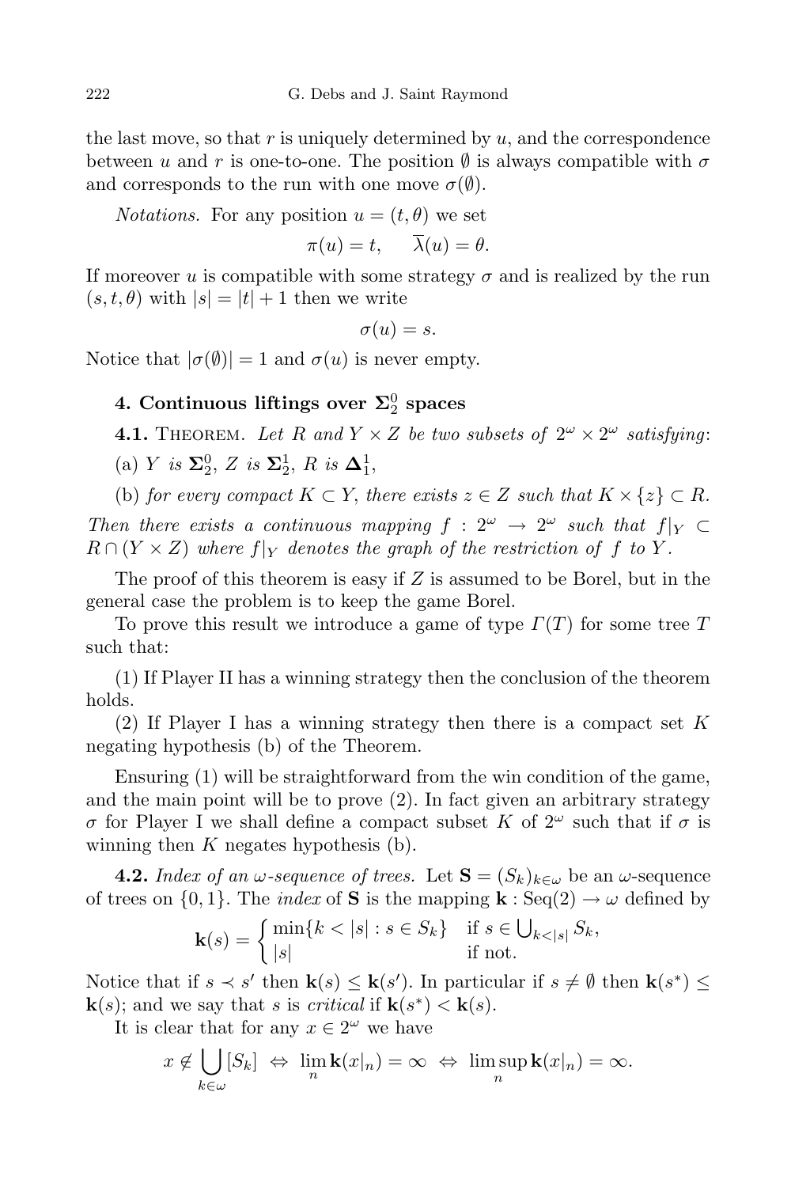the last move, so that $r$ is uniquely determined by $u$, and the correspondence between $u$ and $r$ is one-to-one. The position $\emptyset$ is always compatible with $\sigma$ and corresponds to the run with one move $\sigma(\emptyset)$.

*Notations.* For any position $u = (t, \theta)$ we set

$$\pi(u) = t, \qquad \overline{\lambda}(u) = \theta.$$

If moreover $u$ is compatible with some strategy $\sigma$ and is realized by the run $(s, t, \theta)$ with $|s| = |t| + 1$ then we write

$$\sigma(u) = s.$$

Notice that $|\sigma(\emptyset)| = 1$ and $\sigma(u)$ is never empty.

## 4. Continuous liftings over $\mathbf{\Sigma}^0_2$ spaces

**4.1.** Theorem. *Let $R$ and $Y \times Z$ be two subsets of $2^\omega \times 2^\omega$ satisfying*:

(a) *$Y$ is $\mathbf{\Sigma}^0_2$, $Z$ is $\mathbf{\Sigma}^1_2$, $R$ is $\mathbf{\Delta}^1_1$,*

(b) *for every compact $K \subset Y$, there exists $z \in Z$ such that $K \times \{z\} \subset R$.*

*Then there exists a continuous mapping $f : 2^\omega \to 2^\omega$ such that $f|_Y \subset R \cap (Y \times Z)$ where $f|_Y$ denotes the graph of the restriction of $f$ to $Y$.*

The proof of this theorem is easy if $Z$ is assumed to be Borel, but in the general case the problem is to keep the game Borel.

To prove this result we introduce a game of type $\Gamma(T)$ for some tree $T$ such that:

(1) If Player II has a winning strategy then the conclusion of the theorem holds.

(2) If Player I has a winning strategy then there is a compact set $K$ negating hypothesis (b) of the Theorem.

Ensuring (1) will be straightforward from the win condition of the game, and the main point will be to prove (2). In fact given an arbitrary strategy $\sigma$ for Player I we shall define a compact subset $K$ of $2^\omega$ such that if $\sigma$ is winning then $K$ negates hypothesis (b).

**4.2.** *Index of an $\omega$-sequence of trees.* Let $\mathbf{S} = (S_k)_{k\in\omega}$ be an $\omega$-sequence of trees on $\{0, 1\}$. The *index* of $\mathbf{S}$ is the mapping $\mathbf{k} : \mathrm{Seq}(2) \to \omega$ defined by

$$\mathbf{k}(s) = \begin{cases} \min\{k < |s| : s \in S_k\} & \text{if } s \in \bigcup_{k<|s|} S_k, \\ |s| & \text{if not.} \end{cases}$$

Notice that if $s \prec s'$ then $\mathbf{k}(s) \le \mathbf{k}(s')$. In particular if $s \neq \emptyset$ then $\mathbf{k}(s^*) \le \mathbf{k}(s)$; and we say that $s$ is *critical* if $\mathbf{k}(s^*) < \mathbf{k}(s)$.

It is clear that for any $x \in 2^\omega$ we have

$$x \notin \bigcup_{k\in\omega} [S_k] \;\Leftrightarrow\; \lim_n \mathbf{k}(x|_n) = \infty \;\Leftrightarrow\; \limsup_n \mathbf{k}(x|_n) = \infty.$$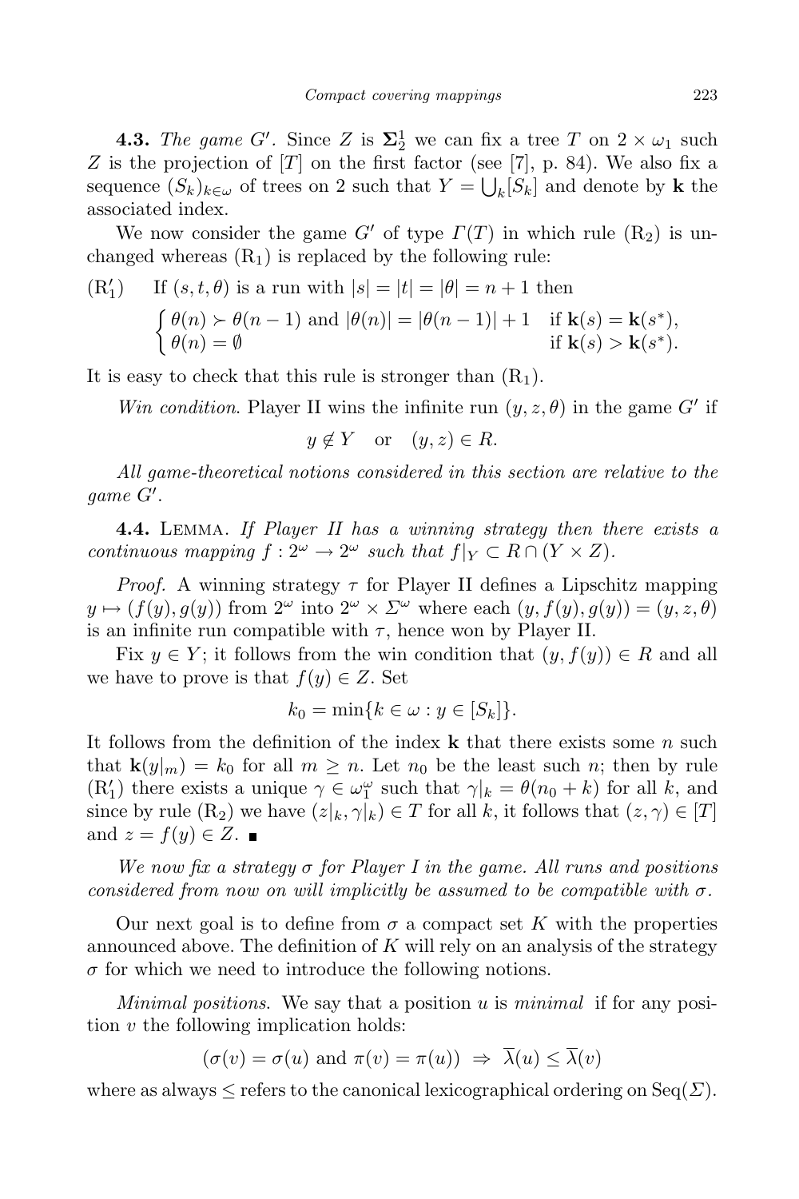**4.3.** *The game $G'$.* Since $Z$ is $\mathbf{\Sigma}^1_2$ we can fix a tree $T$ on $2 \times \omega_1$ such $Z$ is the projection of $[T]$ on the first factor (see [7], p. 84). We also fix a sequence $(S_k)_{k\in\omega}$ of trees on 2 such that $Y = \bigcup_k [S_k]$ and denote by $\mathbf{k}$ the associated index.

We now consider the game $G'$ of type $\Gamma(T)$ in which rule $(\mathrm{R}_2)$ is unchanged whereas $(\mathrm{R}_1)$ is replaced by the following rule:

$(\mathrm{R}_1')$ If $(s, t, \theta)$ is a run with $|s| = |t| = |\theta| = n + 1$ then

$$\begin{cases} \theta(n) \succ \theta(n-1) \text{ and } |\theta(n)| = |\theta(n-1)| + 1 & \text{if } \mathbf{k}(s) = \mathbf{k}(s^*), \\ \theta(n) = \emptyset & \text{if } \mathbf{k}(s) > \mathbf{k}(s^*). \end{cases}$$

It is easy to check that this rule is stronger than $(\mathrm{R}_1)$.

*Win condition.* Player II wins the infinite run $(y, z, \theta)$ in the game $G'$ if

$$y \notin Y \quad \text{or} \quad (y, z) \in R.$$

*All game-theoretical notions considered in this section are relative to the game $G'$.*

**4.4.** Lemma. *If Player II has a winning strategy then there exists a continuous mapping $f : 2^\omega \to 2^\omega$ such that $f|_Y \subset R \cap (Y \times Z)$.*

*Proof.* A winning strategy $\tau$ for Player II defines a Lipschitz mapping $y \mapsto (f(y), g(y))$ from $2^\omega$ into $2^\omega \times \Sigma^\omega$ where each $(y, f(y), g(y)) = (y, z, \theta)$ is an infinite run compatible with $\tau$, hence won by Player II.

Fix $y \in Y$; it follows from the win condition that $(y, f(y)) \in R$ and all we have to prove is that $f(y) \in Z$. Set

$$k_0 = \min\{k \in \omega : y \in [S_k]\}.$$

It follows from the definition of the index $\mathbf{k}$ that there exists some $n$ such that $\mathbf{k}(y|_m) = k_0$ for all $m \geq n$. Let $n_0$ be the least such $n$; then by rule $(\mathrm{R}_1')$ there exists a unique $\gamma \in \omega_1^\omega$ such that $\gamma|_k = \theta(n_0 + k)$ for all $k$, and since by rule $(\mathrm{R}_2)$ we have $(z|_k, \gamma|_k) \in T$ for all $k$, it follows that $(z, \gamma) \in [T]$ and $z = f(y) \in Z$. ■

*We now fix a strategy $\sigma$ for Player I in the game. All runs and positions considered from now on will implicitly be assumed to be compatible with $\sigma$.*

Our next goal is to define from $\sigma$ a compact set $K$ with the properties announced above. The definition of $K$ will rely on an analysis of the strategy $\sigma$ for which we need to introduce the following notions.

*Minimal positions.* We say that a position $u$ is *minimal* if for any position $v$ the following implication holds:

$$(\sigma(v) = \sigma(u) \text{ and } \pi(v) = \pi(u)) \Rightarrow \overline{\lambda}(u) \leq \overline{\lambda}(v)$$

where as always $\leq$ refers to the canonical lexicographical ordering on $\mathrm{Seq}(\Sigma)$.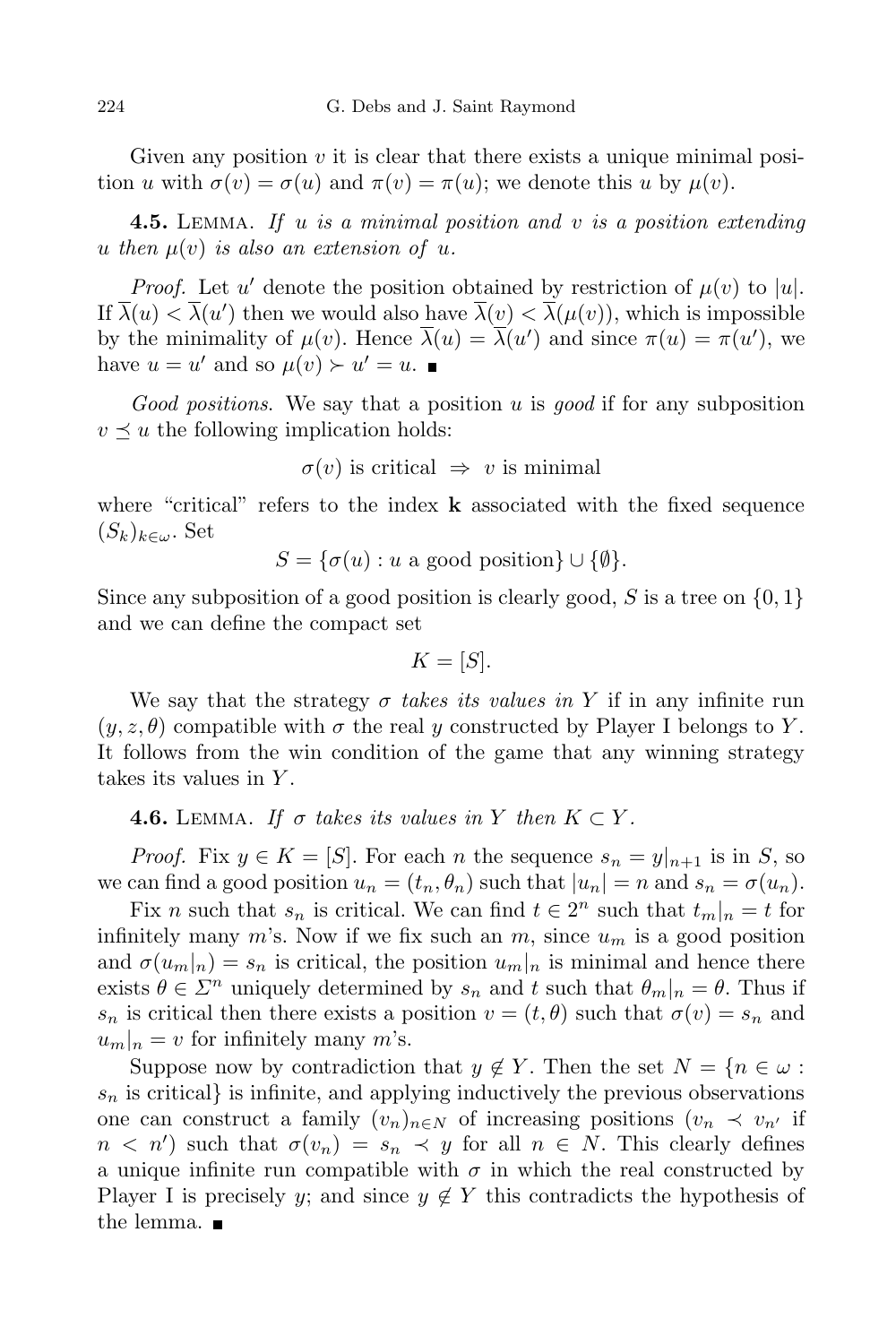Given any position $v$ it is clear that there exists a unique minimal position $u$ with $\sigma(v) = \sigma(u)$ and $\pi(v) = \pi(u)$; we denote this $u$ by $\mu(v)$.

**4.5.** Lemma. *If $u$ is a minimal position and $v$ is a position extending $u$ then $\mu(v)$ is also an extension of $u$.*

*Proof.* Let $u'$ denote the position obtained by restriction of $\mu(v)$ to $|u|$. If $\overline{\lambda}(u) < \overline{\lambda}(u')$ then we would also have $\overline{\lambda}(v) < \overline{\lambda}(\mu(v))$, which is impossible by the minimality of $\mu(v)$. Hence $\overline{\lambda}(u) = \overline{\lambda}(u')$ and since $\pi(u) = \pi(u')$, we have $u = u'$ and so $\mu(v) \succ u' = u$. ∎

*Good positions.* We say that a position $u$ is *good* if for any subposition $v \preceq u$ the following implication holds:

$$\sigma(v) \text{ is critical } \Rightarrow \text{ } v \text{ is minimal}$$

where "critical" refers to the index $\mathbf{k}$ associated with the fixed sequence $(S_k)_{k\in\omega}$. Set

$$S = \{\sigma(u) : u \text{ a good position}\} \cup \{\emptyset\}.$$

Since any subposition of a good position is clearly good, $S$ is a tree on $\{0,1\}$ and we can define the compact set

$$K = [S].$$

We say that the strategy $\sigma$ *takes its values in* $Y$ if in any infinite run $(y, z, \theta)$ compatible with $\sigma$ the real $y$ constructed by Player I belongs to $Y$. It follows from the win condition of the game that any winning strategy takes its values in $Y$.

**4.6.** Lemma. *If $\sigma$ takes its values in $Y$ then $K \subset Y$.*

*Proof.* Fix $y \in K = [S]$. For each $n$ the sequence $s_n = y|_{n+1}$ is in $S$, so we can find a good position $u_n = (t_n, \theta_n)$ such that $|u_n| = n$ and $s_n = \sigma(u_n)$.

Fix $n$ such that $s_n$ is critical. We can find $t \in 2^n$ such that $t_m|_n = t$ for infinitely many $m$'s. Now if we fix such an $m$, since $u_m$ is a good position and $\sigma(u_m|_n) = s_n$ is critical, the position $u_m|_n$ is minimal and hence there exists $\theta \in \Sigma^n$ uniquely determined by $s_n$ and $t$ such that $\theta_m|_n = \theta$. Thus if $s_n$ is critical then there exists a position $v = (t, \theta)$ such that $\sigma(v) = s_n$ and $u_m|_n = v$ for infinitely many $m$'s.

Suppose now by contradiction that $y \notin Y$. Then the set $N = \{n \in \omega : s_n \text{ is critical}\}$ is infinite, and applying inductively the previous observations one can construct a family $(v_n)_{n\in N}$ of increasing positions ($v_n \prec v_{n'}$ if $n < n'$) such that $\sigma(v_n) = s_n \prec y$ for all $n \in N$. This clearly defines a unique infinite run compatible with $\sigma$ in which the real constructed by Player I is precisely $y$; and since $y \notin Y$ this contradicts the hypothesis of the lemma. ∎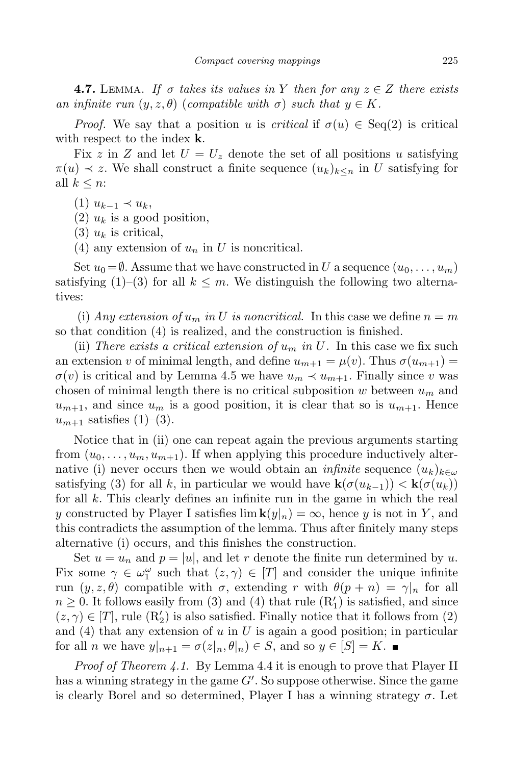**4.7.** Lemma. *If $\sigma$ takes its values in $Y$ then for any $z \in Z$ there exists an infinite run $(y, z, \theta)$ (compatible with $\sigma$) such that $y \in K$.*

*Proof.* We say that a position $u$ is *critical* if $\sigma(u) \in \mathrm{Seq}(2)$ is critical with respect to the index $\mathbf{k}$.

Fix $z$ in $Z$ and let $U = U_z$ denote the set of all positions $u$ satisfying $\pi(u) \prec z$. We shall construct a finite sequence $(u_k)_{k \le n}$ in $U$ satisfying for all $k \le n$:

(1) $u_{k-1} \prec u_k$,

(2) $u_k$ is a good position,

(3) $u_k$ is critical,

(4) any extension of $u_n$ in $U$ is noncritical.

Set $u_0 = \emptyset$. Assume that we have constructed in $U$ a sequence $(u_0, \ldots, u_m)$ satisfying (1)–(3) for all $k \le m$. We distinguish the following two alternatives:

(i) *Any extension of $u_m$ in $U$ is noncritical.* In this case we define $n = m$ so that condition (4) is realized, and the construction is finished.

(ii) *There exists a critical extension of $u_m$ in $U$.* In this case we fix such an extension $v$ of minimal length, and define $u_{m+1} = \mu(v)$. Thus $\sigma(u_{m+1}) = \sigma(v)$ is critical and by Lemma 4.5 we have $u_m \prec u_{m+1}$. Finally since $v$ was chosen of minimal length there is no critical subposition $w$ between $u_m$ and $u_{m+1}$, and since $u_m$ is a good position, it is clear that so is $u_{m+1}$. Hence $u_{m+1}$ satisfies (1)–(3).

Notice that in (ii) one can repeat again the previous arguments starting from $(u_0, \ldots, u_m, u_{m+1})$. If when applying this procedure inductively alternative (i) never occurs then we would obtain an *infinite* sequence $(u_k)_{k \in \omega}$ satisfying (3) for all $k$, in particular we would have $\mathbf{k}(\sigma(u_{k-1})) < \mathbf{k}(\sigma(u_k))$ for all $k$. This clearly defines an infinite run in the game in which the real $y$ constructed by Player I satisfies $\lim \mathbf{k}(y|_n) = \infty$, hence $y$ is not in $Y$, and this contradicts the assumption of the lemma. Thus after finitely many steps alternative (i) occurs, and this finishes the construction.

Set $u = u_n$ and $p = |u|$, and let $r$ denote the finite run determined by $u$. Fix some $\gamma \in \omega_1^\omega$ such that $(z, \gamma) \in [T]$ and consider the unique infinite run $(y, z, \theta)$ compatible with $\sigma$, extending $r$ with $\theta(p + n) = \gamma|_n$ for all $n \ge 0$. It follows easily from (3) and (4) that rule $(\mathrm{R}_1')$ is satisfied, and since $(z, \gamma) \in [T]$, rule $(\mathrm{R}_2')$ is also satisfied. Finally notice that it follows from (2) and (4) that any extension of $u$ in $U$ is again a good position; in particular for all $n$ we have $y|_{n+1} = \sigma(z|_n, \theta|_n) \in S$, and so $y \in [S] = K$. ∎

*Proof of Theorem 4.1.* By Lemma 4.4 it is enough to prove that Player II has a winning strategy in the game $G'$. So suppose otherwise. Since the game is clearly Borel and so determined, Player I has a winning strategy $\sigma$. Let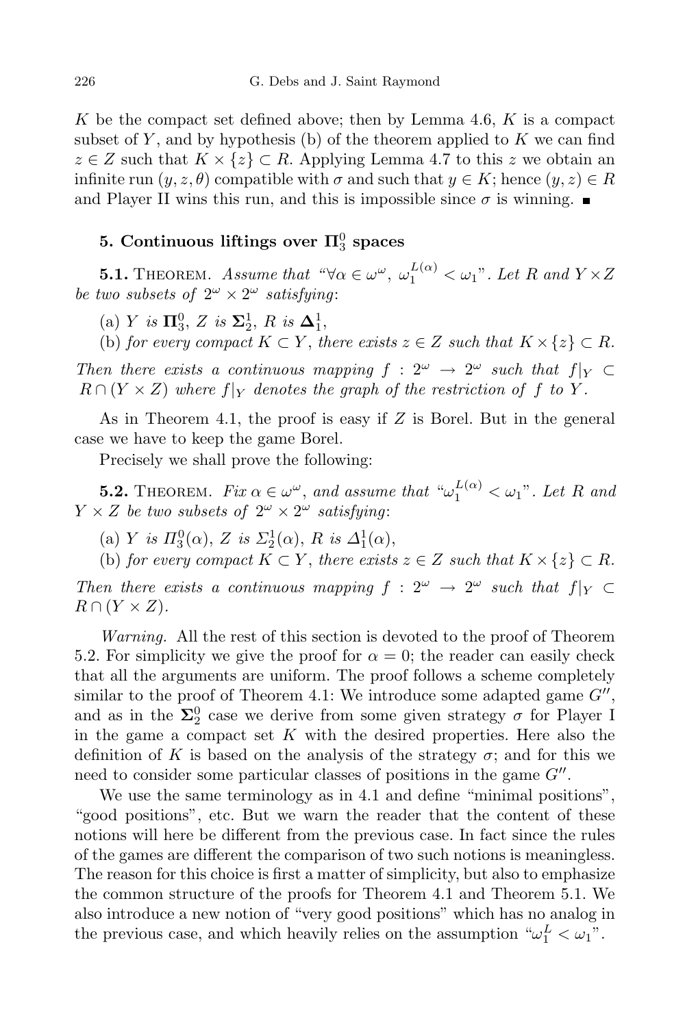$K$ be the compact set defined above; then by Lemma 4.6, $K$ is a compact subset of $Y$, and by hypothesis (b) of the theorem applied to $K$ we can find $z \in Z$ such that $K \times \{z\} \subset R$. Applying Lemma 4.7 to this $z$ we obtain an infinite run $(y, z, \theta)$ compatible with $\sigma$ and such that $y \in K$; hence $(y, z) \in R$ and Player II wins this run, and this is impossible since $\sigma$ is winning. ∎

## 5. Continuous liftings over $\mathbf{\Pi}^0_3$ spaces

**5.1.** Theorem. *Assume that "$\forall \alpha \in \omega^\omega,\ \omega_1^{L(\alpha)} < \omega_1$". Let $R$ and $Y \times Z$ be two subsets of $2^\omega \times 2^\omega$ satisfying*:

(a) *$Y$ is $\mathbf{\Pi}^0_3$, $Z$ is $\mathbf{\Sigma}^1_2$, $R$ is $\mathbf{\Delta}^1_1$,*

(b) *for every compact $K \subset Y$, there exists $z \in Z$ such that $K \times \{z\} \subset R$.*

*Then there exists a continuous mapping $f : 2^\omega \to 2^\omega$ such that $f|_Y \subset R \cap (Y \times Z)$ where $f|_Y$ denotes the graph of the restriction of $f$ to $Y$.*

As in Theorem 4.1, the proof is easy if $Z$ is Borel. But in the general case we have to keep the game Borel.

Precisely we shall prove the following:

**5.2.** Theorem. *Fix $\alpha \in \omega^\omega$, and assume that "$\omega_1^{L(\alpha)} < \omega_1$". Let $R$ and $Y \times Z$ be two subsets of $2^\omega \times 2^\omega$ satisfying*:

(a) *$Y$ is $\Pi^0_3(\alpha)$, $Z$ is $\Sigma^1_2(\alpha)$, $R$ is $\Delta^1_1(\alpha)$,*

(b) *for every compact $K \subset Y$, there exists $z \in Z$ such that $K \times \{z\} \subset R$.*

*Then there exists a continuous mapping $f : 2^\omega \to 2^\omega$ such that $f|_Y \subset R \cap (Y \times Z)$.*

*Warning.* All the rest of this section is devoted to the proof of Theorem 5.2. For simplicity we give the proof for $\alpha = 0$; the reader can easily check that all the arguments are uniform. The proof follows a scheme completely similar to the proof of Theorem 4.1: We introduce some adapted game $G''$, and as in the $\mathbf{\Sigma}^0_2$ case we derive from some given strategy $\sigma$ for Player I in the game a compact set $K$ with the desired properties. Here also the definition of $K$ is based on the analysis of the strategy $\sigma$; and for this we need to consider some particular classes of positions in the game $G''$.

We use the same terminology as in 4.1 and define "minimal positions", "good positions", etc. But we warn the reader that the content of these notions will here be different from the previous case. In fact since the rules of the games are different the comparison of two such notions is meaningless. The reason for this choice is first a matter of simplicity, but also to emphasize the common structure of the proofs for Theorem 4.1 and Theorem 5.1. We also introduce a new notion of "very good positions" which has no analog in the previous case, and which heavily relies on the assumption "$\omega_1^L < \omega_1$".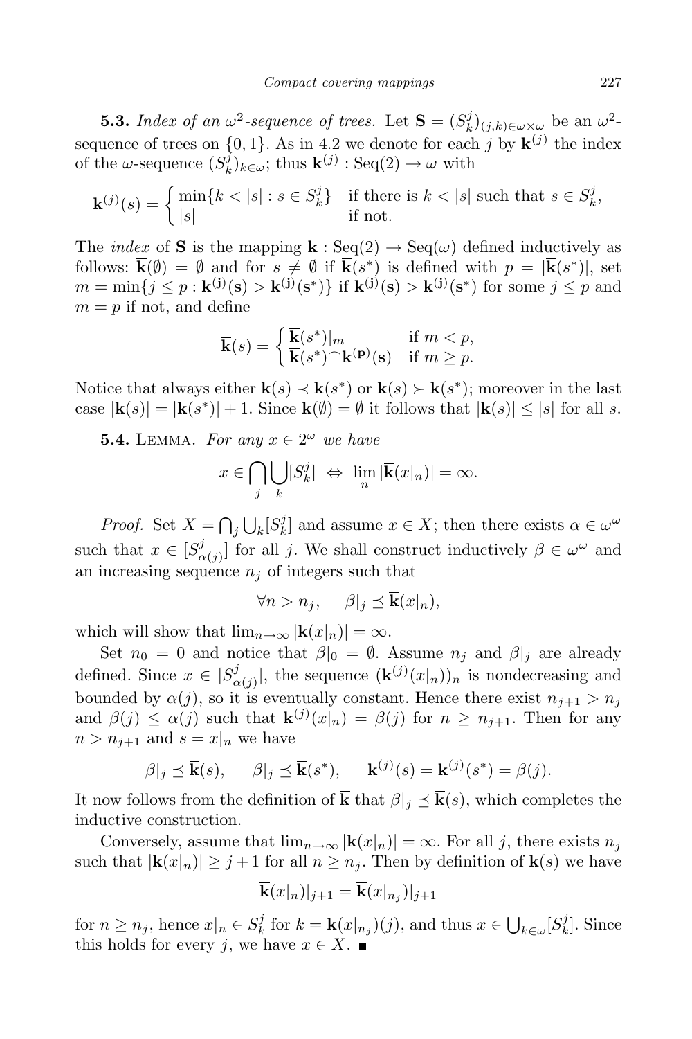**5.3.** *Index of an $\omega^2$-sequence of trees.* Let $\mathbf{S} = (S^j_k)_{(j,k)\in\omega\times\omega}$ be an $\omega^2$-sequence of trees on $\{0,1\}$. As in 4.2 we denote for each $j$ by $\mathbf{k}^{(j)}$ the index of the $\omega$-sequence $(S^j_k)_{k\in\omega}$; thus $\mathbf{k}^{(j)} : \mathrm{Seq}(2) \to \omega$ with

$$\mathbf{k}^{(j)}(s) = \begin{cases} \min\{k < |s| : s \in S^j_k\} & \text{if there is } k < |s| \text{ such that } s \in S^j_k, \\ |s| & \text{if not.} \end{cases}$$

The *index* of $\mathbf{S}$ is the mapping $\overline{\mathbf{k}} : \mathrm{Seq}(2) \to \mathrm{Seq}(\omega)$ defined inductively as follows: $\overline{\mathbf{k}}(\emptyset) = \emptyset$ and for $s \neq \emptyset$ if $\overline{\mathbf{k}}(s^*)$ is defined with $p = |\overline{\mathbf{k}}(s^*)|$, set $m = \min\{j \le p : \mathbf{k^{(j)}(s)} > \mathbf{k^{(j)}(s^*)}\}$ if $\mathbf{k^{(j)}(s)} > \mathbf{k^{(j)}(s^*)}$ for some $j \le p$ and $m = p$ if not, and define

$$\overline{\mathbf{k}}(s) = \begin{cases} \overline{\mathbf{k}}(s^*)|_m & \text{if } m < p, \\ \overline{\mathbf{k}}(s^*)^\frown \mathbf{k^{(p)}(s)} & \text{if } m \ge p. \end{cases}$$

Notice that always either $\overline{\mathbf{k}}(s) \prec \overline{\mathbf{k}}(s^*)$ or $\overline{\mathbf{k}}(s) \succ \overline{\mathbf{k}}(s^*)$; moreover in the last case $|\overline{\mathbf{k}}(s)| = |\overline{\mathbf{k}}(s^*)| + 1$. Since $\overline{\mathbf{k}}(\emptyset) = \emptyset$ it follows that $|\overline{\mathbf{k}}(s)| \le |s|$ for all $s$.

**5.4.** Lemma. *For any $x \in 2^\omega$ we have*

$$x \in \bigcap_j \bigcup_k [S^j_k] \;\Leftrightarrow\; \lim_n |\overline{\mathbf{k}}(x|_n)| = \infty.$$

*Proof.* Set $X = \bigcap_j \bigcup_k [S^j_k]$ and assume $x \in X$; then there exists $\alpha \in \omega^\omega$ such that $x \in [S^j_{\alpha(j)}]$ for all $j$. We shall construct inductively $\beta \in \omega^\omega$ and an increasing sequence $n_j$ of integers such that

$$\forall n > n_j, \quad \beta|_j \preceq \overline{\mathbf{k}}(x|_n),$$

which will show that $\lim_{n\to\infty} |\overline{\mathbf{k}}(x|_n)| = \infty$.

Set $n_0 = 0$ and notice that $\beta|_0 = \emptyset$. Assume $n_j$ and $\beta|_j$ are already defined. Since $x \in [S^j_{\alpha(j)}]$, the sequence $(\mathbf{k}^{(j)}(x|_n))_n$ is nondecreasing and bounded by $\alpha(j)$, so it is eventually constant. Hence there exist $n_{j+1} > n_j$ and $\beta(j) \le \alpha(j)$ such that $\mathbf{k}^{(j)}(x|_n) = \beta(j)$ for $n \ge n_{j+1}$. Then for any $n > n_{j+1}$ and $s = x|_n$ we have

$$\beta|_j \preceq \overline{\mathbf{k}}(s), \quad \beta|_j \preceq \overline{\mathbf{k}}(s^*), \quad \mathbf{k}^{(j)}(s) = \mathbf{k}^{(j)}(s^*) = \beta(j).$$

It now follows from the definition of $\overline{\mathbf{k}}$ that $\beta|_j \preceq \overline{\mathbf{k}}(s)$, which completes the inductive construction.

Conversely, assume that $\lim_{n\to\infty} |\overline{\mathbf{k}}(x|_n)| = \infty$. For all $j$, there exists $n_j$ such that $|\overline{\mathbf{k}}(x|_n)| \ge j+1$ for all $n \ge n_j$. Then by definition of $\overline{\mathbf{k}}(s)$ we have

$$\overline{\mathbf{k}}(x|_n)|_{j+1} = \overline{\mathbf{k}}(x|_{n_j})|_{j+1}$$

for $n \ge n_j$, hence $x|_n \in S^j_k$ for $k = \overline{\mathbf{k}}(x|_{n_j})(j)$, and thus $x \in \bigcup_{k\in\omega}[S^j_k]$. Since this holds for every $j$, we have $x \in X$. ■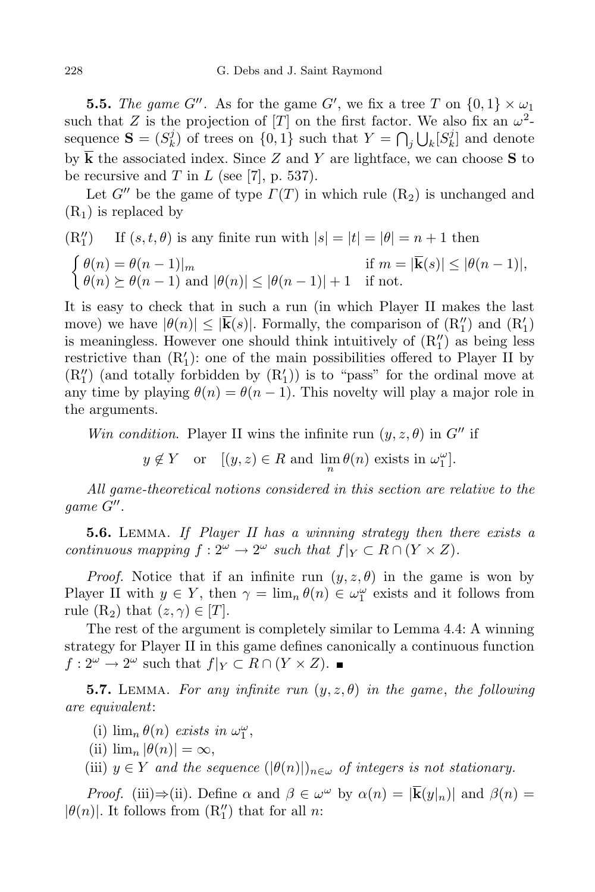**5.5.** *The game $G''$.* As for the game $G'$, we fix a tree $T$ on $\{0,1\} \times \omega_1$ such that $Z$ is the projection of $[T]$ on the first factor. We also fix an $\omega^2$-sequence $\mathbf{S} = (S^j_k)$ of trees on $\{0,1\}$ such that $Y = \bigcap_j \bigcup_k [S^j_k]$ and denote by $\overline{\mathbf{k}}$ the associated index. Since $Z$ and $Y$ are lightface, we can choose $\mathbf{S}$ to be recursive and $T$ in $L$ (see [7], p. 537).

Let $G''$ be the game of type $\Gamma(T)$ in which rule $(\mathrm{R}_2)$ is unchanged and $(\mathrm{R}_1)$ is replaced by

$(\mathrm{R}''_1)$ If $(s,t,\theta)$ is any finite run with $|s| = |t| = |\theta| = n+1$ then

$$\begin{cases} \theta(n) = \theta(n-1)|_m & \text{if } m = |\overline{\mathbf{k}}(s)| \le |\theta(n-1)|, \\ \theta(n) \succeq \theta(n-1) \text{ and } |\theta(n)| \le |\theta(n-1)| + 1 & \text{if not.} \end{cases}$$

It is easy to check that in such a run (in which Player II makes the last move) we have $|\theta(n)| \le |\overline{\mathbf{k}}(s)|$. Formally, the comparison of $(\mathrm{R}''_1)$ and $(\mathrm{R}'_1)$ is meaningless. However one should think intuitively of $(\mathrm{R}''_1)$ as being less restrictive than $(\mathrm{R}'_1)$: one of the main possibilities offered to Player II by $(\mathrm{R}''_1)$ (and totally forbidden by $(\mathrm{R}'_1)$) is to "pass" for the ordinal move at any time by playing $\theta(n) = \theta(n-1)$. This novelty will play a major role in the arguments.

*Win condition.* Player II wins the infinite run $(y,z,\theta)$ in $G''$ if

$$y \notin Y \quad \text{or} \quad [(y,z) \in R \text{ and } \lim_n \theta(n) \text{ exists in } \omega_1^\omega].$$

*All game-theoretical notions considered in this section are relative to the game $G''$.*

**5.6.** Lemma. *If Player II has a winning strategy then there exists a continuous mapping $f : 2^\omega \to 2^\omega$ such that $f|_Y \subset R \cap (Y \times Z)$.*

*Proof.* Notice that if an infinite run $(y,z,\theta)$ in the game is won by Player II with $y \in Y$, then $\gamma = \lim_n \theta(n) \in \omega_1^\omega$ exists and it follows from rule $(\mathrm{R}_2)$ that $(z,\gamma) \in [T]$.

The rest of the argument is completely similar to Lemma 4.4: A winning strategy for Player II in this game defines canonically a continuous function $f : 2^\omega \to 2^\omega$ such that $f|_Y \subset R \cap (Y \times Z)$. ∎

**5.7.** Lemma. *For any infinite run $(y,z,\theta)$ in the game, the following are equivalent*:

(i) $\lim_n \theta(n)$ *exists in* $\omega_1^\omega$,

(ii) $\lim_n |\theta(n)| = \infty$,

(iii) $y \in Y$ *and the sequence* $(|\theta(n)|)_{n\in\omega}$ *of integers is not stationary.*

*Proof.* (iii)⇒(ii). Define $\alpha$ and $\beta \in \omega^\omega$ by $\alpha(n) = |\overline{\mathbf{k}}(y|_n)|$ and $\beta(n) = |\theta(n)|$. It follows from $(\mathrm{R}''_1)$ that for all $n$: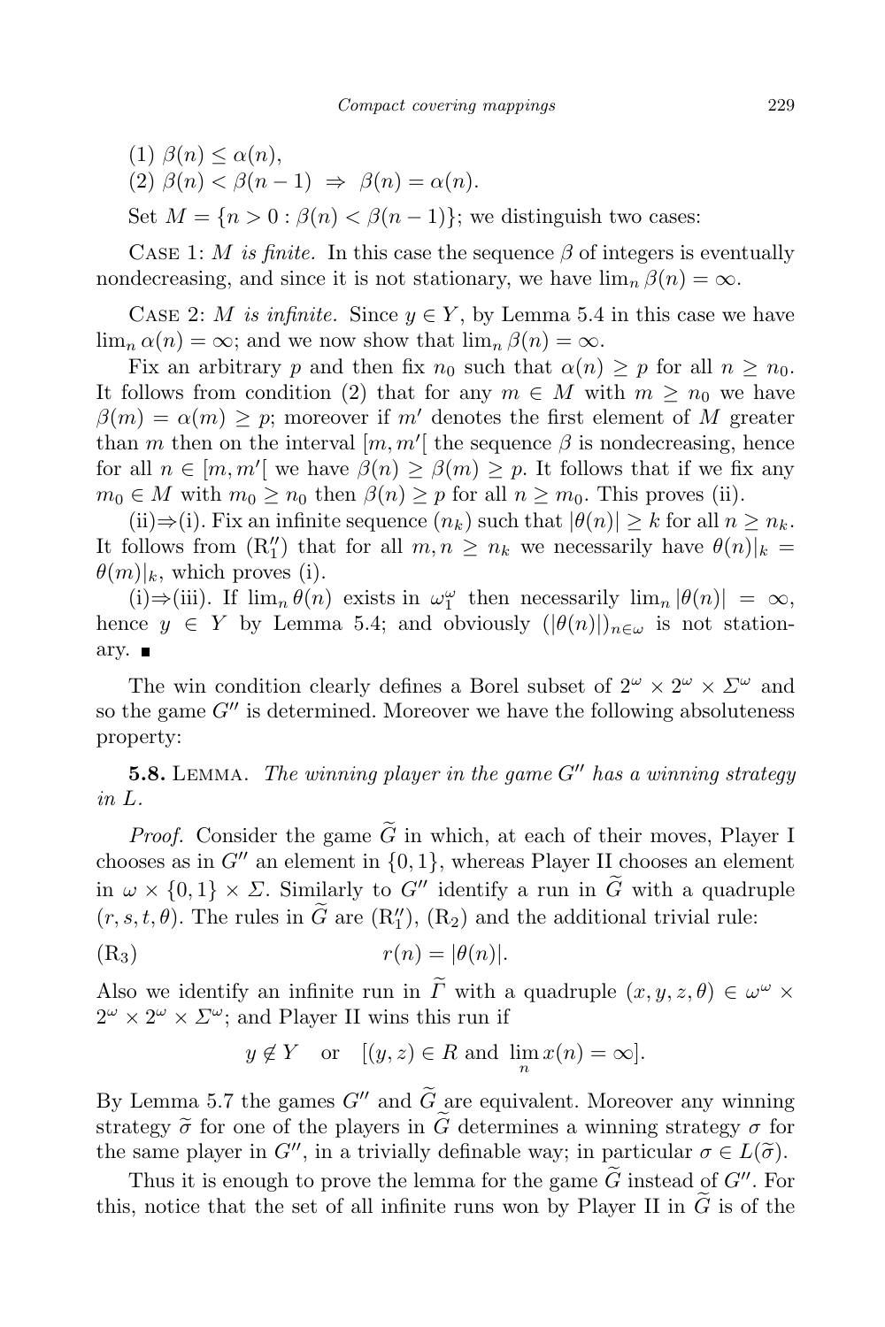(1) $\beta(n) \leq \alpha(n)$,

(2) $\beta(n) < \beta(n-1) \Rightarrow \beta(n) = \alpha(n)$.

Set $M = \{n > 0 : \beta(n) < \beta(n-1)\}$; we distinguish two cases:

Case 1: *$M$ is finite.* In this case the sequence $\beta$ of integers is eventually nondecreasing, and since it is not stationary, we have $\lim_n \beta(n) = \infty$.

Case 2: *$M$ is infinite.* Since $y \in Y$, by Lemma 5.4 in this case we have $\lim_n \alpha(n) = \infty$; and we now show that $\lim_n \beta(n) = \infty$.

Fix an arbitrary $p$ and then fix $n_0$ such that $\alpha(n) \geq p$ for all $n \geq n_0$. It follows from condition (2) that for any $m \in M$ with $m \geq n_0$ we have $\beta(m) = \alpha(m) \geq p$; moreover if $m'$ denotes the first element of $M$ greater than $m$ then on the interval $[m, m'[$ the sequence $\beta$ is nondecreasing, hence for all $n \in [m, m'[$ we have $\beta(n) \geq \beta(m) \geq p$. It follows that if we fix any $m_0 \in M$ with $m_0 \geq n_0$ then $\beta(n) \geq p$ for all $n \geq m_0$. This proves (ii).

(ii)⇒(i). Fix an infinite sequence $(n_k)$ such that $|\theta(n)| \geq k$ for all $n \geq n_k$. It follows from $(\mathrm{R}_1'')$ that for all $m, n \geq n_k$ we necessarily have $\theta(n)|_k = \theta(m)|_k$, which proves (i).

(i)⇒(iii). If $\lim_n \theta(n)$ exists in $\omega_1^\omega$ then necessarily $\lim_n |\theta(n)| = \infty$, hence $y \in Y$ by Lemma 5.4; and obviously $(|\theta(n)|)_{n\in\omega}$ is not stationary. ∎

The win condition clearly defines a Borel subset of $2^\omega \times 2^\omega \times \Sigma^\omega$ and so the game $G''$ is determined. Moreover we have the following absoluteness property:

**5.8.** Lemma. *The winning player in the game $G''$ has a winning strategy in $L$.*

*Proof.* Consider the game $\widetilde{G}$ in which, at each of their moves, Player I chooses as in $G''$ an element in $\{0,1\}$, whereas Player II chooses an element in $\omega \times \{0,1\} \times \Sigma$. Similarly to $G''$ identify a run in $\widetilde{G}$ with a quadruple $(r, s, t, \theta)$. The rules in $\widetilde{G}$ are $(\mathrm{R}_1'')$, $(\mathrm{R}_2)$ and the additional trivial rule:

$$(\mathrm{R}_3) \qquad\qquad r(n) = |\theta(n)|.$$

Also we identify an infinite run in $\widetilde{\Gamma}$ with a quadruple $(x, y, z, \theta) \in \omega^\omega \times 2^\omega \times 2^\omega \times \Sigma^\omega$; and Player II wins this run if

$$y \notin Y \quad \text{or} \quad [(y, z) \in R \text{ and } \lim_n x(n) = \infty].$$

By Lemma 5.7 the games $G''$ and $\widetilde{G}$ are equivalent. Moreover any winning strategy $\widetilde{\sigma}$ for one of the players in $\widetilde{G}$ determines a winning strategy $\sigma$ for the same player in $G''$, in a trivially definable way; in particular $\sigma \in L(\widetilde{\sigma})$.

Thus it is enough to prove the lemma for the game $\widetilde{G}$ instead of $G''$. For this, notice that the set of all infinite runs won by Player II in $\widetilde{G}$ is of the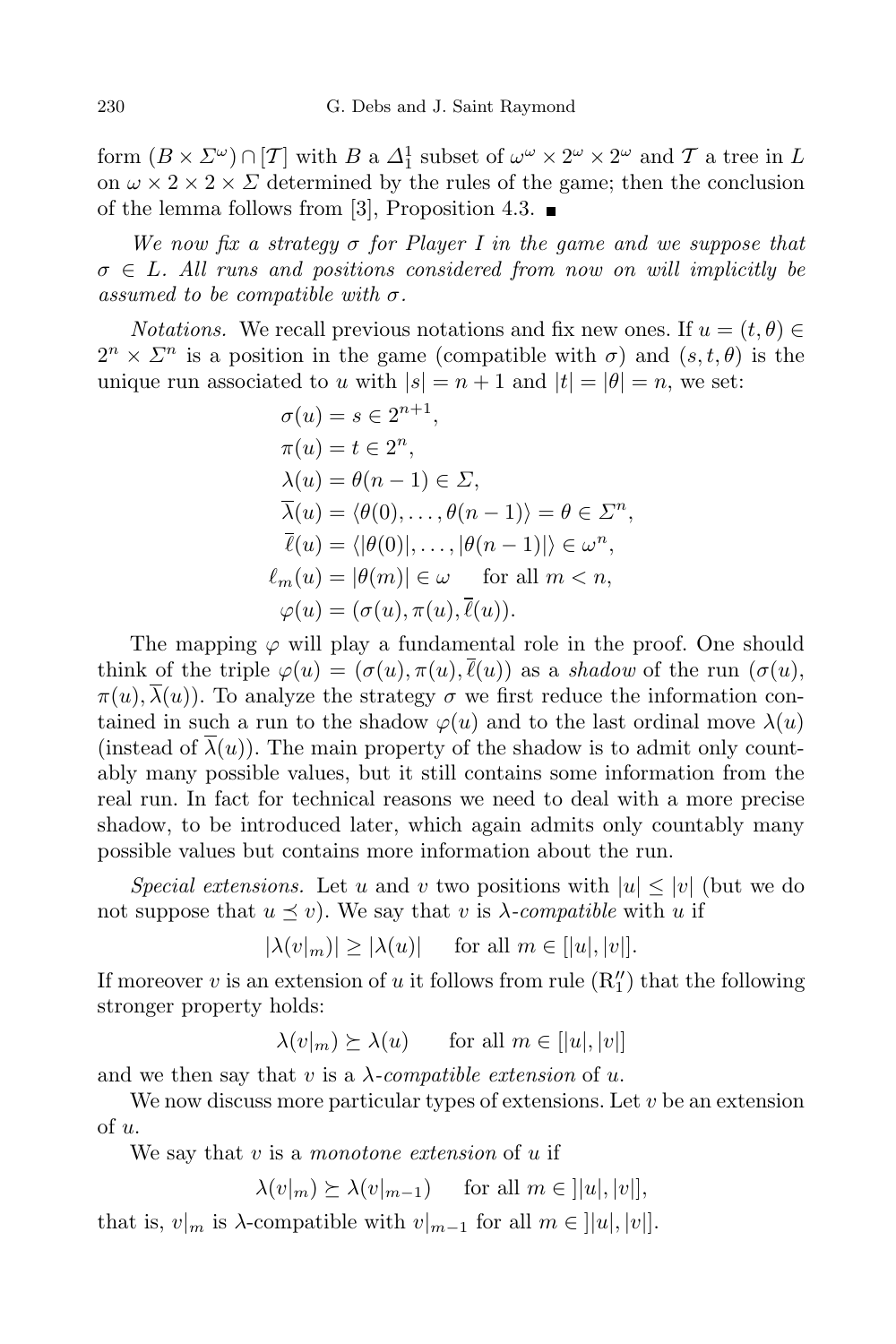form $(B \times \Sigma^\omega) \cap [\mathcal{T}]$ with $B$ a $\Delta^1_1$ subset of $\omega^\omega \times 2^\omega \times 2^\omega$ and $\mathcal{T}$ a tree in $L$ on $\omega \times 2 \times 2 \times \Sigma$ determined by the rules of the game; then the conclusion of the lemma follows from [3], Proposition 4.3. ■

*We now fix a strategy $\sigma$ for Player I in the game and we suppose that $\sigma \in L$. All runs and positions considered from now on will implicitly be assumed to be compatible with $\sigma$.*

*Notations.* We recall previous notations and fix new ones. If $u = (t, \theta) \in 2^n \times \Sigma^n$ is a position in the game (compatible with $\sigma$) and $(s, t, \theta)$ is the unique run associated to $u$ with $|s| = n + 1$ and $|t| = |\theta| = n$, we set:

$$\begin{aligned}
\sigma(u) &= s \in 2^{n+1},\\
\pi(u) &= t \in 2^n,\\
\lambda(u) &= \theta(n-1) \in \Sigma,\\
\overline{\lambda}(u) &= \langle \theta(0), \dots, \theta(n-1)\rangle = \theta \in \Sigma^n,\\
\overline{\ell}(u) &= \langle |\theta(0)|, \dots, |\theta(n-1)|\rangle \in \omega^n,\\
\ell_m(u) &= |\theta(m)| \in \omega \qquad \text{for all } m < n,\\
\varphi(u) &= (\sigma(u), \pi(u), \overline{\ell}(u)).
\end{aligned}$$

The mapping $\varphi$ will play a fundamental role in the proof. One should think of the triple $\varphi(u) = (\sigma(u), \pi(u), \overline{\ell}(u))$ as a *shadow* of the run $(\sigma(u), \pi(u), \overline{\lambda}(u))$. To analyze the strategy $\sigma$ we first reduce the information contained in such a run to the shadow $\varphi(u)$ and to the last ordinal move $\lambda(u)$ (instead of $\overline{\lambda}(u)$). The main property of the shadow is to admit only countably many possible values, but it still contains some information from the real run. In fact for technical reasons we need to deal with a more precise shadow, to be introduced later, which again admits only countably many possible values but contains more information about the run.

*Special extensions.* Let $u$ and $v$ two positions with $|u| \le |v|$ (but we do not suppose that $u \preceq v$). We say that $v$ is *$\lambda$-compatible* with $u$ if

$$|\lambda(v|_m)| \ge |\lambda(u)| \qquad \text{for all } m \in [|u|, |v|].$$

If moreover $v$ is an extension of $u$ it follows from rule $(\mathrm{R}_1'')$ that the following stronger property holds:

$$\lambda(v|_m) \succeq \lambda(u) \qquad \text{for all } m \in [|u|, |v|]$$

and we then say that $v$ is a *$\lambda$-compatible extension* of $u$.

We now discuss more particular types of extensions. Let $v$ be an extension of $u$.

We say that $v$ is a *monotone extension* of $u$ if

$$\lambda(v|_m) \succeq \lambda(v|_{m-1}) \qquad \text{for all } m \in ]|u|, |v|],$$

that is, $v|_m$ is $\lambda$-compatible with $v|_{m-1}$ for all $m \in ]|u|, |v|]$.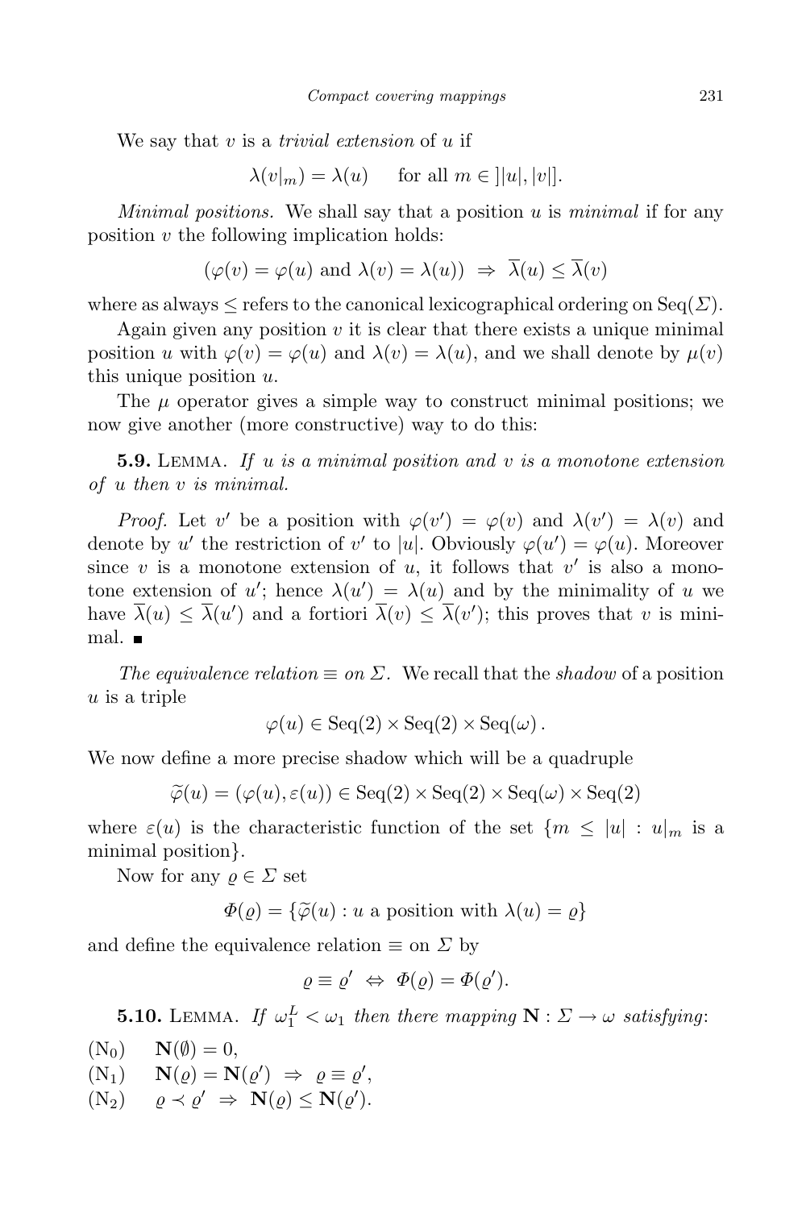We say that $v$ is a *trivial extension* of $u$ if

$$\lambda(v|_m) = \lambda(u) \qquad \text{for all } m \in ]|u|, |v|].$$

*Minimal positions.* We shall say that a position $u$ is *minimal* if for any position $v$ the following implication holds:

$$(\varphi(v) = \varphi(u) \text{ and } \lambda(v) = \lambda(u)) \;\Rightarrow\; \overline{\lambda}(u) \le \overline{\lambda}(v)$$

where as always $\le$ refers to the canonical lexicographical ordering on $\mathrm{Seq}(\Sigma)$.

Again given any position $v$ it is clear that there exists a unique minimal position $u$ with $\varphi(v) = \varphi(u)$ and $\lambda(v) = \lambda(u)$, and we shall denote by $\mu(v)$ this unique position $u$.

The $\mu$ operator gives a simple way to construct minimal positions; we now give another (more constructive) way to do this:

**5.9.** Lemma. *If $u$ is a minimal position and $v$ is a monotone extension of $u$ then $v$ is minimal.*

*Proof.* Let $v'$ be a position with $\varphi(v') = \varphi(v)$ and $\lambda(v') = \lambda(v)$ and denote by $u'$ the restriction of $v'$ to $|u|$. Obviously $\varphi(u') = \varphi(u)$. Moreover since $v$ is a monotone extension of $u$, it follows that $v'$ is also a monotone extension of $u'$; hence $\lambda(u') = \lambda(u)$ and by the minimality of $u$ we have $\overline{\lambda}(u) \le \overline{\lambda}(u')$ and a fortiori $\overline{\lambda}(v) \le \overline{\lambda}(v')$; this proves that $v$ is minimal. ∎

*The equivalence relation $\equiv$ on $\Sigma$.* We recall that the *shadow* of a position $u$ is a triple

$$\varphi(u) \in \mathrm{Seq}(2) \times \mathrm{Seq}(2) \times \mathrm{Seq}(\omega)\,.$$

We now define a more precise shadow which will be a quadruple

$$\widetilde{\varphi}(u) = (\varphi(u), \varepsilon(u)) \in \mathrm{Seq}(2) \times \mathrm{Seq}(2) \times \mathrm{Seq}(\omega) \times \mathrm{Seq}(2)$$

where $\varepsilon(u)$ is the characteristic function of the set $\{m \le |u| : u|_m$ is a minimal position$\}$.

Now for any $\varrho \in \Sigma$ set

$$\Phi(\varrho) = \{\widetilde{\varphi}(u) : u \text{ a position with } \lambda(u) = \varrho\}$$

and define the equivalence relation $\equiv$ on $\Sigma$ by

$$\varrho \equiv \varrho' \;\Leftrightarrow\; \Phi(\varrho) = \Phi(\varrho').$$

**5.10.** Lemma. *If $\omega_1^L < \omega_1$ then there mapping $\mathbf{N} : \Sigma \to \omega$ satisfying*:

($\mathrm{N}_0$) $\quad \mathbf{N}(\emptyset) = 0$,

($\mathrm{N}_1$) $\quad \mathbf{N}(\varrho) = \mathbf{N}(\varrho') \;\Rightarrow\; \varrho \equiv \varrho'$,

($\mathrm{N}_2$) $\quad \varrho \prec \varrho' \;\Rightarrow\; \mathbf{N}(\varrho) \le \mathbf{N}(\varrho')$.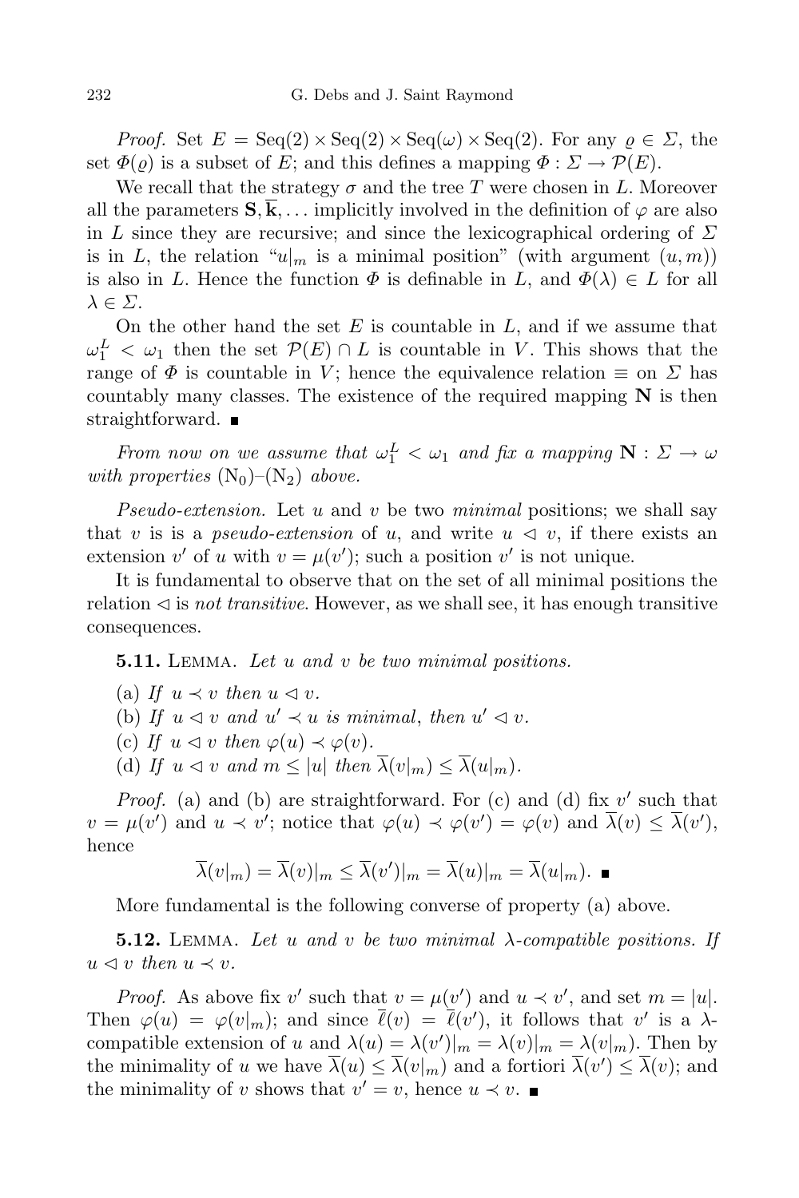*Proof.* Set $E = \mathrm{Seq}(2) \times \mathrm{Seq}(2) \times \mathrm{Seq}(\omega) \times \mathrm{Seq}(2)$. For any $\varrho \in \Sigma$, the set $\Phi(\varrho)$ is a subset of $E$; and this defines a mapping $\Phi : \Sigma \to \mathcal{P}(E)$.

We recall that the strategy $\sigma$ and the tree $T$ were chosen in $L$. Moreover all the parameters $\mathbf{S}, \overline{\mathbf{k}}, \ldots$ implicitly involved in the definition of $\varphi$ are also in $L$ since they are recursive; and since the lexicographical ordering of $\Sigma$ is in $L$, the relation "$u|_m$ is a minimal position" (with argument $(u, m)$) is also in $L$. Hence the function $\Phi$ is definable in $L$, and $\Phi(\lambda) \in L$ for all $\lambda \in \Sigma$.

On the other hand the set $E$ is countable in $L$, and if we assume that $\omega_1^L < \omega_1$ then the set $\mathcal{P}(E) \cap L$ is countable in $V$. This shows that the range of $\Phi$ is countable in $V$; hence the equivalence relation $\equiv$ on $\Sigma$ has countably many classes. The existence of the required mapping $\mathbf{N}$ is then straightforward. ∎

*From now on we assume that* $\omega_1^L < \omega_1$ *and fix a mapping* $\mathbf{N} : \Sigma \to \omega$ *with properties* $(\mathrm{N}_0)$–$(\mathrm{N}_2)$ *above.*

*Pseudo-extension.* Let $u$ and $v$ be two *minimal* positions; we shall say that $v$ is is a *pseudo-extension* of $u$, and write $u \lhd v$, if there exists an extension $v'$ of $u$ with $v = \mu(v')$; such a position $v'$ is not unique.

It is fundamental to observe that on the set of all minimal positions the relation $\lhd$ is *not transitive*. However, as we shall see, it has enough transitive consequences.

**5.11.** Lemma. *Let $u$ and $v$ be two minimal positions.*

(a) *If $u \prec v$ then $u \lhd v$.*
(b) *If $u \lhd v$ and $u' \prec u$ is minimal, then $u' \lhd v$.*
(c) *If $u \lhd v$ then $\varphi(u) \prec \varphi(v)$.*
(d) *If $u \lhd v$ and $m \le |u|$ then $\overline{\lambda}(v|_m) \le \overline{\lambda}(u|_m)$.*

*Proof.* (a) and (b) are straightforward. For (c) and (d) fix $v'$ such that $v = \mu(v')$ and $u \prec v'$; notice that $\varphi(u) \prec \varphi(v') = \varphi(v)$ and $\overline{\lambda}(v) \le \overline{\lambda}(v')$, hence

$$\overline{\lambda}(v|_m) = \overline{\lambda}(v)|_m \le \overline{\lambda}(v')|_m = \overline{\lambda}(u)|_m = \overline{\lambda}(u|_m). \; ∎$$

More fundamental is the following converse of property (a) above.

**5.12.** Lemma. *Let $u$ and $v$ be two minimal $\lambda$-compatible positions. If $u \lhd v$ then $u \prec v$.*

*Proof.* As above fix $v'$ such that $v = \mu(v')$ and $u \prec v'$, and set $m = |u|$. Then $\varphi(u) = \varphi(v|_m)$; and since $\overline{\ell}(v) = \overline{\ell}(v')$, it follows that $v'$ is a $\lambda$-compatible extension of $u$ and $\lambda(u) = \lambda(v')|_m = \lambda(v)|_m = \lambda(v|_m)$. Then by the minimality of $u$ we have $\overline{\lambda}(u) \le \overline{\lambda}(v|_m)$ and a fortiori $\overline{\lambda}(v') \le \overline{\lambda}(v)$; and the minimality of $v$ shows that $v' = v$, hence $u \prec v$. ∎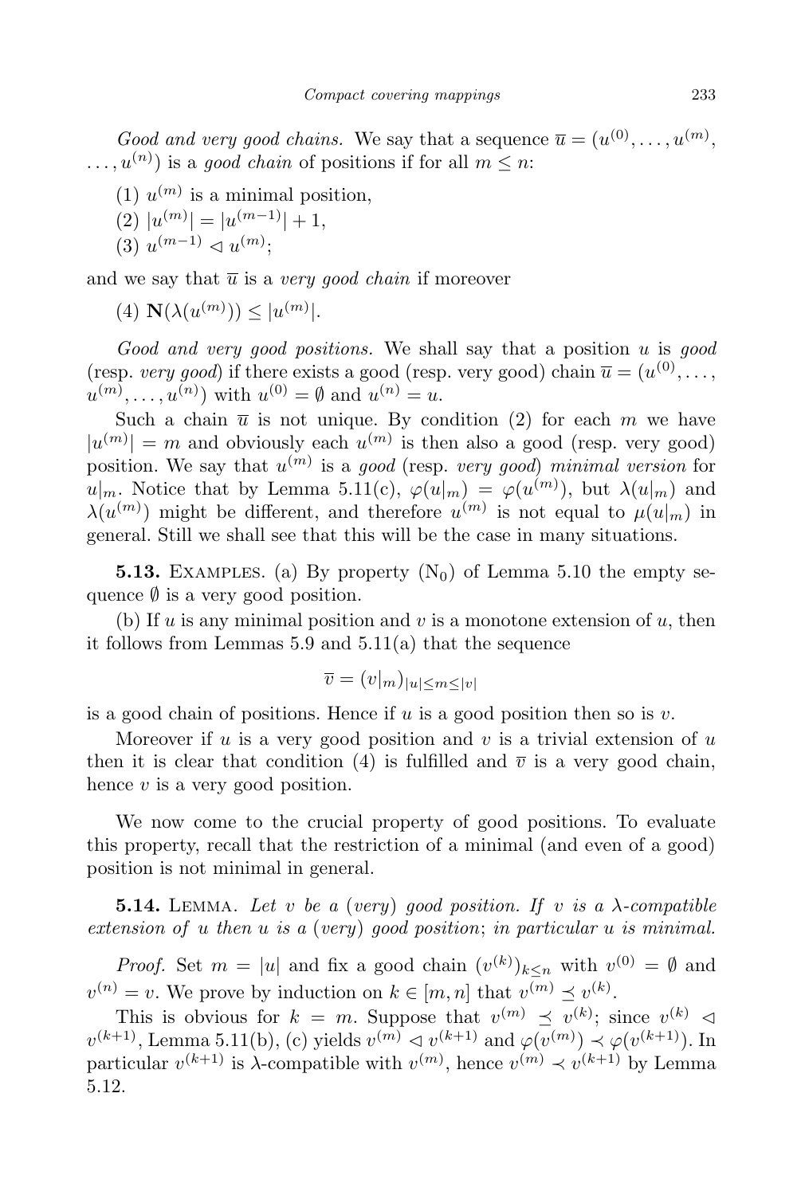*Good and very good chains.* We say that a sequence $\overline{u} = (u^{(0)}, \dots, u^{(m)}, \dots, u^{(n)})$ is a *good chain* of positions if for all $m \le n$:

(1) $u^{(m)}$ is a minimal position,

(2) $|u^{(m)}| = |u^{(m-1)}| + 1$,

(3) $u^{(m-1)} \lhd u^{(m)}$;

and we say that $\overline{u}$ is a *very good chain* if moreover

(4) $\mathbf{N}(\lambda(u^{(m)})) \le |u^{(m)}|$.

*Good and very good positions.* We shall say that a position $u$ is *good* (resp. *very good*) if there exists a good (resp. very good) chain $\overline{u} = (u^{(0)}, \dots, u^{(m)}, \dots, u^{(n)})$ with $u^{(0)} = \emptyset$ and $u^{(n)} = u$.

Such a chain $\overline{u}$ is not unique. By condition (2) for each $m$ we have $|u^{(m)}| = m$ and obviously each $u^{(m)}$ is then also a good (resp. very good) position. We say that $u^{(m)}$ is a *good* (resp. *very good*) *minimal version* for $u|_m$. Notice that by Lemma 5.11(c), $\varphi(u|_m) = \varphi(u^{(m)})$, but $\lambda(u|_m)$ and $\lambda(u^{(m)})$ might be different, and therefore $u^{(m)}$ is not equal to $\mu(u|_m)$ in general. Still we shall see that this will be the case in many situations.

**5.13.** Examples. (a) By property $(\mathrm{N}_0)$ of Lemma 5.10 the empty sequence $\emptyset$ is a very good position.

(b) If $u$ is any minimal position and $v$ is a monotone extension of $u$, then it follows from Lemmas 5.9 and 5.11(a) that the sequence

$$\overline{v} = (v|_m)_{|u| \le m \le |v|}$$

is a good chain of positions. Hence if $u$ is a good position then so is $v$.

Moreover if $u$ is a very good position and $v$ is a trivial extension of $u$ then it is clear that condition (4) is fulfilled and $\overline{v}$ is a very good chain, hence $v$ is a very good position.

We now come to the crucial property of good positions. To evaluate this property, recall that the restriction of a minimal (and even of a good) position is not minimal in general.

**5.14.** Lemma. *Let $v$ be a* (*very*) *good position. If $v$ is a $\lambda$-compatible extension of $u$ then $u$ is a* (*very*) *good position*; *in particular $u$ is minimal.*

*Proof.* Set $m = |u|$ and fix a good chain $(v^{(k)})_{k \le n}$ with $v^{(0)} = \emptyset$ and $v^{(n)} = v$. We prove by induction on $k \in [m, n]$ that $v^{(m)} \preceq v^{(k)}$.

This is obvious for $k = m$. Suppose that $v^{(m)} \preceq v^{(k)}$; since $v^{(k)} \lhd v^{(k+1)}$, Lemma 5.11(b), (c) yields $v^{(m)} \lhd v^{(k+1)}$ and $\varphi(v^{(m)}) \prec \varphi(v^{(k+1)})$. In particular $v^{(k+1)}$ is $\lambda$-compatible with $v^{(m)}$, hence $v^{(m)} \prec v^{(k+1)}$ by Lemma 5.12.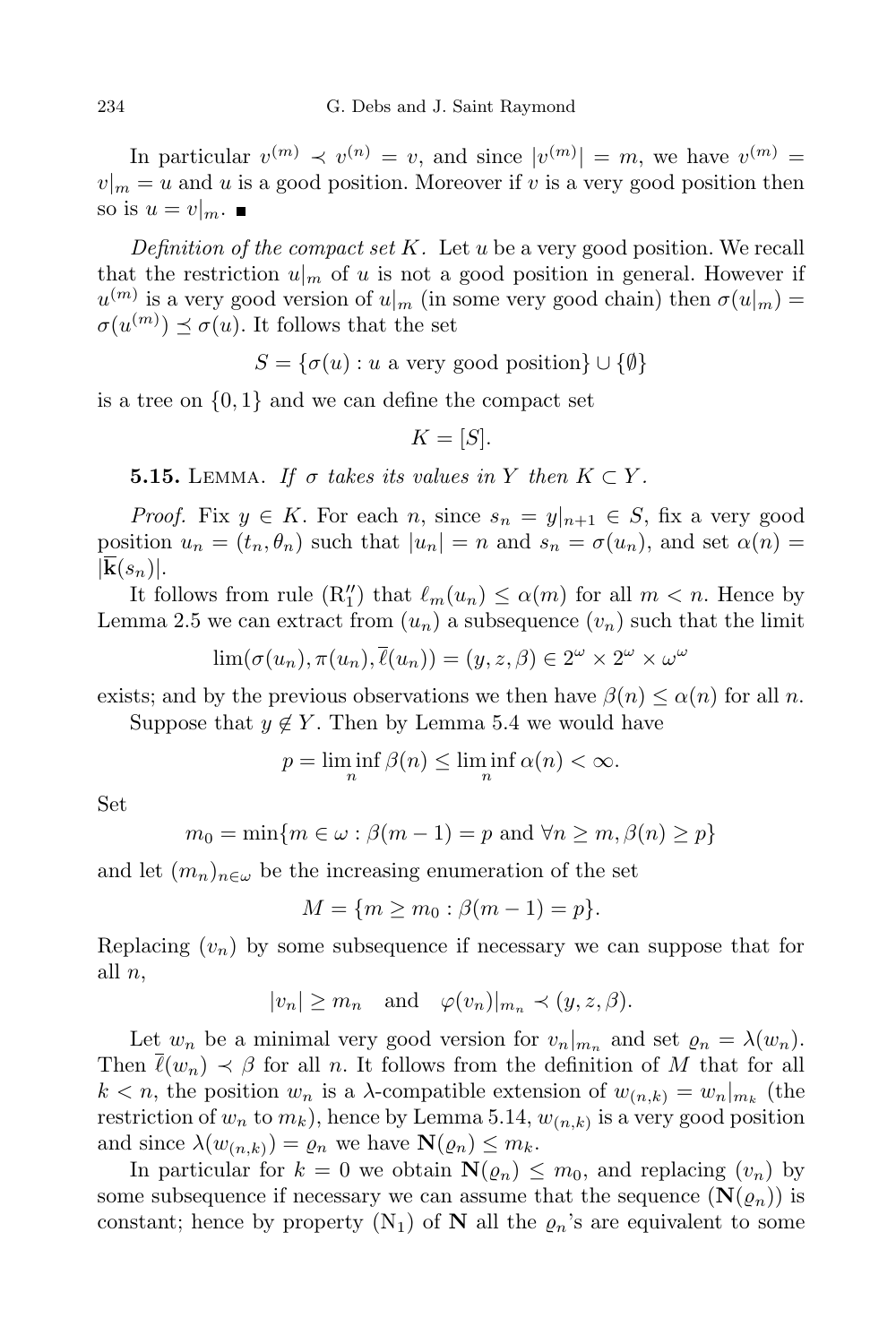In particular $v^{(m)} \prec v^{(n)} = v$, and since $|v^{(m)}| = m$, we have $v^{(m)} = v|_m = u$ and $u$ is a good position. Moreover if $v$ is a very good position then so is $u = v|_m$. ■

*Definition of the compact set $K$.* Let $u$ be a very good position. We recall that the restriction $u|_m$ of $u$ is not a good position in general. However if $u^{(m)}$ is a very good version of $u|_m$ (in some very good chain) then $\sigma(u|_m) = \sigma(u^{(m)}) \preceq \sigma(u)$. It follows that the set

$$S = \{\sigma(u) : u \text{ a very good position}\} \cup \{\emptyset\}$$

is a tree on $\{0,1\}$ and we can define the compact set

$$K = [S].$$

**5.15.** Lemma. *If $\sigma$ takes its values in $Y$ then $K \subset Y$.*

*Proof.* Fix $y \in K$. For each $n$, since $s_n = y|_{n+1} \in S$, fix a very good position $u_n = (t_n, \theta_n)$ such that $|u_n| = n$ and $s_n = \sigma(u_n)$, and set $\alpha(n) = |\overline{\mathbf{k}}(s_n)|$.

It follows from rule $(\mathrm{R}_1'')$ that $\ell_m(u_n) \leq \alpha(m)$ for all $m < n$. Hence by Lemma 2.5 we can extract from $(u_n)$ a subsequence $(v_n)$ such that the limit

$$\lim(\sigma(u_n), \pi(u_n), \overline{\ell}(u_n)) = (y, z, \beta) \in 2^\omega \times 2^\omega \times \omega^\omega$$

exists; and by the previous observations we then have $\beta(n) \leq \alpha(n)$ for all $n$.

Suppose that $y \notin Y$. Then by Lemma 5.4 we would have

$$p = \liminf_n \beta(n) \leq \liminf_n \alpha(n) < \infty.$$

Set

$$m_0 = \min\{m \in \omega : \beta(m-1) = p \text{ and } \forall n \geq m, \beta(n) \geq p\}$$

and let $(m_n)_{n\in\omega}$ be the increasing enumeration of the set

$$M = \{m \geq m_0 : \beta(m-1) = p\}.$$

Replacing $(v_n)$ by some subsequence if necessary we can suppose that for all $n$,

$$|v_n| \geq m_n \quad \text{and} \quad \varphi(v_n)|_{m_n} \prec (y, z, \beta).$$

Let $w_n$ be a minimal very good version for $v_n|_{m_n}$ and set $\varrho_n = \lambda(w_n)$. Then $\overline{\ell}(w_n) \prec \beta$ for all $n$. It follows from the definition of $M$ that for all $k < n$, the position $w_n$ is a $\lambda$-compatible extension of $w_{(n,k)} = w_n|_{m_k}$ (the restriction of $w_n$ to $m_k$), hence by Lemma 5.14, $w_{(n,k)}$ is a very good position and since $\lambda(w_{(n,k)}) = \varrho_n$ we have $\mathbf{N}(\varrho_n) \leq m_k$.

In particular for $k = 0$ we obtain $\mathbf{N}(\varrho_n) \leq m_0$, and replacing $(v_n)$ by some subsequence if necessary we can assume that the sequence $(\mathbf{N}(\varrho_n))$ is constant; hence by property $(\mathrm{N}_1)$ of $\mathbf{N}$ all the $\varrho_n$'s are equivalent to some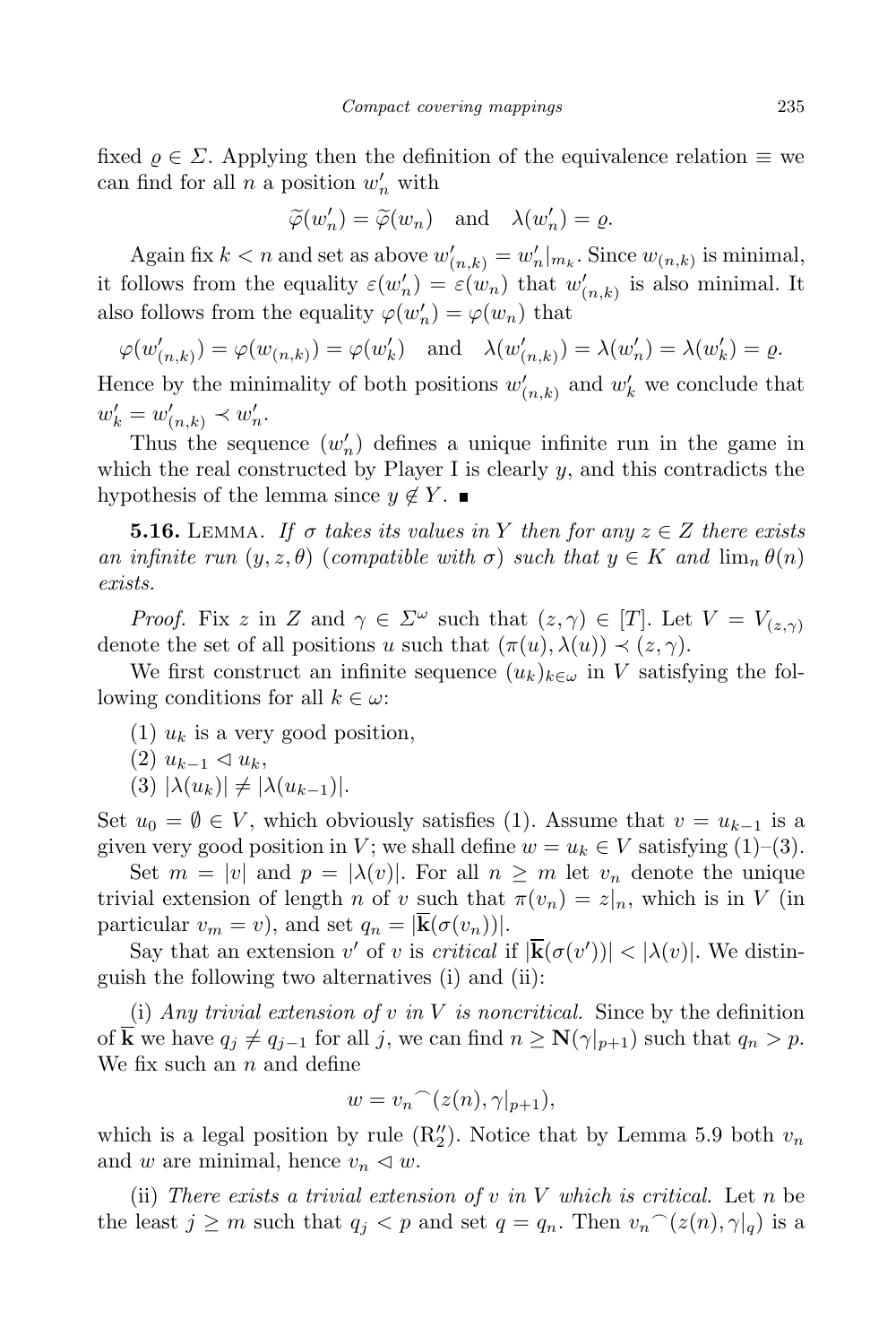fixed $\varrho \in \Sigma$. Applying then the definition of the equivalence relation $\equiv$ we can find for all $n$ a position $w'_n$ with

$$\widetilde{\varphi}(w'_n) = \widetilde{\varphi}(w_n) \quad \text{and} \quad \lambda(w'_n) = \varrho.$$

Again fix $k < n$ and set as above $w'_{(n,k)} = w'_n|_{m_k}$. Since $w_{(n,k)}$ is minimal, it follows from the equality $\varepsilon(w'_n) = \varepsilon(w_n)$ that $w'_{(n,k)}$ is also minimal. It also follows from the equality $\varphi(w'_n) = \varphi(w_n)$ that

$$\varphi(w'_{(n,k)}) = \varphi(w_{(n,k)}) = \varphi(w'_k) \quad \text{and} \quad \lambda(w'_{(n,k)}) = \lambda(w'_n) = \lambda(w'_k) = \varrho.$$

Hence by the minimality of both positions $w'_{(n,k)}$ and $w'_k$ we conclude that $w'_k = w'_{(n,k)} \prec w'_n$.

Thus the sequence $(w'_n)$ defines a unique infinite run in the game in which the real constructed by Player I is clearly $y$, and this contradicts the hypothesis of the lemma since $y \notin Y$. ■

**5.16.** Lemma. *If $\sigma$ takes its values in $Y$ then for any $z \in Z$ there exists an infinite run $(y, z, \theta)$ (compatible with $\sigma$) such that $y \in K$ and $\lim_n \theta(n)$ exists.*

*Proof.* Fix $z$ in $Z$ and $\gamma \in \Sigma^\omega$ such that $(z, \gamma) \in [T]$. Let $V = V_{(z,\gamma)}$ denote the set of all positions $u$ such that $(\pi(u), \lambda(u)) \prec (z, \gamma)$.

We first construct an infinite sequence $(u_k)_{k\in\omega}$ in $V$ satisfying the following conditions for all $k \in \omega$:

(1) $u_k$ is a very good position,

(2) $u_{k-1} \lhd u_k$,

(3) $|\lambda(u_k)| \neq |\lambda(u_{k-1})|$.

Set $u_0 = \emptyset \in V$, which obviously satisfies (1). Assume that $v = u_{k-1}$ is a given very good position in $V$; we shall define $w = u_k \in V$ satisfying (1)–(3).

Set $m = |v|$ and $p = |\lambda(v)|$. For all $n \geq m$ let $v_n$ denote the unique trivial extension of length $n$ of $v$ such that $\pi(v_n) = z|_n$, which is in $V$ (in particular $v_m = v$), and set $q_n = |\overline{\mathbf{k}}(\sigma(v_n))|$.

Say that an extension $v'$ of $v$ is *critical* if $|\overline{\mathbf{k}}(\sigma(v'))| < |\lambda(v)|$. We distinguish the following two alternatives (i) and (ii):

(i) *Any trivial extension of $v$ in $V$ is noncritical.* Since by the definition of $\overline{\mathbf{k}}$ we have $q_j \neq q_{j-1}$ for all $j$, we can find $n \geq \mathbf{N}(\gamma|_{p+1})$ such that $q_n > p$. We fix such an $n$ and define

$$w = v_n{}^\frown(z(n), \gamma|_{p+1}),$$

which is a legal position by rule ($\mathrm{R}''_2$). Notice that by Lemma 5.9 both $v_n$ and $w$ are minimal, hence $v_n \lhd w$.

(ii) *There exists a trivial extension of $v$ in $V$ which is critical.* Let $n$ be the least $j \geq m$ such that $q_j < p$ and set $q = q_n$. Then $v_n{}^\frown(z(n), \gamma|_q)$ is a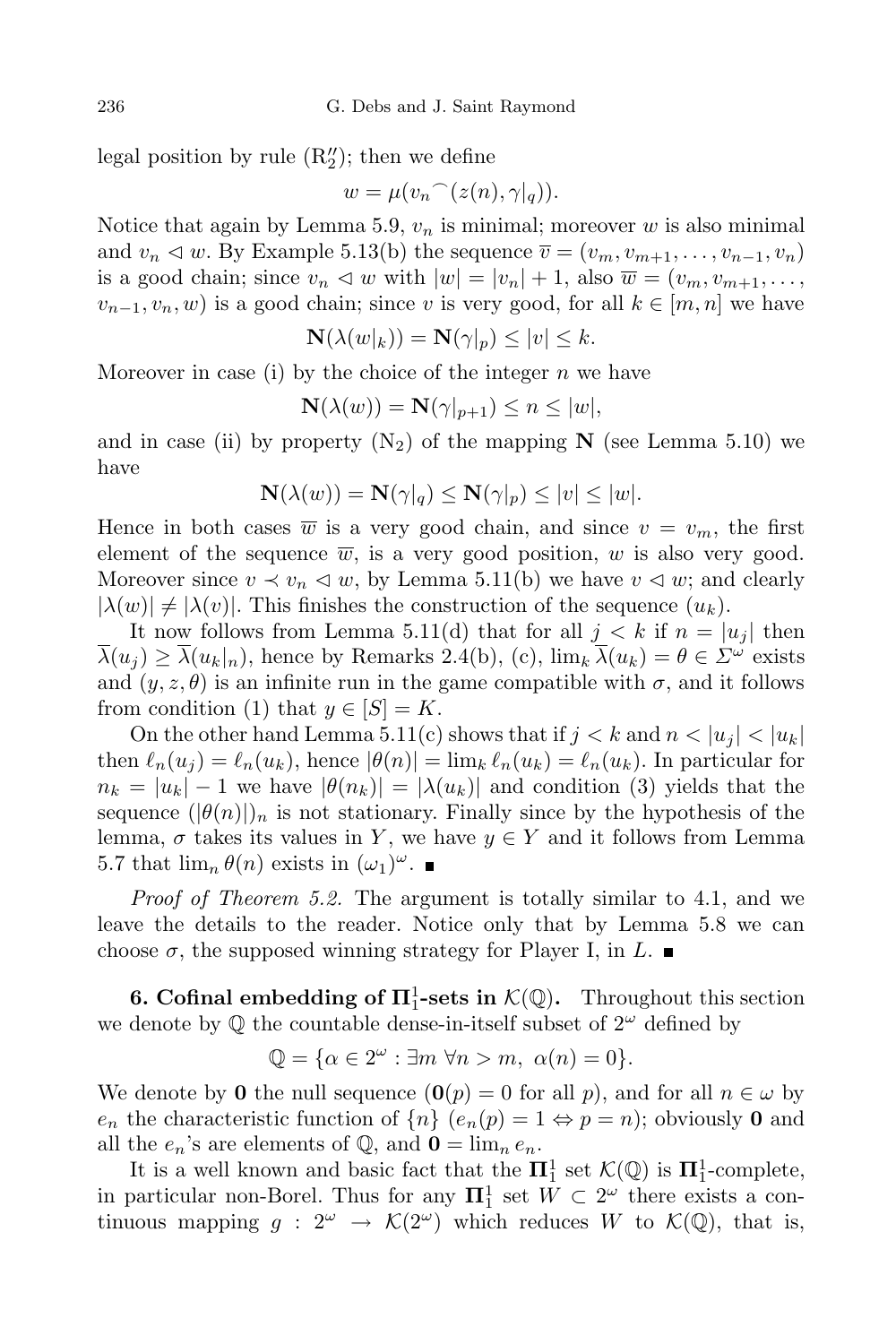legal position by rule $(\mathrm{R}_2'')$; then we define

$$w = \mu(v_n{}^\frown(z(n), \gamma|_q)).$$

Notice that again by Lemma 5.9, $v_n$ is minimal; moreover $w$ is also minimal and $v_n \lhd w$. By Example 5.13(b) the sequence $\overline{v} = (v_m, v_{m+1}, \ldots, v_{n-1}, v_n)$ is a good chain; since $v_n \lhd w$ with $|w| = |v_n| + 1$, also $\overline{w} = (v_m, v_{m+1}, \ldots, v_{n-1}, v_n, w)$ is a good chain; since $v$ is very good, for all $k \in [m, n]$ we have

$$\mathbf{N}(\lambda(w|_k)) = \mathbf{N}(\gamma|_p) \le |v| \le k.$$

Moreover in case (i) by the choice of the integer $n$ we have

$$\mathbf{N}(\lambda(w)) = \mathbf{N}(\gamma|_{p+1}) \le n \le |w|,$$

and in case (ii) by property $(\mathrm{N}_2)$ of the mapping $\mathbf{N}$ (see Lemma 5.10) we have

$$\mathbf{N}(\lambda(w)) = \mathbf{N}(\gamma|_q) \le \mathbf{N}(\gamma|_p) \le |v| \le |w|.$$

Hence in both cases $\overline{w}$ is a very good chain, and since $v = v_m$, the first element of the sequence $\overline{w}$, is a very good position, $w$ is also very good. Moreover since $v \prec v_n \lhd w$, by Lemma 5.11(b) we have $v \lhd w$; and clearly $|\lambda(w)| \ne |\lambda(v)|$. This finishes the construction of the sequence $(u_k)$.

It now follows from Lemma 5.11(d) that for all $j < k$ if $n = |u_j|$ then $\overline{\lambda}(u_j) \ge \overline{\lambda}(u_k|_n)$, hence by Remarks 2.4(b), (c), $\lim_k \overline{\lambda}(u_k) = \theta \in \Sigma^\omega$ exists and $(y, z, \theta)$ is an infinite run in the game compatible with $\sigma$, and it follows from condition (1) that $y \in [S] = K$.

On the other hand Lemma 5.11(c) shows that if $j < k$ and $n < |u_j| < |u_k|$ then $\ell_n(u_j) = \ell_n(u_k)$, hence $|\theta(n)| = \lim_k \ell_n(u_k) = \ell_n(u_k)$. In particular for $n_k = |u_k| - 1$ we have $|\theta(n_k)| = |\lambda(u_k)|$ and condition (3) yields that the sequence $(|\theta(n)|)_n$ is not stationary. Finally since by the hypothesis of the lemma, $\sigma$ takes its values in $Y$, we have $y \in Y$ and it follows from Lemma 5.7 that $\lim_n \theta(n)$ exists in $(\omega_1)^\omega$. ■

*Proof of Theorem 5.2.* The argument is totally similar to 4.1, and we leave the details to the reader. Notice only that by Lemma 5.8 we can choose $\sigma$, the supposed winning strategy for Player I, in $L$. ■

**6. Cofinal embedding of $\mathbf{\Pi}_1^1$-sets in $\mathcal{K}(\mathbb{Q})$.** Throughout this section we denote by $\mathbb{Q}$ the countable dense-in-itself subset of $2^\omega$ defined by

$$\mathbb{Q} = \{\alpha \in 2^\omega : \exists m\ \forall n > m,\ \alpha(n) = 0\}.$$

We denote by $\mathbf{0}$ the null sequence ($\mathbf{0}(p) = 0$ for all $p$), and for all $n \in \omega$ by $e_n$ the characteristic function of $\{n\}$ ($e_n(p) = 1 \Leftrightarrow p = n$); obviously $\mathbf{0}$ and all the $e_n$'s are elements of $\mathbb{Q}$, and $\mathbf{0} = \lim_n e_n$.

It is a well known and basic fact that the $\mathbf{\Pi}_1^1$ set $\mathcal{K}(\mathbb{Q})$ is $\mathbf{\Pi}_1^1$-complete, in particular non-Borel. Thus for any $\mathbf{\Pi}_1^1$ set $W \subset 2^\omega$ there exists a continuous mapping $g : 2^\omega \to \mathcal{K}(2^\omega)$ which reduces $W$ to $\mathcal{K}(\mathbb{Q})$, that is,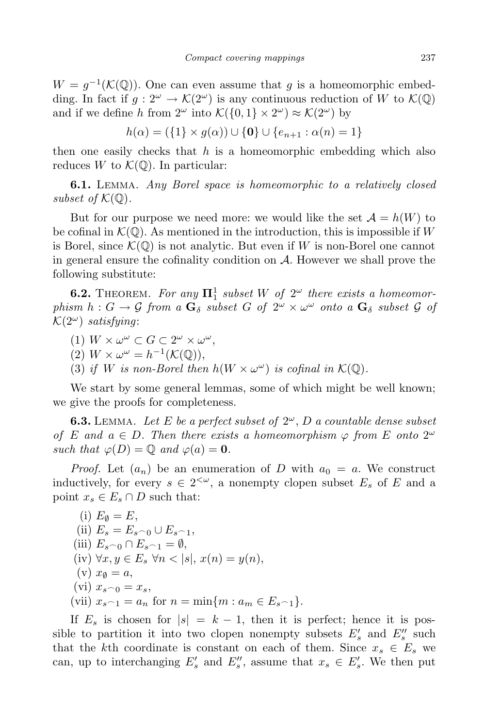$W = g^{-1}(\mathcal{K}(\mathbb{Q}))$. One can even assume that $g$ is a homeomorphic embedding. In fact if $g : 2^\omega \to \mathcal{K}(2^\omega)$ is any continuous reduction of $W$ to $\mathcal{K}(\mathbb{Q})$ and if we define $h$ from $2^\omega$ into $\mathcal{K}(\{0,1\} \times 2^\omega) \approx \mathcal{K}(2^\omega)$ by

$$h(\alpha) = (\{1\} \times g(\alpha)) \cup \{\mathbf{0}\} \cup \{e_{n+1} : \alpha(n) = 1\}$$

then one easily checks that $h$ is a homeomorphic embedding which also reduces $W$ to $\mathcal{K}(\mathbb{Q})$. In particular:

**6.1.** Lemma. *Any Borel space is homeomorphic to a relatively closed subset of* $\mathcal{K}(\mathbb{Q})$.

But for our purpose we need more: we would like the set $\mathcal{A} = h(W)$ to be cofinal in $\mathcal{K}(\mathbb{Q})$. As mentioned in the introduction, this is impossible if $W$ is Borel, since $\mathcal{K}(\mathbb{Q})$ is not analytic. But even if $W$ is non-Borel one cannot in general ensure the cofinality condition on $\mathcal{A}$. However we shall prove the following substitute:

**6.2.** Theorem. *For any* $\mathbf{\Pi}^1_1$ *subset* $W$ *of* $2^\omega$ *there exists a homeomorphism* $h : G \to \mathcal{G}$ *from a* $\mathbf{G}_\delta$ *subset* $G$ *of* $2^\omega \times \omega^\omega$ *onto a* $\mathbf{G}_\delta$ *subset* $\mathcal{G}$ *of* $\mathcal{K}(2^\omega)$ *satisfying*:

(1) $W \times \omega^\omega \subset G \subset 2^\omega \times \omega^\omega$,

(2) $W \times \omega^\omega = h^{-1}(\mathcal{K}(\mathbb{Q}))$,

(3) *if* $W$ *is non-Borel then* $h(W \times \omega^\omega)$ *is cofinal in* $\mathcal{K}(\mathbb{Q})$.

We start by some general lemmas, some of which might be well known; we give the proofs for completeness.

**6.3.** Lemma. *Let* $E$ *be a perfect subset of* $2^\omega$, $D$ *a countable dense subset of* $E$ *and* $a \in D$. *Then there exists a homeomorphism* $\varphi$ *from* $E$ *onto* $2^\omega$ *such that* $\varphi(D) = \mathbb{Q}$ *and* $\varphi(a) = \mathbf{0}$.

*Proof.* Let $(a_n)$ be an enumeration of $D$ with $a_0 = a$. We construct inductively, for every $s \in 2^{<\omega}$, a nonempty clopen subset $E_s$ of $E$ and a point $x_s \in E_s \cap D$ such that:

(i) $E_\emptyset = E$,

(ii) $E_s = E_{s\frown 0} \cup E_{s\frown 1}$,

(iii) $E_{s\frown 0} \cap E_{s\frown 1} = \emptyset$,

(iv) $\forall x, y \in E_s\ \forall n < |s|,\ x(n) = y(n)$,

(v) $x_\emptyset = a$,

(vi) $x_{s\frown 0} = x_s$,

(vii) $x_{s\frown 1} = a_n$ for $n = \min\{m : a_m \in E_{s\frown 1}\}$.

If $E_s$ is chosen for $|s| = k-1$, then it is perfect; hence it is possible to partition it into two clopen nonempty subsets $E'_s$ and $E''_s$ such that the $k$th coordinate is constant on each of them. Since $x_s \in E_s$ we can, up to interchanging $E'_s$ and $E''_s$, assume that $x_s \in E'_s$. We then put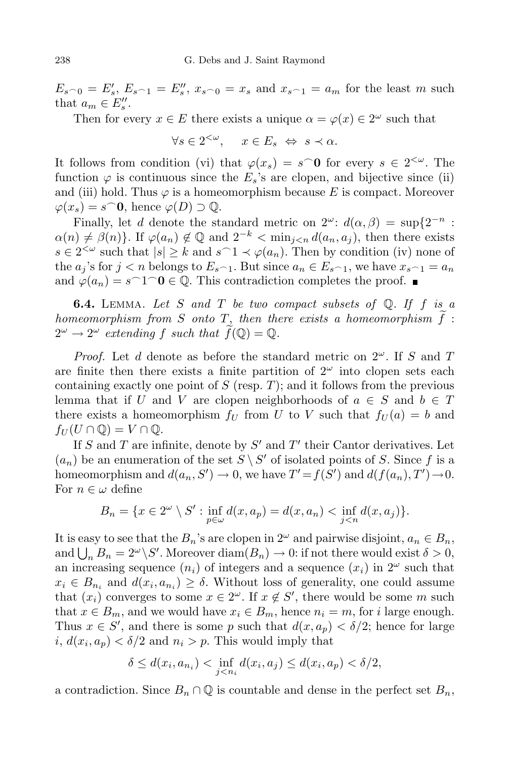$E_{s^\frown 0} = E'_s$, $E_{s^\frown 1} = E''_s$, $x_{s^\frown 0} = x_s$ and $x_{s^\frown 1} = a_m$ for the least $m$ such that $a_m \in E''_s$.

Then for every $x \in E$ there exists a unique $\alpha = \varphi(x) \in 2^\omega$ such that

$$\forall s \in 2^{<\omega}, \quad x \in E_s \Leftrightarrow s \prec \alpha.$$

It follows from condition (vi) that $\varphi(x_s) = s^\frown\mathbf{0}$ for every $s \in 2^{<\omega}$. The function $\varphi$ is continuous since the $E_s$'s are clopen, and bijective since (ii) and (iii) hold. Thus $\varphi$ is a homeomorphism because $E$ is compact. Moreover $\varphi(x_s) = s^\frown\mathbf{0}$, hence $\varphi(D) \supset \mathbb{Q}$.

Finally, let $d$ denote the standard metric on $2^\omega$: $d(\alpha, \beta) = \sup\{2^{-n} : \alpha(n) \neq \beta(n)\}$. If $\varphi(a_n) \notin \mathbb{Q}$ and $2^{-k} < \min_{j<n} d(a_n, a_j)$, then there exists $s \in 2^{<\omega}$ such that $|s| \geq k$ and $s^\frown 1 \prec \varphi(a_n)$. Then by condition (iv) none of the $a_j$'s for $j < n$ belongs to $E_{s^\frown 1}$. But since $a_n \in E_{s^\frown 1}$, we have $x_{s^\frown 1} = a_n$ and $\varphi(a_n) = s^\frown 1^\frown\mathbf{0} \in \mathbb{Q}$. This contradiction completes the proof. ∎

**6.4.** Lemma. *Let $S$ and $T$ be two compact subsets of $\mathbb{Q}$. If $f$ is a homeomorphism from $S$ onto $T$, then there exists a homeomorphism $\widetilde{f} : 2^\omega \to 2^\omega$ extending $f$ such that $\widetilde{f}(\mathbb{Q}) = \mathbb{Q}$.*

*Proof.* Let $d$ denote as before the standard metric on $2^\omega$. If $S$ and $T$ are finite then there exists a finite partition of $2^\omega$ into clopen sets each containing exactly one point of $S$ (resp. $T$); and it follows from the previous lemma that if $U$ and $V$ are clopen neighborhoods of $a \in S$ and $b \in T$ there exists a homeomorphism $f_U$ from $U$ to $V$ such that $f_U(a) = b$ and $f_U(U \cap \mathbb{Q}) = V \cap \mathbb{Q}$.

If $S$ and $T$ are infinite, denote by $S'$ and $T'$ their Cantor derivatives. Let $(a_n)$ be an enumeration of the set $S \setminus S'$ of isolated points of $S$. Since $f$ is a homeomorphism and $d(a_n, S') \to 0$, we have $T' = f(S')$ and $d(f(a_n), T') \to 0$. For $n \in \omega$ define

$$B_n = \{x \in 2^\omega \setminus S' : \inf_{p\in\omega} d(x, a_p) = d(x, a_n) < \inf_{j<n} d(x, a_j)\}.$$

It is easy to see that the $B_n$'s are clopen in $2^\omega$ and pairwise disjoint, $a_n \in B_n$, and $\bigcup_n B_n = 2^\omega \setminus S'$. Moreover $\operatorname{diam}(B_n) \to 0$: if not there would exist $\delta > 0$, an increasing sequence $(n_i)$ of integers and a sequence $(x_i)$ in $2^\omega$ such that $x_i \in B_{n_i}$ and $d(x_i, a_{n_i}) \geq \delta$. Without loss of generality, one could assume that $(x_i)$ converges to some $x \in 2^\omega$. If $x \notin S'$, there would be some $m$ such that $x \in B_m$, and we would have $x_i \in B_m$, hence $n_i = m$, for $i$ large enough. Thus $x \in S'$, and there is some $p$ such that $d(x, a_p) < \delta/2$; hence for large $i$, $d(x_i, a_p) < \delta/2$ and $n_i > p$. This would imply that

$$\delta \leq d(x_i, a_{n_i}) < \inf_{j<n_i} d(x_i, a_j) \leq d(x_i, a_p) < \delta/2,$$

a contradiction. Since $B_n \cap \mathbb{Q}$ is countable and dense in the perfect set $B_n$,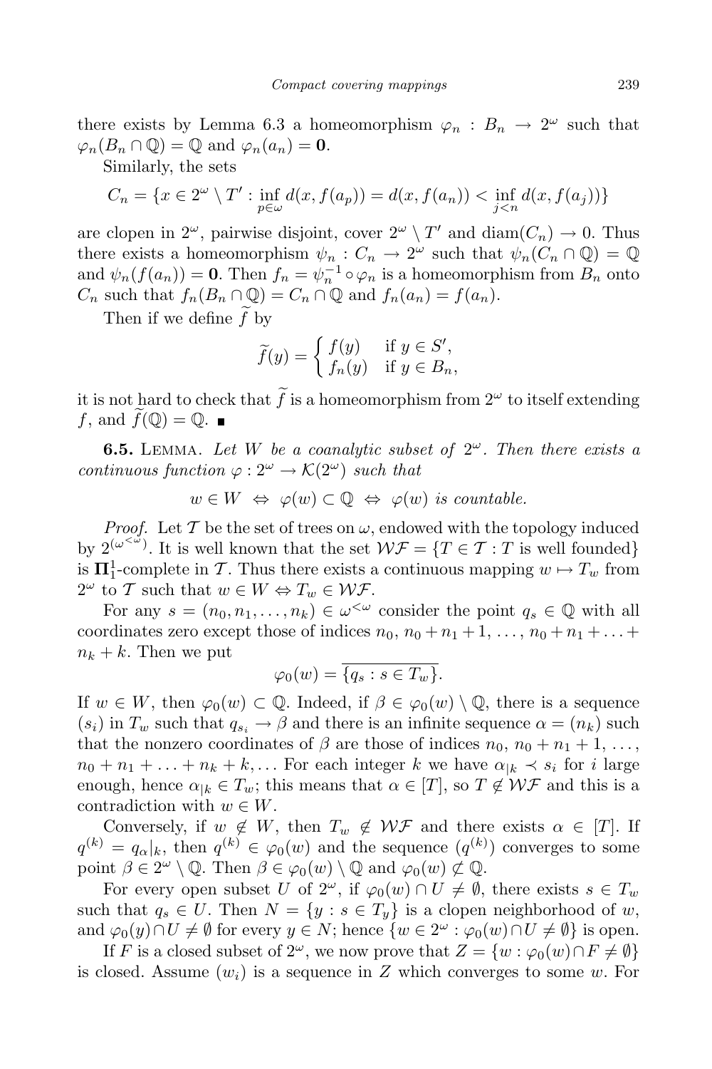there exists by Lemma 6.3 a homeomorphism $\varphi_n : B_n \to 2^\omega$ such that $\varphi_n(B_n \cap \mathbb{Q}) = \mathbb{Q}$ and $\varphi_n(a_n) = \mathbf{0}$.

Similarly, the sets

$$C_n = \{x \in 2^\omega \setminus T' : \inf_{p\in\omega} d(x, f(a_p)) = d(x, f(a_n)) < \inf_{j<n} d(x, f(a_j))\}$$

are clopen in $2^\omega$, pairwise disjoint, cover $2^\omega \setminus T'$ and $\operatorname{diam}(C_n) \to 0$. Thus there exists a homeomorphism $\psi_n : C_n \to 2^\omega$ such that $\psi_n(C_n \cap \mathbb{Q}) = \mathbb{Q}$ and $\psi_n(f(a_n)) = \mathbf{0}$. Then $f_n = \psi_n^{-1} \circ \varphi_n$ is a homeomorphism from $B_n$ onto $C_n$ such that $f_n(B_n \cap \mathbb{Q}) = C_n \cap \mathbb{Q}$ and $f_n(a_n) = f(a_n)$.

Then if we define $\widetilde{f}$ by

$$\widetilde{f}(y) = \begin{cases} f(y) & \text{if } y \in S', \\ f_n(y) & \text{if } y \in B_n, \end{cases}$$

it is not hard to check that $\widetilde{f}$ is a homeomorphism from $2^\omega$ to itself extending $f$, and $\widetilde{f}(\mathbb{Q}) = \mathbb{Q}$. ∎

**6.5.** Lemma. *Let $W$ be a coanalytic subset of $2^\omega$. Then there exists a continuous function $\varphi : 2^\omega \to \mathcal{K}(2^\omega)$ such that*

$$w \in W \;\Leftrightarrow\; \varphi(w) \subset \mathbb{Q} \;\Leftrightarrow\; \varphi(w) \text{ is countable.}$$

*Proof.* Let $\mathcal{T}$ be the set of trees on $\omega$, endowed with the topology induced by $2^{(\omega^{<\omega})}$. It is well known that the set $\mathcal{WF} = \{T \in \mathcal{T} : T \text{ is well founded}\}$ is $\mathbf{\Pi}^1_1$-complete in $\mathcal{T}$. Thus there exists a continuous mapping $w \mapsto T_w$ from $2^\omega$ to $\mathcal{T}$ such that $w \in W \Leftrightarrow T_w \in \mathcal{WF}$.

For any $s = (n_0, n_1, \ldots, n_k) \in \omega^{<\omega}$ consider the point $q_s \in \mathbb{Q}$ with all coordinates zero except those of indices $n_0$, $n_0 + n_1 + 1, \ldots, n_0 + n_1 + \ldots + n_k + k$. Then we put

$$\varphi_0(w) = \overline{\{q_s : s \in T_w\}}.$$

If $w \in W$, then $\varphi_0(w) \subset \mathbb{Q}$. Indeed, if $\beta \in \varphi_0(w) \setminus \mathbb{Q}$, there is a sequence $(s_i)$ in $T_w$ such that $q_{s_i} \to \beta$ and there is an infinite sequence $\alpha = (n_k)$ such that the nonzero coordinates of $\beta$ are those of indices $n_0$, $n_0 + n_1 + 1, \ldots,$ $n_0 + n_1 + \ldots + n_k + k, \ldots$ For each integer $k$ we have $\alpha_{|k} \prec s_i$ for $i$ large enough, hence $\alpha_{|k} \in T_w$; this means that $\alpha \in [T]$, so $T \notin \mathcal{WF}$ and this is a contradiction with $w \in W$.

Conversely, if $w \notin W$, then $T_w \notin \mathcal{WF}$ and there exists $\alpha \in [T]$. If $q^{(k)} = q_\alpha|_k$, then $q^{(k)} \in \varphi_0(w)$ and the sequence $(q^{(k)})$ converges to some point $\beta \in 2^\omega \setminus \mathbb{Q}$. Then $\beta \in \varphi_0(w) \setminus \mathbb{Q}$ and $\varphi_0(w) \not\subset \mathbb{Q}$.

For every open subset $U$ of $2^\omega$, if $\varphi_0(w) \cap U \neq \emptyset$, there exists $s \in T_w$ such that $q_s \in U$. Then $N = \{y : s \in T_y\}$ is a clopen neighborhood of $w$, and $\varphi_0(y) \cap U \neq \emptyset$ for every $y \in N$; hence $\{w \in 2^\omega : \varphi_0(w) \cap U \neq \emptyset\}$ is open.

If $F$ is a closed subset of $2^\omega$, we now prove that $Z = \{w : \varphi_0(w) \cap F \neq \emptyset\}$ is closed. Assume $(w_i)$ is a sequence in $Z$ which converges to some $w$. For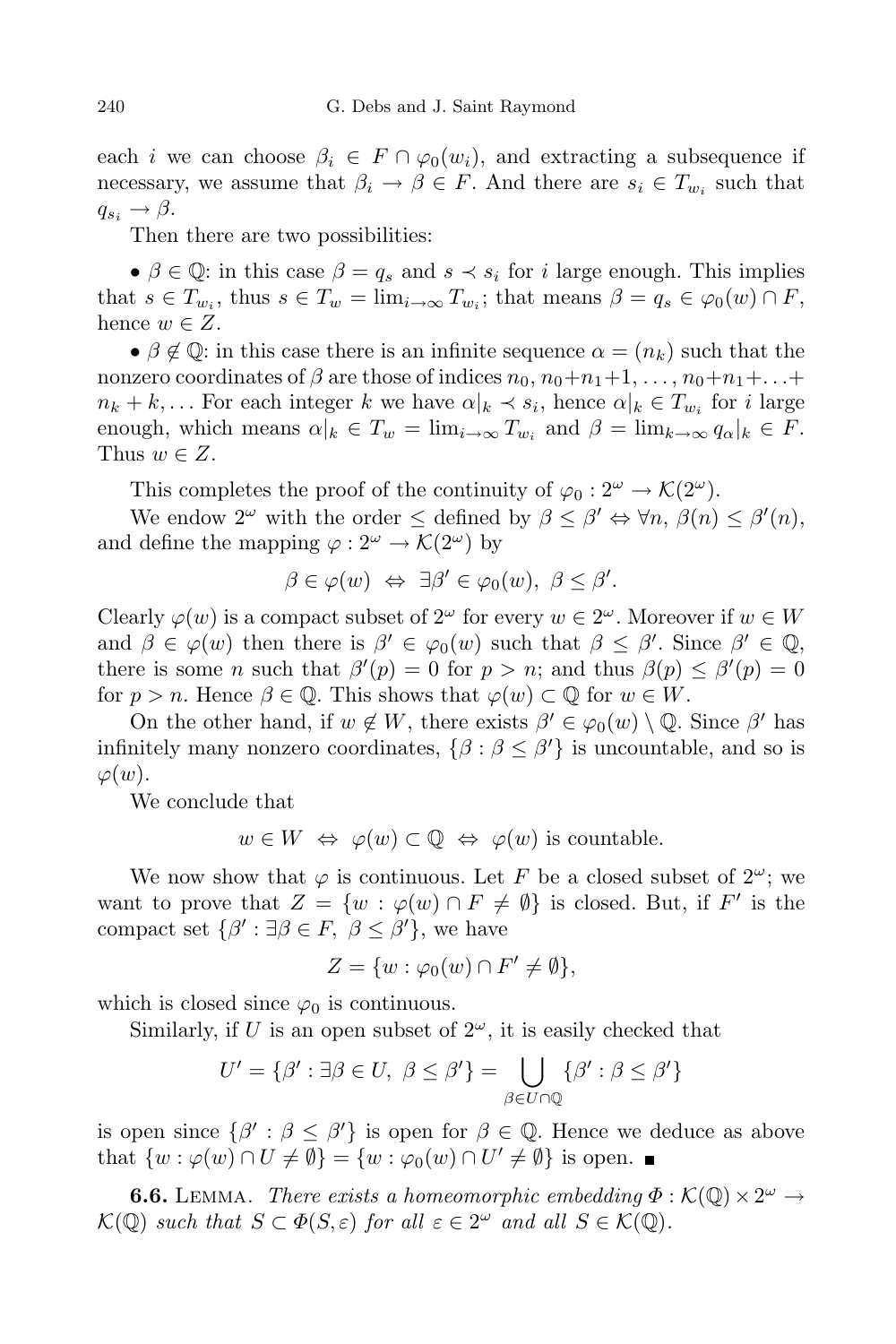each $i$ we can choose $\beta_i \in F \cap \varphi_0(w_i)$, and extracting a subsequence if necessary, we assume that $\beta_i \to \beta \in F$. And there are $s_i \in T_{w_i}$ such that $q_{s_i} \to \beta$.

Then there are two possibilities:

• $\beta \in \mathbb{Q}$: in this case $\beta = q_s$ and $s \prec s_i$ for $i$ large enough. This implies that $s \in T_{w_i}$, thus $s \in T_w = \lim_{i\to\infty} T_{w_i}$; that means $\beta = q_s \in \varphi_0(w) \cap F$, hence $w \in Z$.

• $\beta \notin \mathbb{Q}$: in this case there is an infinite sequence $\alpha = (n_k)$ such that the nonzero coordinates of $\beta$ are those of indices $n_0, n_0+n_1+1, \ldots, n_0+n_1+\ldots+n_k+k, \ldots$ For each integer $k$ we have $\alpha|_k \prec s_i$, hence $\alpha|_k \in T_{w_i}$ for $i$ large enough, which means $\alpha|_k \in T_w = \lim_{i\to\infty} T_{w_i}$ and $\beta = \lim_{k\to\infty} q_{\alpha}|_k \in F$. Thus $w \in Z$.

This completes the proof of the continuity of $\varphi_0 : 2^\omega \to \mathcal{K}(2^\omega)$.

We endow $2^\omega$ with the order $\leq$ defined by $\beta \leq \beta' \Leftrightarrow \forall n,\ \beta(n) \leq \beta'(n)$, and define the mapping $\varphi : 2^\omega \to \mathcal{K}(2^\omega)$ by

$$\beta \in \varphi(w) \ \Leftrightarrow\ \exists \beta' \in \varphi_0(w),\ \beta \leq \beta'.$$

Clearly $\varphi(w)$ is a compact subset of $2^\omega$ for every $w \in 2^\omega$. Moreover if $w \in W$ and $\beta \in \varphi(w)$ then there is $\beta' \in \varphi_0(w)$ such that $\beta \leq \beta'$. Since $\beta' \in \mathbb{Q}$, there is some $n$ such that $\beta'(p) = 0$ for $p > n$; and thus $\beta(p) \leq \beta'(p) = 0$ for $p > n$. Hence $\beta \in \mathbb{Q}$. This shows that $\varphi(w) \subset \mathbb{Q}$ for $w \in W$.

On the other hand, if $w \notin W$, there exists $\beta' \in \varphi_0(w) \setminus \mathbb{Q}$. Since $\beta'$ has infinitely many nonzero coordinates, $\{\beta : \beta \leq \beta'\}$ is uncountable, and so is $\varphi(w)$.

We conclude that

$$w \in W \ \Leftrightarrow\ \varphi(w) \subset \mathbb{Q} \ \Leftrightarrow\ \varphi(w) \text{ is countable.}$$

We now show that $\varphi$ is continuous. Let $F$ be a closed subset of $2^\omega$; we want to prove that $Z = \{w : \varphi(w) \cap F \neq \emptyset\}$ is closed. But, if $F'$ is the compact set $\{\beta' : \exists \beta \in F,\ \beta \leq \beta'\}$, we have

$$Z = \{w : \varphi_0(w) \cap F' \neq \emptyset\},$$

which is closed since $\varphi_0$ is continuous.

Similarly, if $U$ is an open subset of $2^\omega$, it is easily checked that

$$U' = \{\beta' : \exists \beta \in U,\ \beta \leq \beta'\} = \bigcup_{\beta \in U \cap \mathbb{Q}} \{\beta' : \beta \leq \beta'\}$$

is open since $\{\beta' : \beta \leq \beta'\}$ is open for $\beta \in \mathbb{Q}$. Hence we deduce as above that $\{w : \varphi(w) \cap U \neq \emptyset\} = \{w : \varphi_0(w) \cap U' \neq \emptyset\}$ is open. ■

**6.6.** Lemma. *There exists a homeomorphic embedding $\Phi : \mathcal{K}(\mathbb{Q}) \times 2^\omega \to \mathcal{K}(\mathbb{Q})$ such that $S \subset \Phi(S, \varepsilon)$ for all $\varepsilon \in 2^\omega$ and all $S \in \mathcal{K}(\mathbb{Q})$.*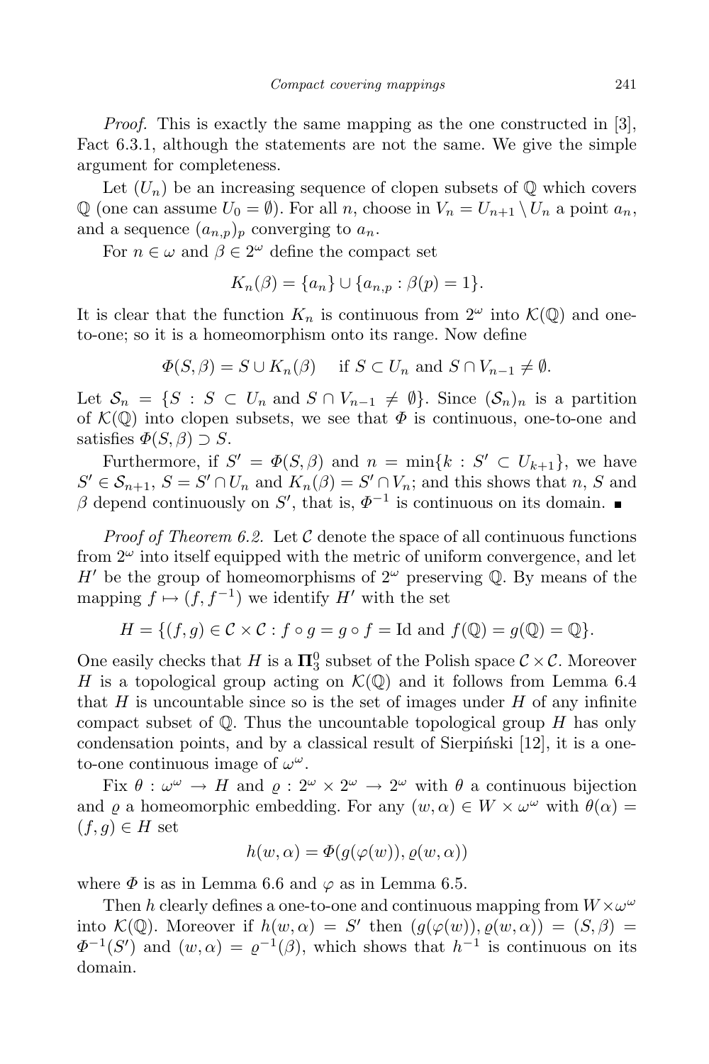*Proof.* This is exactly the same mapping as the one constructed in [3], Fact 6.3.1, although the statements are not the same. We give the simple argument for completeness.

Let $(U_n)$ be an increasing sequence of clopen subsets of $\mathbb{Q}$ which covers $\mathbb{Q}$ (one can assume $U_0 = \emptyset$). For all $n$, choose in $V_n = U_{n+1} \setminus U_n$ a point $a_n$, and a sequence $(a_{n,p})_p$ converging to $a_n$.

For $n \in \omega$ and $\beta \in 2^\omega$ define the compact set

$$K_n(\beta) = \{a_n\} \cup \{a_{n,p} : \beta(p) = 1\}.$$

It is clear that the function $K_n$ is continuous from $2^\omega$ into $\mathcal{K}(\mathbb{Q})$ and one-to-one; so it is a homeomorphism onto its range. Now define

$$\Phi(S, \beta) = S \cup K_n(\beta) \quad \text{ if } S \subset U_n \text{ and } S \cap V_{n-1} \neq \emptyset.$$

Let $\mathcal{S}_n = \{S : S \subset U_n \text{ and } S \cap V_{n-1} \neq \emptyset\}$. Since $(\mathcal{S}_n)_n$ is a partition of $\mathcal{K}(\mathbb{Q})$ into clopen subsets, we see that $\Phi$ is continuous, one-to-one and satisfies $\Phi(S, \beta) \supset S$.

Furthermore, if $S' = \Phi(S, \beta)$ and $n = \min\{k : S' \subset U_{k+1}\}$, we have $S' \in \mathcal{S}_{n+1}$, $S = S' \cap U_n$ and $K_n(\beta) = S' \cap V_n$; and this shows that $n$, $S$ and $\beta$ depend continuously on $S'$, that is, $\Phi^{-1}$ is continuous on its domain. ∎

*Proof of Theorem 6.2.* Let $\mathcal{C}$ denote the space of all continuous functions from $2^\omega$ into itself equipped with the metric of uniform convergence, and let $H'$ be the group of homeomorphisms of $2^\omega$ preserving $\mathbb{Q}$. By means of the mapping $f \mapsto (f, f^{-1})$ we identify $H'$ with the set

$$H = \{(f, g) \in \mathcal{C} \times \mathcal{C} : f \circ g = g \circ f = \mathrm{Id} \text{ and } f(\mathbb{Q}) = g(\mathbb{Q}) = \mathbb{Q}\}.$$

One easily checks that $H$ is a $\mathbf{\Pi}^0_3$ subset of the Polish space $\mathcal{C} \times \mathcal{C}$. Moreover $H$ is a topological group acting on $\mathcal{K}(\mathbb{Q})$ and it follows from Lemma 6.4 that $H$ is uncountable since so is the set of images under $H$ of any infinite compact subset of $\mathbb{Q}$. Thus the uncountable topological group $H$ has only condensation points, and by a classical result of Sierpiński [12], it is a one-to-one continuous image of $\omega^\omega$.

Fix $\theta : \omega^\omega \to H$ and $\varrho : 2^\omega \times 2^\omega \to 2^\omega$ with $\theta$ a continuous bijection and $\varrho$ a homeomorphic embedding. For any $(w, \alpha) \in W \times \omega^\omega$ with $\theta(\alpha) = (f, g) \in H$ set

$$h(w, \alpha) = \Phi(g(\varphi(w)), \varrho(w, \alpha))$$

where $\Phi$ is as in Lemma 6.6 and $\varphi$ as in Lemma 6.5.

Then $h$ clearly defines a one-to-one and continuous mapping from $W \times \omega^\omega$ into $\mathcal{K}(\mathbb{Q})$. Moreover if $h(w, \alpha) = S'$ then $(g(\varphi(w)), \varrho(w, \alpha)) = (S, \beta) = \Phi^{-1}(S')$ and $(w, \alpha) = \varrho^{-1}(\beta)$, which shows that $h^{-1}$ is continuous on its domain.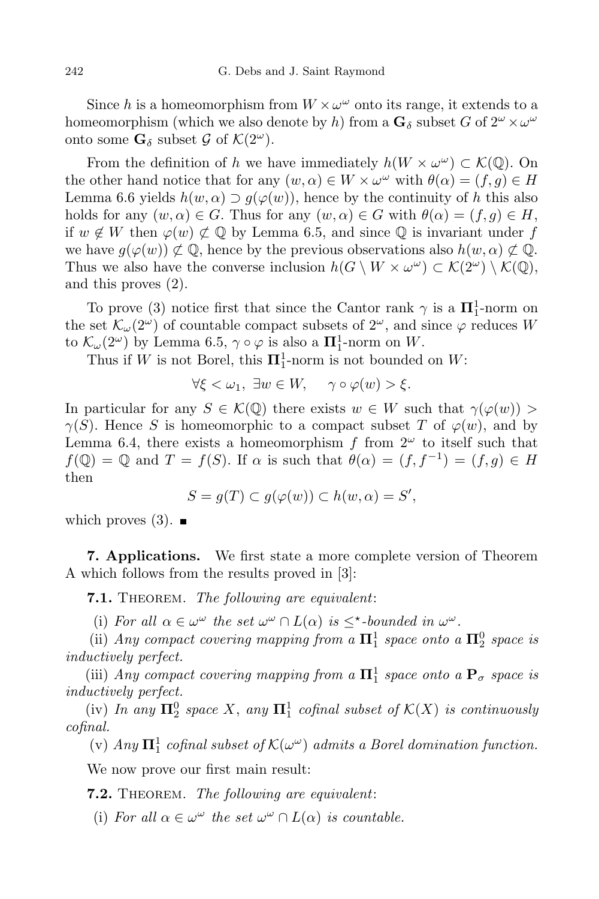Since $h$ is a homeomorphism from $W \times \omega^\omega$ onto its range, it extends to a homeomorphism (which we also denote by $h$) from a $\mathbf{G}_\delta$ subset $G$ of $2^\omega \times \omega^\omega$ onto some $\mathbf{G}_\delta$ subset $\mathcal{G}$ of $\mathcal{K}(2^\omega)$.

From the definition of $h$ we have immediately $h(W \times \omega^\omega) \subset \mathcal{K}(\mathbb{Q})$. On the other hand notice that for any $(w, \alpha) \in W \times \omega^\omega$ with $\theta(\alpha) = (f, g) \in H$ Lemma 6.6 yields $h(w, \alpha) \supset g(\varphi(w))$, hence by the continuity of $h$ this also holds for any $(w, \alpha) \in G$. Thus for any $(w, \alpha) \in G$ with $\theta(\alpha) = (f, g) \in H$, if $w \notin W$ then $\varphi(w) \not\subset \mathbb{Q}$ by Lemma 6.5, and since $\mathbb{Q}$ is invariant under $f$ we have $g(\varphi(w)) \not\subset \mathbb{Q}$, hence by the previous observations also $h(w, \alpha) \not\subset \mathbb{Q}$. Thus we also have the converse inclusion $h(G \setminus W \times \omega^\omega) \subset \mathcal{K}(2^\omega) \setminus \mathcal{K}(\mathbb{Q})$, and this proves (2).

To prove (3) notice first that since the Cantor rank $\gamma$ is a $\mathbf{\Pi}^1_1$-norm on the set $\mathcal{K}_\omega(2^\omega)$ of countable compact subsets of $2^\omega$, and since $\varphi$ reduces $W$ to $\mathcal{K}_\omega(2^\omega)$ by Lemma 6.5, $\gamma \circ \varphi$ is also a $\mathbf{\Pi}^1_1$-norm on $W$.

Thus if $W$ is not Borel, this $\mathbf{\Pi}^1_1$-norm is not bounded on $W$:

$$\forall \xi < \omega_1, \ \exists w \in W, \quad \gamma \circ \varphi(w) > \xi.$$

In particular for any $S \in \mathcal{K}(\mathbb{Q})$ there exists $w \in W$ such that $\gamma(\varphi(w)) > \gamma(S)$. Hence $S$ is homeomorphic to a compact subset $T$ of $\varphi(w)$, and by Lemma 6.4, there exists a homeomorphism $f$ from $2^\omega$ to itself such that $f(\mathbb{Q}) = \mathbb{Q}$ and $T = f(S)$. If $\alpha$ is such that $\theta(\alpha) = (f, f^{-1}) = (f, g) \in H$ then

$$S = g(T) \subset g(\varphi(w)) \subset h(w, \alpha) = S',$$

which proves (3). ∎

**7. Applications.** We first state a more complete version of Theorem A which follows from the results proved in [3]:

**7.1.** Theorem. *The following are equivalent*:

(i) *For all $\alpha \in \omega^\omega$ the set $\omega^\omega \cap L(\alpha)$ is $\leq^\star$-bounded in $\omega^\omega$.*

(ii) *Any compact covering mapping from a $\mathbf{\Pi}^1_1$ space onto a $\mathbf{\Pi}^0_2$ space is inductively perfect.*

(iii) *Any compact covering mapping from a $\mathbf{\Pi}^1_1$ space onto a $\mathbf{P}_\sigma$ space is inductively perfect.*

(iv) *In any $\mathbf{\Pi}^0_2$ space $X$, any $\mathbf{\Pi}^1_1$ cofinal subset of $\mathcal{K}(X)$ is continuously cofinal.*

(v) *Any $\mathbf{\Pi}^1_1$ cofinal subset of $\mathcal{K}(\omega^\omega)$ admits a Borel domination function.*

We now prove our first main result:

**7.2.** Theorem. *The following are equivalent*:

(i) *For all $\alpha \in \omega^\omega$ the set $\omega^\omega \cap L(\alpha)$ is countable.*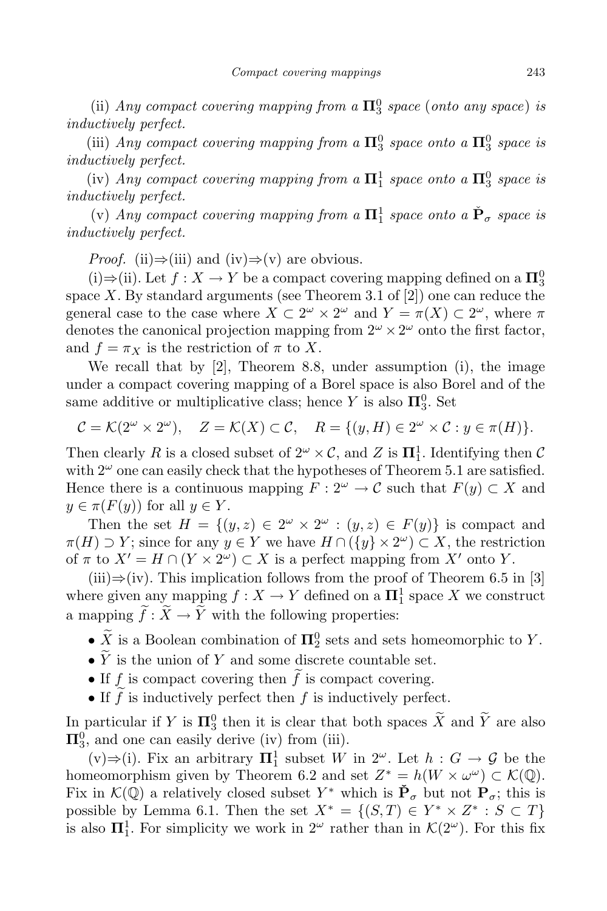(ii) *Any compact covering mapping from a* $\mathbf{\Pi}^0_3$ *space* (*onto any space*) *is inductively perfect.*

(iii) *Any compact covering mapping from a* $\mathbf{\Pi}^0_3$ *space onto a* $\mathbf{\Pi}^0_3$ *space is inductively perfect.*

(iv) *Any compact covering mapping from a* $\mathbf{\Pi}^1_1$ *space onto a* $\mathbf{\Pi}^0_3$ *space is inductively perfect.*

(v) *Any compact covering mapping from a* $\mathbf{\Pi}^1_1$ *space onto a* $\check{\mathbf{P}}_\sigma$ *space is inductively perfect.*

*Proof.* (ii)⇒(iii) and (iv)⇒(v) are obvious.

(i)⇒(ii). Let $f : X \to Y$ be a compact covering mapping defined on a $\mathbf{\Pi}^0_3$ space $X$. By standard arguments (see Theorem 3.1 of [2]) one can reduce the general case to the case where $X \subset 2^\omega \times 2^\omega$ and $Y = \pi(X) \subset 2^\omega$, where $\pi$ denotes the canonical projection mapping from $2^\omega \times 2^\omega$ onto the first factor, and $f = \pi_X$ is the restriction of $\pi$ to $X$.

We recall that by [2], Theorem 8.8, under assumption (i), the image under a compact covering mapping of a Borel space is also Borel and of the same additive or multiplicative class; hence $Y$ is also $\mathbf{\Pi}^0_3$. Set

$$\mathcal{C} = \mathcal{K}(2^\omega \times 2^\omega), \quad Z = \mathcal{K}(X) \subset \mathcal{C}, \quad R = \{(y, H) \in 2^\omega \times \mathcal{C} : y \in \pi(H)\}.$$

Then clearly $R$ is a closed subset of $2^\omega \times \mathcal{C}$, and $Z$ is $\mathbf{\Pi}^1_1$. Identifying then $\mathcal{C}$ with $2^\omega$ one can easily check that the hypotheses of Theorem 5.1 are satisfied. Hence there is a continuous mapping $F : 2^\omega \to \mathcal{C}$ such that $F(y) \subset X$ and $y \in \pi(F(y))$ for all $y \in Y$.

Then the set $H = \{(y, z) \in 2^\omega \times 2^\omega : (y, z) \in F(y)\}$ is compact and $\pi(H) \supset Y$; since for any $y \in Y$ we have $H \cap (\{y\} \times 2^\omega) \subset X$, the restriction of $\pi$ to $X' = H \cap (Y \times 2^\omega) \subset X$ is a perfect mapping from $X'$ onto $Y$.

(iii)⇒(iv). This implication follows from the proof of Theorem 6.5 in [3] where given any mapping $f : X \to Y$ defined on a $\mathbf{\Pi}^1_1$ space $X$ we construct a mapping $\widetilde{f} : \widetilde{X} \to \widetilde{Y}$ with the following properties:

- $\widetilde{X}$ is a Boolean combination of $\mathbf{\Pi}^0_2$ sets and sets homeomorphic to $Y$.
- $\widetilde{Y}$ is the union of $Y$ and some discrete countable set.
- If $f$ is compact covering then $\widetilde{f}$ is compact covering.
- If $\widetilde{f}$ is inductively perfect then $f$ is inductively perfect.

In particular if $Y$ is $\mathbf{\Pi}^0_3$ then it is clear that both spaces $\widetilde{X}$ and $\widetilde{Y}$ are also $\mathbf{\Pi}^0_3$, and one can easily derive (iv) from (iii).

(v)⇒(i). Fix an arbitrary $\mathbf{\Pi}^1_1$ subset $W$ in $2^\omega$. Let $h : G \to \mathcal{G}$ be the homeomorphism given by Theorem 6.2 and set $Z^* = h(W \times \omega^\omega) \subset \mathcal{K}(\mathbb{Q})$. Fix in $\mathcal{K}(\mathbb{Q})$ a relatively closed subset $Y^*$ which is $\check{\mathbf{P}}_\sigma$ but not $\mathbf{P}_\sigma$; this is possible by Lemma 6.1. Then the set $X^* = \{(S, T) \in Y^* \times Z^* : S \subset T\}$ is also $\mathbf{\Pi}^1_1$. For simplicity we work in $2^\omega$ rather than in $\mathcal{K}(2^\omega)$. For this fix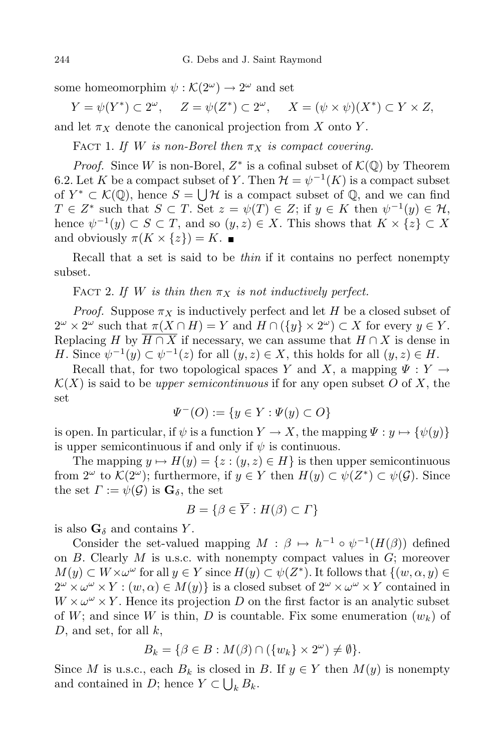some homeomorphim $\psi : \mathcal{K}(2^\omega) \to 2^\omega$ and set

$$Y = \psi(Y^*) \subset 2^\omega, \qquad Z = \psi(Z^*) \subset 2^\omega, \qquad X = (\psi \times \psi)(X^*) \subset Y \times Z,$$

and let $\pi_X$ denote the canonical projection from $X$ onto $Y$.

Fact 1. *If $W$ is non-Borel then $\pi_X$ is compact covering.*

*Proof.* Since $W$ is non-Borel, $Z^*$ is a cofinal subset of $\mathcal{K}(\mathbb{Q})$ by Theorem 6.2. Let $K$ be a compact subset of $Y$. Then $\mathcal{H} = \psi^{-1}(K)$ is a compact subset of $Y^* \subset \mathcal{K}(\mathbb{Q})$, hence $S = \bigcup \mathcal{H}$ is a compact subset of $\mathbb{Q}$, and we can find $T \in Z^*$ such that $S \subset T$. Set $z = \psi(T) \in Z$; if $y \in K$ then $\psi^{-1}(y) \in \mathcal{H}$, hence $\psi^{-1}(y) \subset S \subset T$, and so $(y, z) \in X$. This shows that $K \times \{z\} \subset X$ and obviously $\pi(K \times \{z\}) = K$. ∎

Recall that a set is said to be *thin* if it contains no perfect nonempty subset.

Fact 2. *If $W$ is thin then $\pi_X$ is not inductively perfect.*

*Proof.* Suppose $\pi_X$ is inductively perfect and let $H$ be a closed subset of $2^\omega \times 2^\omega$ such that $\pi(X \cap H) = Y$ and $H \cap (\{y\} \times 2^\omega) \subset X$ for every $y \in Y$. Replacing $H$ by $\overline{H \cap X}$ if necessary, we can assume that $H \cap X$ is dense in $H$. Since $\psi^{-1}(y) \subset \psi^{-1}(z)$ for all $(y, z) \in X$, this holds for all $(y, z) \in H$.

Recall that, for two topological spaces $Y$ and $X$, a mapping $\Psi : Y \to \mathcal{K}(X)$ is said to be *upper semicontinuous* if for any open subset $O$ of $X$, the set

$$\Psi^{-}(O) := \{y \in Y : \Psi(y) \subset O\}$$

is open. In particular, if $\psi$ is a function $Y \to X$, the mapping $\Psi : y \mapsto \{\psi(y)\}$ is upper semicontinuous if and only if $\psi$ is continuous.

The mapping $y \mapsto H(y) = \{z : (y, z) \in H\}$ is then upper semicontinuous from $2^\omega$ to $\mathcal{K}(2^\omega)$; furthermore, if $y \in Y$ then $H(y) \subset \psi(Z^*) \subset \psi(\mathcal{G})$. Since the set $\Gamma := \psi(\mathcal{G})$ is $\mathbf{G}_\delta$, the set

$$B = \{\beta \in \overline{Y} : H(\beta) \subset \Gamma\}$$

is also $\mathbf{G}_\delta$ and contains $Y$.

Consider the set-valued mapping $M : \beta \mapsto h^{-1} \circ \psi^{-1}(H(\beta))$ defined on $B$. Clearly $M$ is u.s.c. with nonempty compact values in $G$; moreover $M(y) \subset W \times \omega^\omega$ for all $y \in Y$ since $H(y) \subset \psi(Z^*)$. It follows that $\{(w, \alpha, y) \in 2^\omega \times \omega^\omega \times Y : (w, \alpha) \in M(y)\}$ is a closed subset of $2^\omega \times \omega^\omega \times Y$ contained in $W \times \omega^\omega \times Y$. Hence its projection $D$ on the first factor is an analytic subset of $W$; and since $W$ is thin, $D$ is countable. Fix some enumeration $(w_k)$ of $D$, and set, for all $k$,

$$B_k = \{\beta \in B : M(\beta) \cap (\{w_k\} \times 2^\omega) \neq \emptyset\}.$$

Since $M$ is u.s.c., each $B_k$ is closed in $B$. If $y \in Y$ then $M(y)$ is nonempty and contained in $D$; hence $Y \subset \bigcup_k B_k$.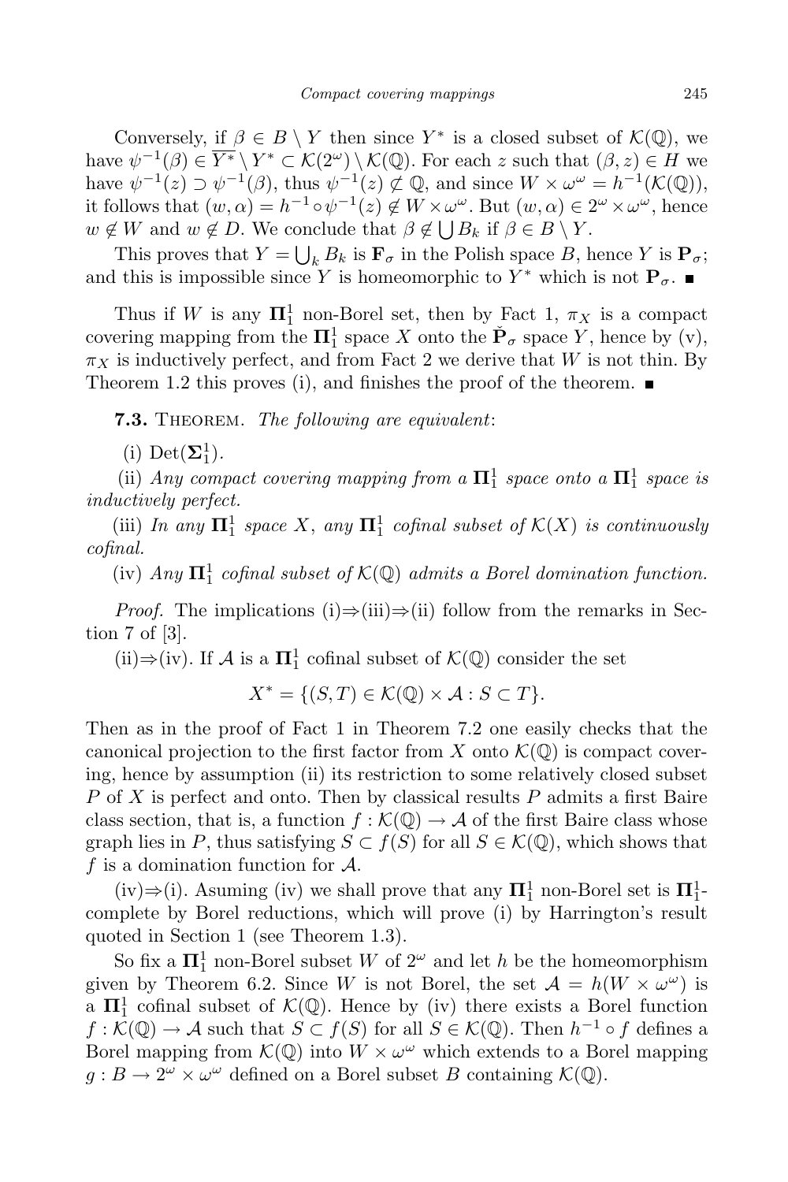Conversely, if $\beta \in B \setminus Y$ then since $Y^*$ is a closed subset of $\mathcal{K}(\mathbb{Q})$, we have $\psi^{-1}(\beta) \in \overline{Y^*} \setminus Y^* \subset \mathcal{K}(2^\omega) \setminus \mathcal{K}(\mathbb{Q})$. For each $z$ such that $(\beta, z) \in H$ we have $\psi^{-1}(z) \supset \psi^{-1}(\beta)$, thus $\psi^{-1}(z) \not\subset \mathbb{Q}$, and since $W \times \omega^\omega = h^{-1}(\mathcal{K}(\mathbb{Q}))$, it follows that $(w, \alpha) = h^{-1} \circ \psi^{-1}(z) \notin W \times \omega^\omega$. But $(w, \alpha) \in 2^\omega \times \omega^\omega$, hence $w \notin W$ and $w \notin D$. We conclude that $\beta \notin \bigcup B_k$ if $\beta \in B \setminus Y$.

This proves that $Y = \bigcup_k B_k$ is $\mathbf{F}_\sigma$ in the Polish space $B$, hence $Y$ is $\mathbf{P}_\sigma$; and this is impossible since $Y$ is homeomorphic to $Y^*$ which is not $\mathbf{P}_\sigma$. ■

Thus if $W$ is any $\mathbf{\Pi}^1_1$ non-Borel set, then by Fact 1, $\pi_X$ is a compact covering mapping from the $\mathbf{\Pi}^1_1$ space $X$ onto the $\check{\mathbf{P}}_\sigma$ space $Y$, hence by (v), $\pi_X$ is inductively perfect, and from Fact 2 we derive that $W$ is not thin. By Theorem 1.2 this proves (i), and finishes the proof of the theorem. ■

**7.3.** Theorem. *The following are equivalent*:

(i) $\mathrm{Det}(\mathbf{\Sigma}^1_1)$.

(ii) *Any compact covering mapping from a* $\mathbf{\Pi}^1_1$ *space onto a* $\mathbf{\Pi}^1_1$ *space is inductively perfect.*

(iii) *In any* $\mathbf{\Pi}^1_1$ *space* $X$, *any* $\mathbf{\Pi}^1_1$ *cofinal subset of* $\mathcal{K}(X)$ *is continuously cofinal.*

(iv) *Any* $\mathbf{\Pi}^1_1$ *cofinal subset of* $\mathcal{K}(\mathbb{Q})$ *admits a Borel domination function.*

*Proof.* The implications (i)⇒(iii)⇒(ii) follow from the remarks in Section 7 of [3].

(ii)⇒(iv). If $\mathcal{A}$ is a $\mathbf{\Pi}^1_1$ cofinal subset of $\mathcal{K}(\mathbb{Q})$ consider the set

$$X^* = \{(S, T) \in \mathcal{K}(\mathbb{Q}) \times \mathcal{A} : S \subset T\}.$$

Then as in the proof of Fact 1 in Theorem 7.2 one easily checks that the canonical projection to the first factor from $X$ onto $\mathcal{K}(\mathbb{Q})$ is compact covering, hence by assumption (ii) its restriction to some relatively closed subset $P$ of $X$ is perfect and onto. Then by classical results $P$ admits a first Baire class section, that is, a function $f : \mathcal{K}(\mathbb{Q}) \to \mathcal{A}$ of the first Baire class whose graph lies in $P$, thus satisfying $S \subset f(S)$ for all $S \in \mathcal{K}(\mathbb{Q})$, which shows that $f$ is a domination function for $\mathcal{A}$.

(iv)⇒(i). Asuming (iv) we shall prove that any $\mathbf{\Pi}^1_1$ non-Borel set is $\mathbf{\Pi}^1_1$-complete by Borel reductions, which will prove (i) by Harrington's result quoted in Section 1 (see Theorem 1.3).

So fix a $\mathbf{\Pi}^1_1$ non-Borel subset $W$ of $2^\omega$ and let $h$ be the homeomorphism given by Theorem 6.2. Since $W$ is not Borel, the set $\mathcal{A} = h(W \times \omega^\omega)$ is a $\mathbf{\Pi}^1_1$ cofinal subset of $\mathcal{K}(\mathbb{Q})$. Hence by (iv) there exists a Borel function $f : \mathcal{K}(\mathbb{Q}) \to \mathcal{A}$ such that $S \subset f(S)$ for all $S \in \mathcal{K}(\mathbb{Q})$. Then $h^{-1} \circ f$ defines a Borel mapping from $\mathcal{K}(\mathbb{Q})$ into $W \times \omega^\omega$ which extends to a Borel mapping $g : B \to 2^\omega \times \omega^\omega$ defined on a Borel subset $B$ containing $\mathcal{K}(\mathbb{Q})$.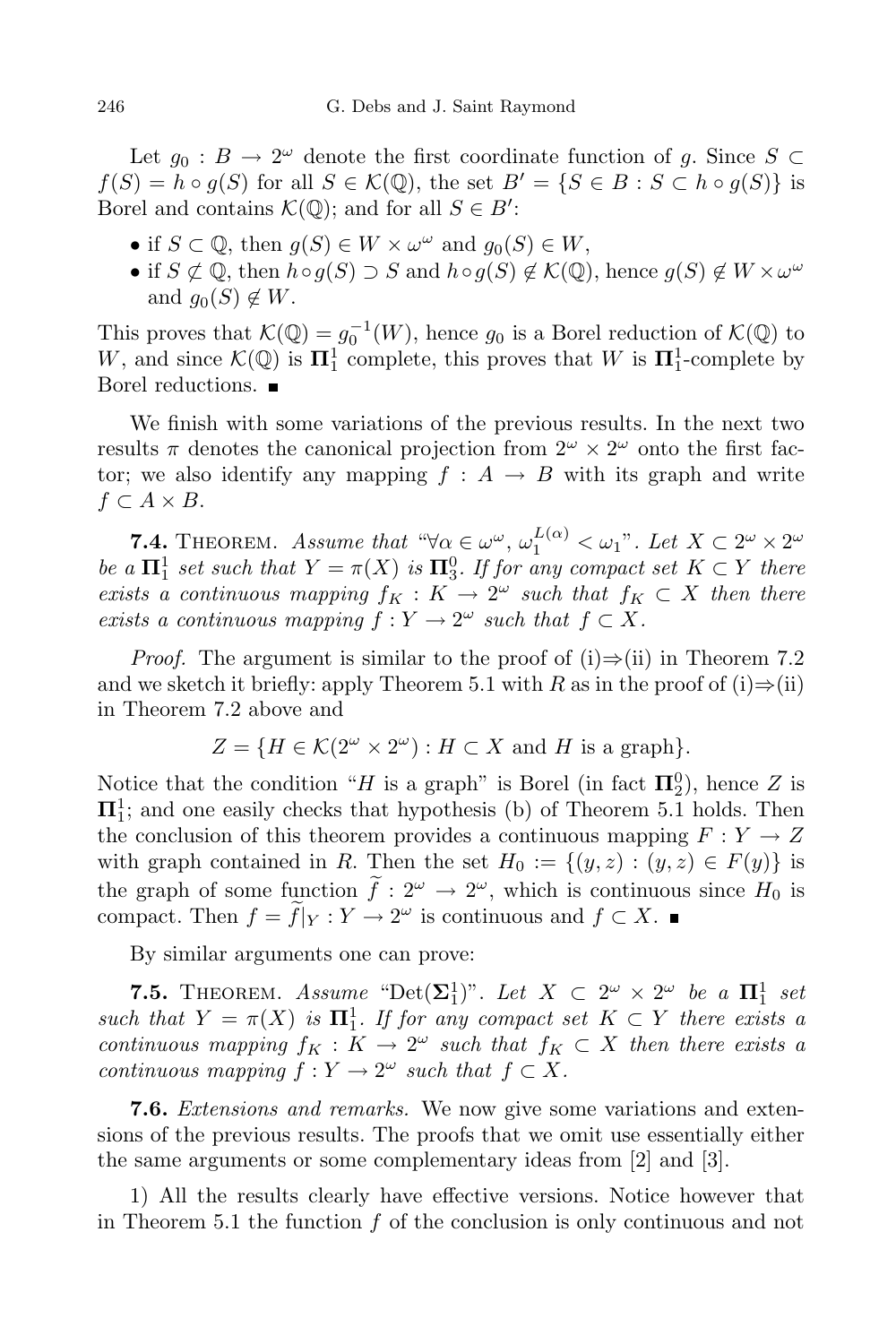Let $g_0 : B \to 2^\omega$ denote the first coordinate function of $g$. Since $S \subset f(S) = h \circ g(S)$ for all $S \in \mathcal{K}(\mathbb{Q})$, the set $B' = \{S \in B : S \subset h \circ g(S)\}$ is Borel and contains $\mathcal{K}(\mathbb{Q})$; and for all $S \in B'$:

- if $S \subset \mathbb{Q}$, then $g(S) \in W \times \omega^\omega$ and $g_0(S) \in W$,
- if $S \not\subset \mathbb{Q}$, then $h \circ g(S) \supset S$ and $h \circ g(S) \notin \mathcal{K}(\mathbb{Q})$, hence $g(S) \notin W \times \omega^\omega$ and $g_0(S) \notin W$.

This proves that $\mathcal{K}(\mathbb{Q}) = g_0^{-1}(W)$, hence $g_0$ is a Borel reduction of $\mathcal{K}(\mathbb{Q})$ to $W$, and since $\mathcal{K}(\mathbb{Q})$ is $\mathbf{\Pi}^1_1$ complete, this proves that $W$ is $\mathbf{\Pi}^1_1$-complete by Borel reductions. ∎

We finish with some variations of the previous results. In the next two results $\pi$ denotes the canonical projection from $2^\omega \times 2^\omega$ onto the first factor; we also identify any mapping $f : A \to B$ with its graph and write $f \subset A \times B$.

**7.4.** Theorem. *Assume that "$\forall \alpha \in \omega^\omega$, $\omega_1^{L(\alpha)} < \omega_1$". Let $X \subset 2^\omega \times 2^\omega$ be a $\mathbf{\Pi}^1_1$ set such that $Y = \pi(X)$ is $\mathbf{\Pi}^0_3$. If for any compact set $K \subset Y$ there exists a continuous mapping $f_K : K \to 2^\omega$ such that $f_K \subset X$ then there exists a continuous mapping $f : Y \to 2^\omega$ such that $f \subset X$.*

*Proof.* The argument is similar to the proof of (i)⇒(ii) in Theorem 7.2 and we sketch it briefly: apply Theorem 5.1 with $R$ as in the proof of (i)⇒(ii) in Theorem 7.2 above and

$$Z = \{H \in \mathcal{K}(2^\omega \times 2^\omega) : H \subset X \text{ and } H \text{ is a graph}\}.$$

Notice that the condition "$H$ is a graph" is Borel (in fact $\mathbf{\Pi}^0_2$), hence $Z$ is $\mathbf{\Pi}^1_1$; and one easily checks that hypothesis (b) of Theorem 5.1 holds. Then the conclusion of this theorem provides a continuous mapping $F : Y \to Z$ with graph contained in $R$. Then the set $H_0 := \{(y, z) : (y, z) \in F(y)\}$ is the graph of some function $\widetilde{f} : 2^\omega \to 2^\omega$, which is continuous since $H_0$ is compact. Then $f = \widetilde{f}|_Y : Y \to 2^\omega$ is continuous and $f \subset X$. ∎

By similar arguments one can prove:

**7.5.** Theorem. *Assume "Det($\mathbf{\Sigma}^1_1$)". Let $X \subset 2^\omega \times 2^\omega$ be a $\mathbf{\Pi}^1_1$ set such that $Y = \pi(X)$ is $\mathbf{\Pi}^1_1$. If for any compact set $K \subset Y$ there exists a continuous mapping $f_K : K \to 2^\omega$ such that $f_K \subset X$ then there exists a continuous mapping $f : Y \to 2^\omega$ such that $f \subset X$.*

**7.6.** *Extensions and remarks.* We now give some variations and extensions of the previous results. The proofs that we omit use essentially either the same arguments or some complementary ideas from [2] and [3].

1) All the results clearly have effective versions. Notice however that in Theorem 5.1 the function $f$ of the conclusion is only continuous and not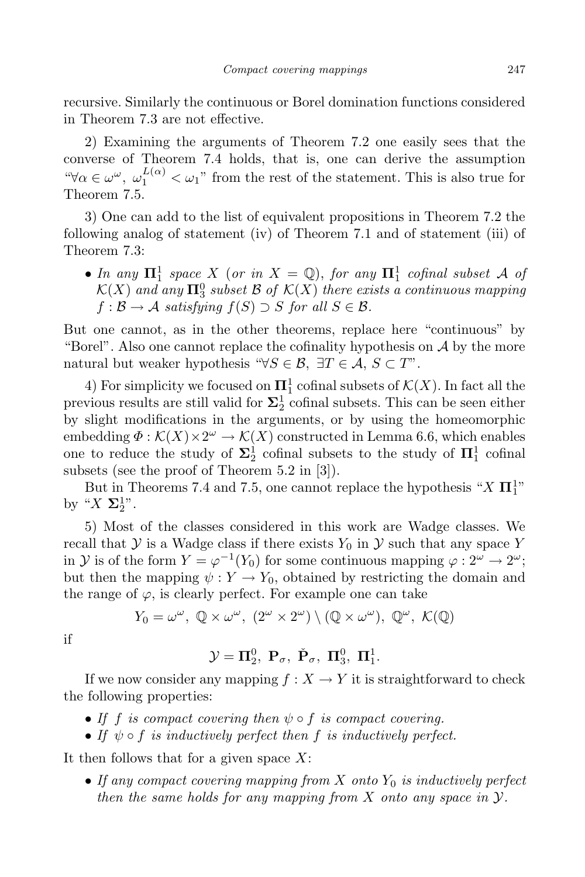recursive. Similarly the continuous or Borel domination functions considered in Theorem 7.3 are not effective.

2) Examining the arguments of Theorem 7.2 one easily sees that the converse of Theorem 7.4 holds, that is, one can derive the assumption "$\forall \alpha \in \omega^\omega,\ \omega_1^{L(\alpha)} < \omega_1$" from the rest of the statement. This is also true for Theorem 7.5.

3) One can add to the list of equivalent propositions in Theorem 7.2 the following analog of statement (iv) of Theorem 7.1 and of statement (iii) of Theorem 7.3:

- *In any* $\mathbf{\Pi}^1_1$ *space* $X$ (*or in* $X = \mathbb{Q}$), *for any* $\mathbf{\Pi}^1_1$ *cofinal subset* $\mathcal{A}$ *of* $\mathcal{K}(X)$ *and any* $\mathbf{\Pi}^0_3$ *subset* $\mathcal{B}$ *of* $\mathcal{K}(X)$ *there exists a continuous mapping* $f : \mathcal{B} \to \mathcal{A}$ *satisfying* $f(S) \supset S$ *for all* $S \in \mathcal{B}$.

But one cannot, as in the other theorems, replace here "continuous" by "Borel". Also one cannot replace the cofinality hypothesis on $\mathcal{A}$ by the more natural but weaker hypothesis "$\forall S \in \mathcal{B},\ \exists T \in \mathcal{A},\ S \subset T$".

4) For simplicity we focused on $\mathbf{\Pi}^1_1$ cofinal subsets of $\mathcal{K}(X)$. In fact all the previous results are still valid for $\mathbf{\Sigma}^1_2$ cofinal subsets. This can be seen either by slight modifications in the arguments, or by using the homeomorphic embedding $\Phi : \mathcal{K}(X) \times 2^\omega \to \mathcal{K}(X)$ constructed in Lemma 6.6, which enables one to reduce the study of $\mathbf{\Sigma}^1_2$ cofinal subsets to the study of $\mathbf{\Pi}^1_1$ cofinal subsets (see the proof of Theorem 5.2 in [3]).

But in Theorems 7.4 and 7.5, one cannot replace the hypothesis "$X$ $\mathbf{\Pi}^1_1$" by "$X$ $\mathbf{\Sigma}^1_2$".

5) Most of the classes considered in this work are Wadge classes. We recall that $\mathcal{Y}$ is a Wadge class if there exists $Y_0$ in $\mathcal{Y}$ such that any space $Y$ in $\mathcal{Y}$ is of the form $Y = \varphi^{-1}(Y_0)$ for some continuous mapping $\varphi : 2^\omega \to 2^\omega$; but then the mapping $\psi : Y \to Y_0$, obtained by restricting the domain and the range of $\varphi$, is clearly perfect. For example one can take

$$Y_0 = \omega^\omega,\ \mathbb{Q} \times \omega^\omega,\ (2^\omega \times 2^\omega) \setminus (\mathbb{Q} \times \omega^\omega),\ \mathbb{Q}^\omega,\ \mathcal{K}(\mathbb{Q})$$

if

$$\mathcal{Y} = \mathbf{\Pi}^0_2,\ \mathbf{P}_\sigma,\ \check{\mathbf{P}}_\sigma,\ \mathbf{\Pi}^0_3,\ \mathbf{\Pi}^1_1.$$

If we now consider any mapping $f : X \to Y$ it is straightforward to check the following properties:

- *If* $f$ *is compact covering then* $\psi \circ f$ *is compact covering.*
- *If* $\psi \circ f$ *is inductively perfect then* $f$ *is inductively perfect.*

It then follows that for a given space $X$:

- *If any compact covering mapping from* $X$ *onto* $Y_0$ *is inductively perfect then the same holds for any mapping from* $X$ *onto any space in* $\mathcal{Y}$.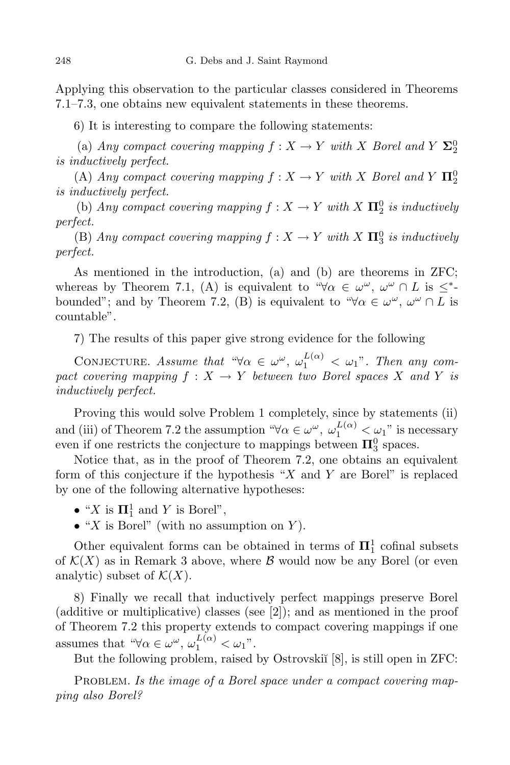Applying this observation to the particular classes considered in Theorems 7.1–7.3, one obtains new equivalent statements in these theorems.

6) It is interesting to compare the following statements:

(a) *Any compact covering mapping $f : X \to Y$ with $X$ Borel and $Y$ $\mathbf{\Sigma}^0_2$ is inductively perfect.*

(A) *Any compact covering mapping $f : X \to Y$ with $X$ Borel and $Y$ $\mathbf{\Pi}^0_2$ is inductively perfect.*

(b) *Any compact covering mapping $f : X \to Y$ with $X$ $\mathbf{\Pi}^0_2$ is inductively perfect.*

(B) *Any compact covering mapping $f : X \to Y$ with $X$ $\mathbf{\Pi}^0_3$ is inductively perfect.*

As mentioned in the introduction, (a) and (b) are theorems in ZFC; whereas by Theorem 7.1, (A) is equivalent to "$\forall \alpha \in \omega^\omega$, $\omega^\omega \cap L$ is $\leq^*$-bounded"; and by Theorem 7.2, (B) is equivalent to "$\forall \alpha \in \omega^\omega$, $\omega^\omega \cap L$ is countable".

7) The results of this paper give strong evidence for the following

Conjecture. *Assume that "$\forall \alpha \in \omega^\omega$, $\omega_1^{L(\alpha)} < \omega_1$". Then any compact covering mapping $f : X \to Y$ between two Borel spaces $X$ and $Y$ is inductively perfect.*

Proving this would solve Problem 1 completely, since by statements (ii) and (iii) of Theorem 7.2 the assumption "$\forall \alpha \in \omega^\omega$, $\omega_1^{L(\alpha)} < \omega_1$" is necessary even if one restricts the conjecture to mappings between $\mathbf{\Pi}^0_3$ spaces.

Notice that, as in the proof of Theorem 7.2, one obtains an equivalent form of this conjecture if the hypothesis "$X$ and $Y$ are Borel" is replaced by one of the following alternative hypotheses:

- "$X$ is $\mathbf{\Pi}^1_1$ and $Y$ is Borel",
- "$X$ is Borel" (with no assumption on $Y$).

Other equivalent forms can be obtained in terms of $\mathbf{\Pi}^1_1$ cofinal subsets of $\mathcal{K}(X)$ as in Remark 3 above, where $\mathcal{B}$ would now be any Borel (or even analytic) subset of $\mathcal{K}(X)$.

8) Finally we recall that inductively perfect mappings preserve Borel (additive or multiplicative) classes (see [2]); and as mentioned in the proof of Theorem 7.2 this property extends to compact covering mappings if one assumes that "$\forall \alpha \in \omega^\omega$, $\omega_1^{L(\alpha)} < \omega_1$".

But the following problem, raised by Ostrovskiĭ [8], is still open in ZFC:

Problem. *Is the image of a Borel space under a compact covering mapping also Borel?*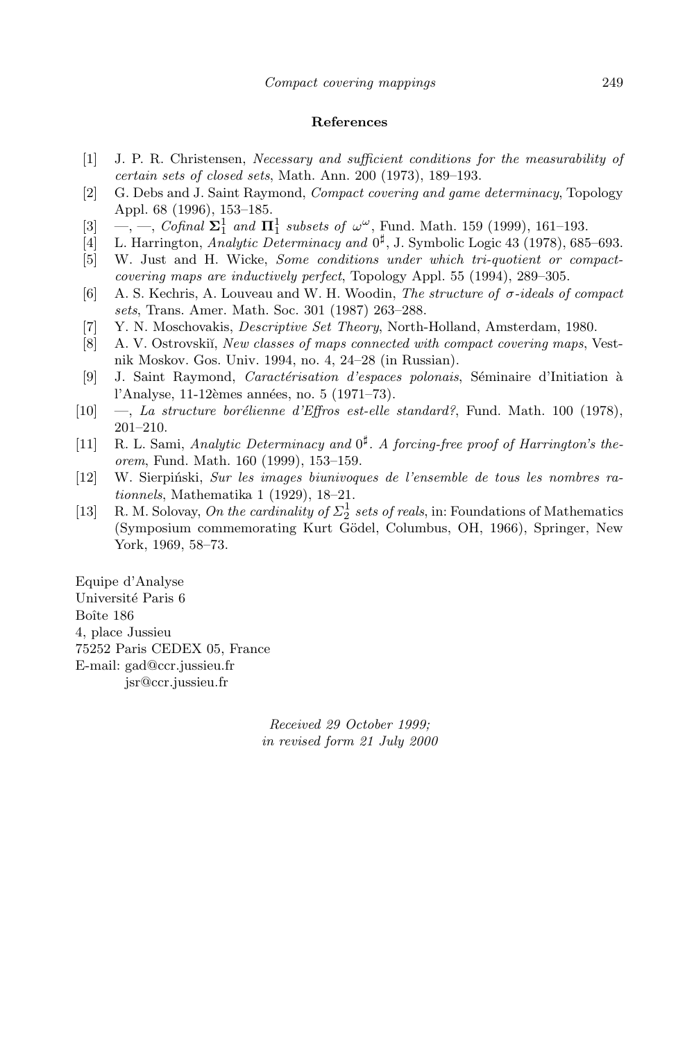## References

[1] J. P. R. Christensen, *Necessary and sufficient conditions for the measurability of certain sets of closed sets*, Math. Ann. 200 (1973), 189–193.

[2] G. Debs and J. Saint Raymond, *Compact covering and game determinacy*, Topology Appl. 68 (1996), 153–185.

[3] —, —, *Cofinal* $\mathbf{\Sigma}_1^1$ *and* $\mathbf{\Pi}_1^1$ *subsets of* $\omega^\omega$, Fund. Math. 159 (1999), 161–193.

[4] L. Harrington, *Analytic Determinacy and* $0^\sharp$, J. Symbolic Logic 43 (1978), 685–693.

[5] W. Just and H. Wicke, *Some conditions under which tri-quotient or compact-covering maps are inductively perfect*, Topology Appl. 55 (1994), 289–305.

[6] A. S. Kechris, A. Louveau and W. H. Woodin, *The structure of* $\sigma$*-ideals of compact sets*, Trans. Amer. Math. Soc. 301 (1987) 263–288.

[7] Y. N. Moschovakis, *Descriptive Set Theory*, North-Holland, Amsterdam, 1980.

[8] A. V. Ostrovskiĭ, *New classes of maps connected with compact covering maps*, Vestnik Moskov. Gos. Univ. 1994, no. 4, 24–28 (in Russian).

[9] J. Saint Raymond, *Caractérisation d'espaces polonais*, Séminaire d'Initiation à l'Analyse, 11-12èmes années, no. 5 (1971–73).

[10] —, *La structure borélienne d'Effros est-elle standard?*, Fund. Math. 100 (1978), 201–210.

[11] R. L. Sami, *Analytic Determinacy and* $0^\sharp$*. A forcing-free proof of Harrington's theorem*, Fund. Math. 160 (1999), 153–159.

[12] W. Sierpiński, *Sur les images biunivoques de l'ensemble de tous les nombres rationnels*, Mathematika 1 (1929), 18–21.

[13] R. M. Solovay, *On the cardinality of* $\Sigma_2^1$ *sets of reals*, in: Foundations of Mathematics (Symposium commemorating Kurt Gödel, Columbus, OH, 1966), Springer, New York, 1969, 58–73.

Equipe d'Analyse
Université Paris 6
Boîte 186
4, place Jussieu
75252 Paris CEDEX 05, France
E-mail: gad@ccr.jussieu.fr
jsr@ccr.jussieu.fr

*Received 29 October 1999;*
*in revised form 21 July 2000*